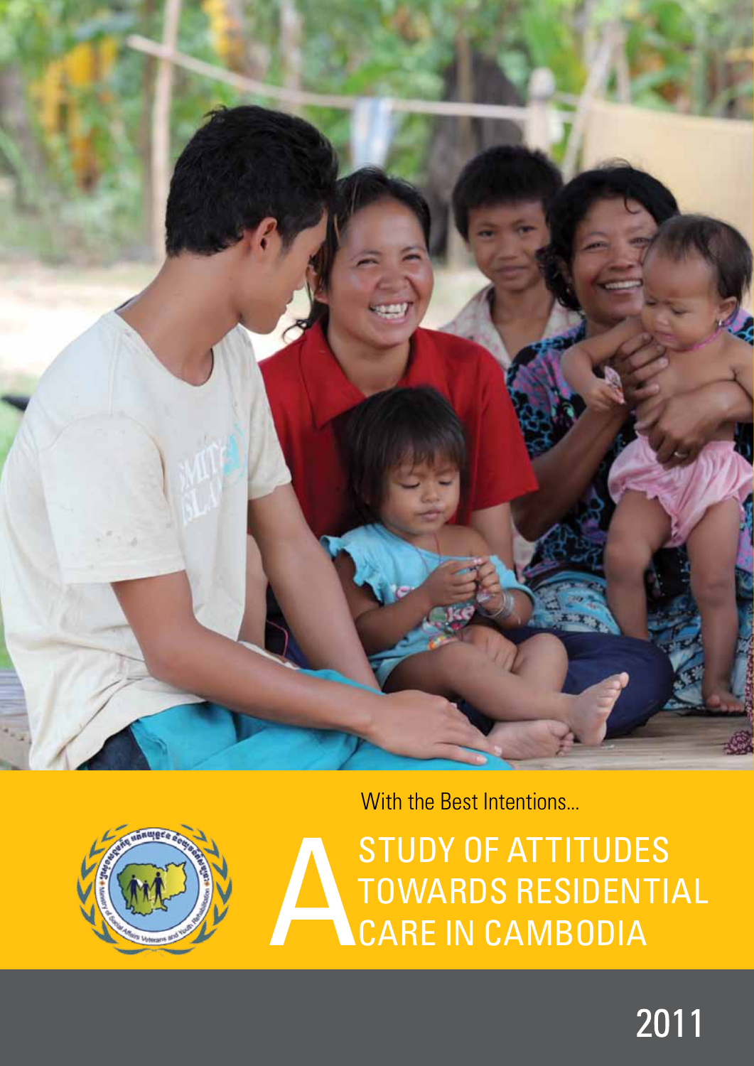With the Best Intentions...

# A STUDY OF ATTITUDES TOWARDS RESIDENTIAL CARE IN CAMBODIA

2011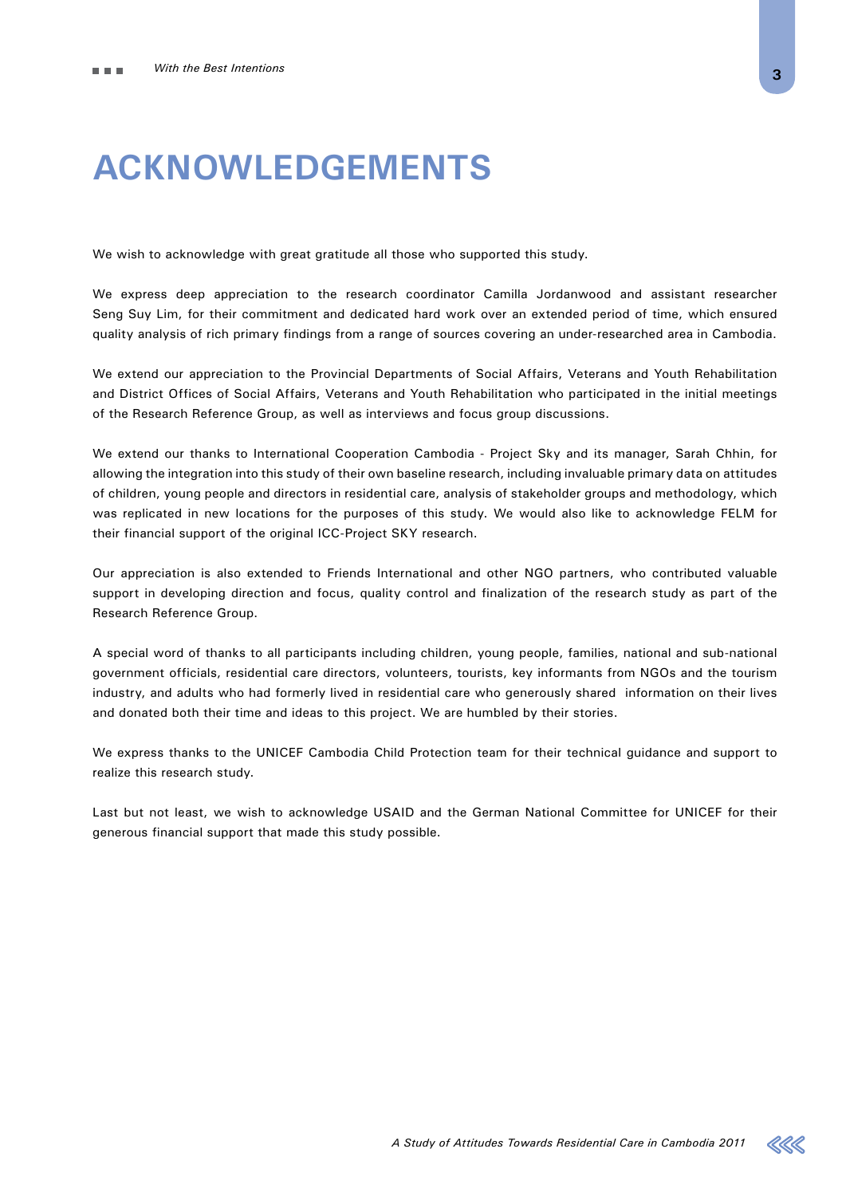# ACKNOWLEDGEMENTS

We wish to acknowledge with great gratitude all those who supported this study.

We express deep appreciation to the research coordinator Camilla Jordanwood and assistant researcher Seng Suy Lim, for their commitment and dedicated hard work over an extended period of time, which ensured quality analysis of rich primary findings from a range of sources covering an under-researched area in Cambodia.

We extend our appreciation to the Provincial Departments of Social Affairs, Veterans and Youth Rehabilitation and District Offices of Social Affairs, Veterans and Youth Rehabilitation who participated in the initial meetings of the Research Reference Group, as well as interviews and focus group discussions.

We extend our thanks to International Cooperation Cambodia - Project Sky and its manager, Sarah Chhin, for allowing the integration into this study of their own baseline research, including invaluable primary data on attitudes of children, young people and directors in residential care, analysis of stakeholder groups and methodology, which was replicated in new locations for the purposes of this study. We would also like to acknowledge FELM for their financial support of the original ICC-Project SKY research.

Our appreciation is also extended to Friends International and other NGO partners, who contributed valuable support in developing direction and focus, quality control and finalization of the research study as part of the Research Reference Group.

A special word of thanks to all participants including children, young people, families, national and sub-national government officials, residential care directors, volunteers, tourists, key informants from NGOs and the tourism industry, and adults who had formerly lived in residential care who generously shared information on their lives and donated both their time and ideas to this project. We are humbled by their stories.

We express thanks to the UNICEF Cambodia Child Protection team for their technical guidance and support to realize this research study.

Last but not least, we wish to acknowledge USAID and the German National Committee for UNICEF for their generous financial support that made this study possible.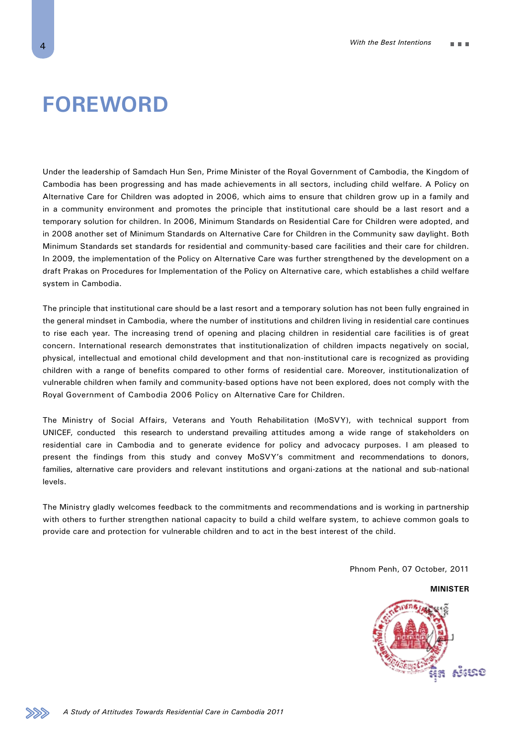# FOREWORD

Under the leadership of Samdach Hun Sen, Prime Minister of the Royal Government of Cambodia, the Kingdom of Cambodia has been progressing and has made achievements in all sectors, including child welfare. A Policy on Alternative Care for Children was adopted in 2006, which aims to ensure that children grow up in a family and in a community environment and promotes the principle that institutional care should be a last resort and a temporary solution for children. In 2006, Minimum Standards on Residential Care for Children were adopted, and in 2008 another set of Minimum Standards on Alternative Care for Children in the Community saw daylight. Both Minimum Standards set standards for residential and community-based care facilities and their care for children. In 2009, the implementation of the Policy on Alternative Care was further strengthened by the development on a draft Prakas on Procedures for Implementation of the Policy on Alternative care, which establishes a child welfare system in Cambodia.

The principle that institutional care should be a last resort and a temporary solution has not been fully engrained in the general mindset in Cambodia, where the number of institutions and children living in residential care continues to rise each year. The increasing trend of opening and placing children in residential care facilities is of great concern. International research demonstrates that institutionalization of children impacts negatively on social, physical, intellectual and emotional child development and that non-institutional care is recognized as providing children with a range of benefits compared to other forms of residential care. Moreover, institutionalization of vulnerable children when family and community-based options have not been explored, does not comply with the Royal Government of Cambodia 2006 Policy on Alternative Care for Children.

The Ministry of Social Affairs, Veterans and Youth Rehabilitation (MoSVY), with technical support from UNICEF, conducted this research to understand prevailing attitudes among a wide range of stakeholders on residential care in Cambodia and to generate evidence for policy and advocacy purposes. I am pleased to present the findings from this study and convey MoSVY's commitment and recommendations to donors, families, alternative care providers and relevant institutions and organi-zations at the national and sub-national levels.

The Ministry gladly welcomes feedback to the commitments and recommendations and is working in partnership with others to further strengthen national capacity to build a child welfare system, to achieve common goals to provide care and protection for vulnerable children and to act in the best interest of the child.

Phnom Penh, 07 October, 2011

**MINISTER**

អ៊ិត សំហេង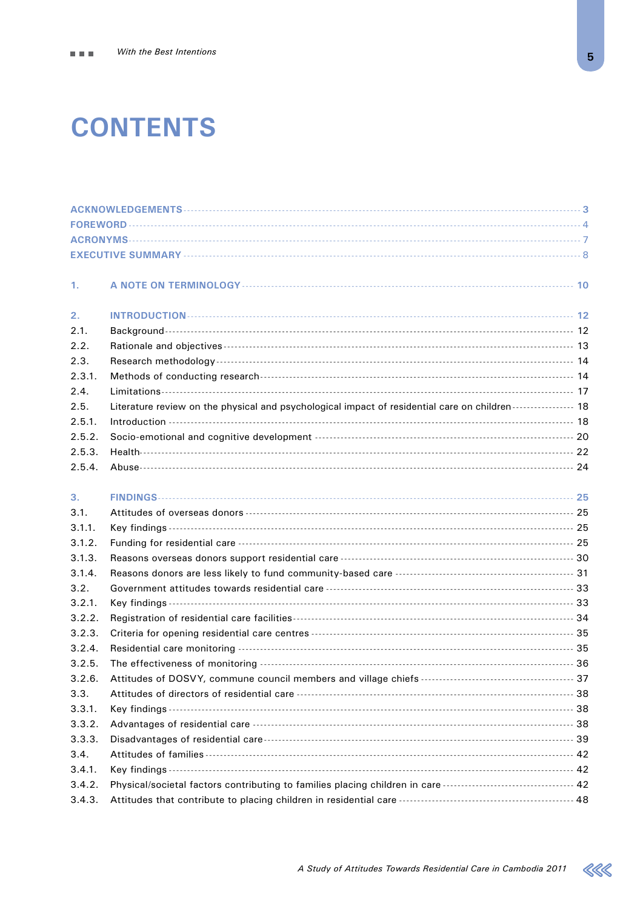# CONTENTS

ACKNOWLEDGEMENTS ---------- 3
FOREWORD ---------- 4
ACRONYMS ---------- 7
EXECUTIVE SUMMARY ---------- 8

1. A NOTE ON TERMINOLOGY ---------- 10

2. INTRODUCTION ---------- 12
2.1. Background ---------- 12
2.2. Rationale and objectives ---------- 13
2.3. Research methodology ---------- 14
2.3.1. Methods of conducting research ---------- 14
2.4. Limitations ---------- 17
2.5. Literature review on the physical and psychological impact of residential care on children ---------- 18
2.5.1. Introduction ---------- 18
2.5.2. Socio-emotional and cognitive development ---------- 20
2.5.3. Health ---------- 22
2.5.4. Abuse ---------- 24

3. FINDINGS ---------- 25
3.1. Attitudes of overseas donors ---------- 25
3.1.1. Key findings ---------- 25
3.1.2. Funding for residential care ---------- 25
3.1.3. Reasons overseas donors support residential care ---------- 30
3.1.4. Reasons donors are less likely to fund community-based care ---------- 31
3.2. Government attitudes towards residential care ---------- 33
3.2.1. Key findings ---------- 33
3.2.2. Registration of residential care facilities ---------- 34
3.2.3. Criteria for opening residential care centres ---------- 35
3.2.4. Residential care monitoring ---------- 35
3.2.5. The effectiveness of monitoring ---------- 36
3.2.6. Attitudes of DOSVY, commune council members and village chiefs ---------- 37
3.3. Attitudes of directors of residential care ---------- 38
3.3.1. Key findings ---------- 38
3.3.2. Advantages of residential care ---------- 38
3.3.3. Disadvantages of residential care ---------- 39
3.4. Attitudes of families ---------- 42
3.4.1. Key findings ---------- 42
3.4.2. Physical/societal factors contributing to families placing children in care ---------- 42
3.4.3. Attitudes that contribute to placing children in residential care ---------- 48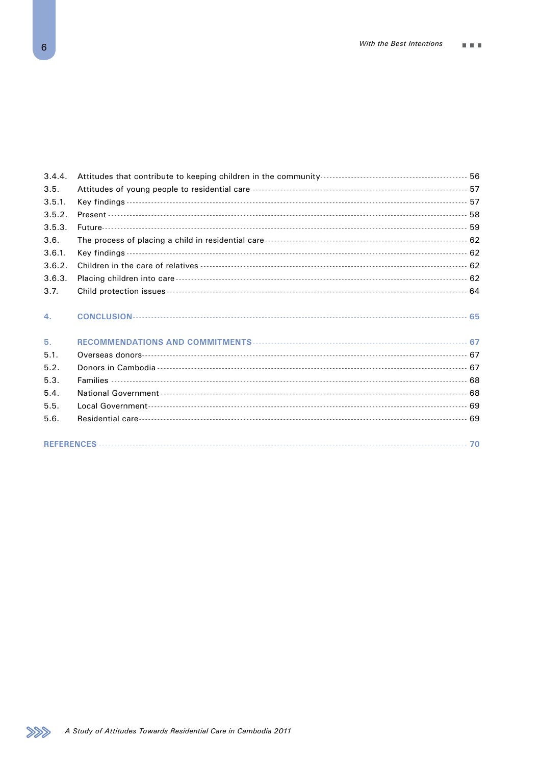3.4.4. Attitudes that contribute to keeping children in the community ---------- 56
3.5. Attitudes of young people to residential care ---------- 57
3.5.1. Key findings ---------- 57
3.5.2. Present ---------- 58
3.5.3. Future ---------- 59
3.6. The process of placing a child in residential care ---------- 62
3.6.1. Key findings ---------- 62
3.6.2. Children in the care of relatives ---------- 62
3.6.3. Placing children into care ---------- 62
3.7. Child protection issues ---------- 64

**4. CONCLUSION ---------- 65**

**5. RECOMMENDATIONS AND COMMITMENTS ---------- 67**
5.1. Overseas donors ---------- 67
5.2. Donors in Cambodia ---------- 67
5.3. Families ---------- 68
5.4. National Government ---------- 68
5.5. Local Government ---------- 69
5.6. Residential care ---------- 69

**REFERENCES ---------- 70**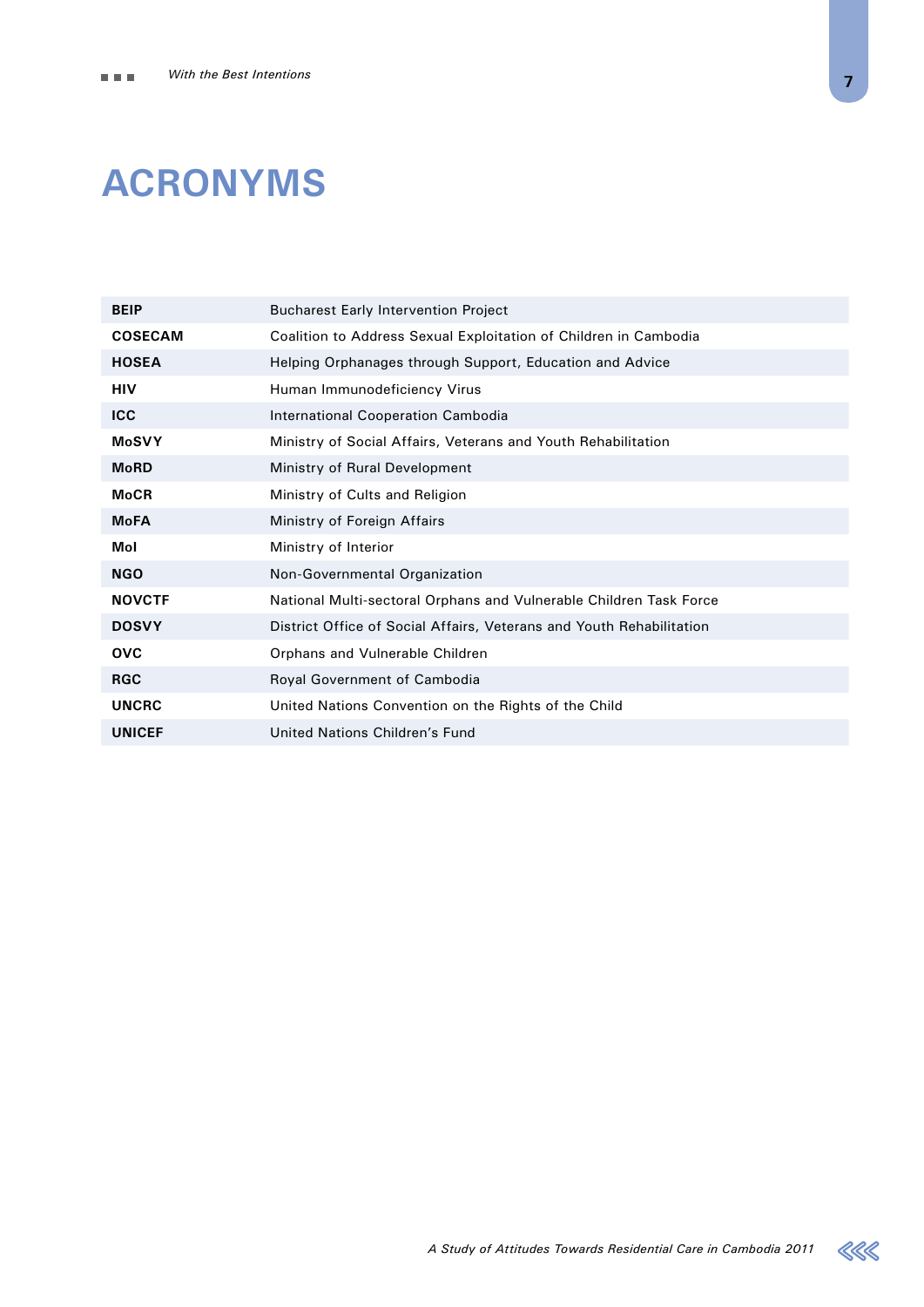# ACRONYMS

| | |
|---|---|
| **BEIP** | Bucharest Early Intervention Project |
| **COSECAM** | Coalition to Address Sexual Exploitation of Children in Cambodia |
| **HOSEA** | Helping Orphanages through Support, Education and Advice |
| **HIV** | Human Immunodeficiency Virus |
| **ICC** | International Cooperation Cambodia |
| **MoSVY** | Ministry of Social Affairs, Veterans and Youth Rehabilitation |
| **MoRD** | Ministry of Rural Development |
| **MoCR** | Ministry of Cults and Religion |
| **MoFA** | Ministry of Foreign Affairs |
| **MoI** | Ministry of Interior |
| **NGO** | Non-Governmental Organization |
| **NOVCTF** | National Multi-sectoral Orphans and Vulnerable Children Task Force |
| **DOSVY** | District Office of Social Affairs, Veterans and Youth Rehabilitation |
| **OVC** | Orphans and Vulnerable Children |
| **RGC** | Royal Government of Cambodia |
| **UNCRC** | United Nations Convention on the Rights of the Child |
| **UNICEF** | United Nations Children's Fund |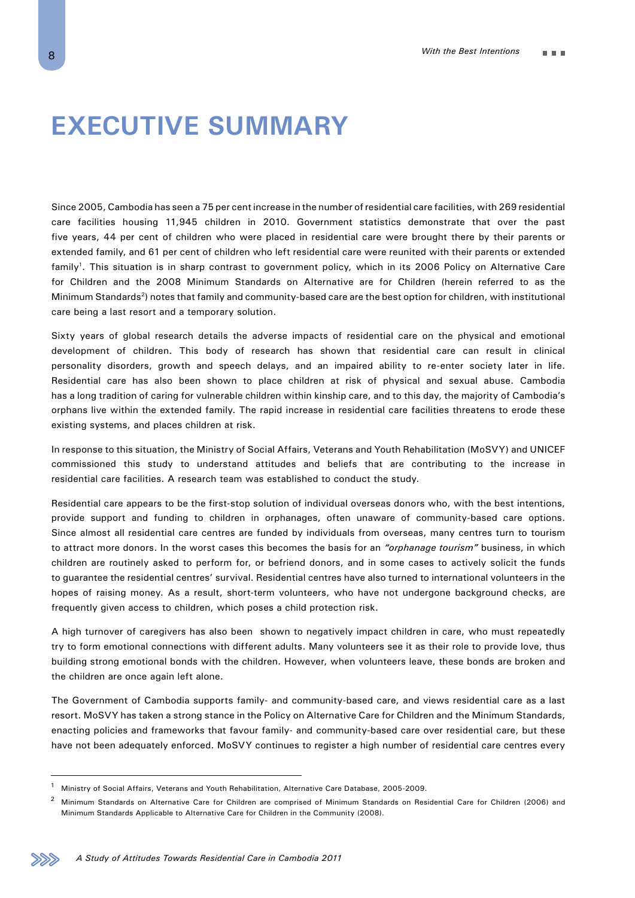# EXECUTIVE SUMMARY

Since 2005, Cambodia has seen a 75 per cent increase in the number of residential care facilities, with 269 residential care facilities housing 11,945 children in 2010. Government statistics demonstrate that over the past five years, 44 per cent of children who were placed in residential care were brought there by their parents or extended family, and 61 per cent of children who left residential care were reunited with their parents or extended family[1]. This situation is in sharp contrast to government policy, which in its 2006 Policy on Alternative Care for Children and the 2008 Minimum Standards on Alternative are for Children (herein referred to as the Minimum Standards[2]) notes that family and community-based care are the best option for children, with institutional care being a last resort and a temporary solution.

Sixty years of global research details the adverse impacts of residential care on the physical and emotional development of children. This body of research has shown that residential care can result in clinical personality disorders, growth and speech delays, and an impaired ability to re-enter society later in life. Residential care has also been shown to place children at risk of physical and sexual abuse. Cambodia has a long tradition of caring for vulnerable children within kinship care, and to this day, the majority of Cambodia's orphans live within the extended family. The rapid increase in residential care facilities threatens to erode these existing systems, and places children at risk.

In response to this situation, the Ministry of Social Affairs, Veterans and Youth Rehabilitation (MoSVY) and UNICEF commissioned this study to understand attitudes and beliefs that are contributing to the increase in residential care facilities. A research team was established to conduct the study.

Residential care appears to be the first-stop solution of individual overseas donors who, with the best intentions, provide support and funding to children in orphanages, often unaware of community-based care options. Since almost all residential care centres are funded by individuals from overseas, many centres turn to tourism to attract more donors. In the worst cases this becomes the basis for an *"orphanage tourism"* business, in which children are routinely asked to perform for, or befriend donors, and in some cases to actively solicit the funds to guarantee the residential centres' survival. Residential centres have also turned to international volunteers in the hopes of raising money. As a result, short-term volunteers, who have not undergone background checks, are frequently given access to children, which poses a child protection risk.

A high turnover of caregivers has also been shown to negatively impact children in care, who must repeatedly try to form emotional connections with different adults. Many volunteers see it as their role to provide love, thus building strong emotional bonds with the children. However, when volunteers leave, these bonds are broken and the children are once again left alone.

The Government of Cambodia supports family- and community-based care, and views residential care as a last resort. MoSVY has taken a strong stance in the Policy on Alternative Care for Children and the Minimum Standards, enacting policies and frameworks that favour family- and community-based care over residential care, but these have not been adequately enforced. MoSVY continues to register a high number of residential care centres every

---

[1] Ministry of Social Affairs, Veterans and Youth Rehabilitation, Alternative Care Database, 2005-2009.

[2] Minimum Standards on Alternative Care for Children are comprised of Minimum Standards on Residential Care for Children (2006) and Minimum Standards Applicable to Alternative Care for Children in the Community (2008).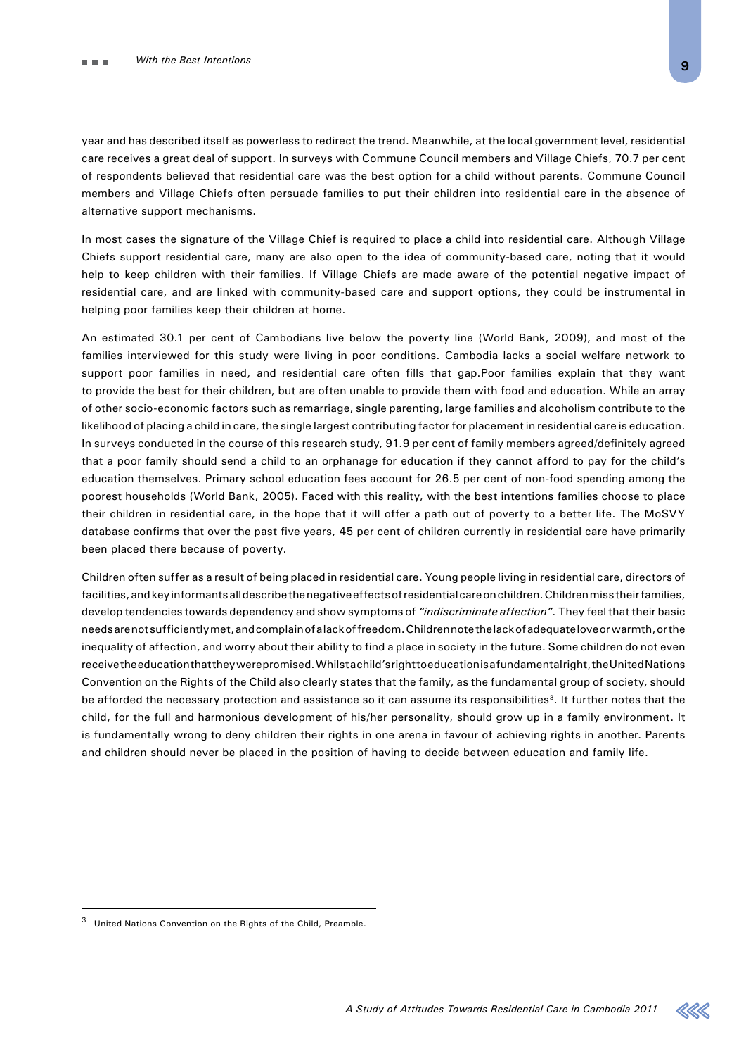year and has described itself as powerless to redirect the trend. Meanwhile, at the local government level, residential care receives a great deal of support. In surveys with Commune Council members and Village Chiefs, 70.7 per cent of respondents believed that residential care was the best option for a child without parents. Commune Council members and Village Chiefs often persuade families to put their children into residential care in the absence of alternative support mechanisms.

In most cases the signature of the Village Chief is required to place a child into residential care. Although Village Chiefs support residential care, many are also open to the idea of community-based care, noting that it would help to keep children with their families. If Village Chiefs are made aware of the potential negative impact of residential care, and are linked with community-based care and support options, they could be instrumental in helping poor families keep their children at home.

An estimated 30.1 per cent of Cambodians live below the poverty line (World Bank, 2009), and most of the families interviewed for this study were living in poor conditions. Cambodia lacks a social welfare network to support poor families in need, and residential care often fills that gap.Poor families explain that they want to provide the best for their children, but are often unable to provide them with food and education. While an array of other socio-economic factors such as remarriage, single parenting, large families and alcoholism contribute to the likelihood of placing a child in care, the single largest contributing factor for placement in residential care is education. In surveys conducted in the course of this research study, 91.9 per cent of family members agreed/definitely agreed that a poor family should send a child to an orphanage for education if they cannot afford to pay for the child's education themselves. Primary school education fees account for 26.5 per cent of non-food spending among the poorest households (World Bank, 2005). Faced with this reality, with the best intentions families choose to place their children in residential care, in the hope that it will offer a path out of poverty to a better life. The MoSVY database confirms that over the past five years, 45 per cent of children currently in residential care have primarily been placed there because of poverty.

Children often suffer as a result of being placed in residential care. Young people living in residential care, directors of facilities, and key informants all describe the negative effects of residential care on children. Children miss their families, develop tendencies towards dependency and show symptoms of *"indiscriminate affection".* They feel that their basic needs are not sufficiently met, and complain of a lack of freedom. Children note the lack of adequate love or warmth, or the inequality of affection, and worry about their ability to find a place in society in the future. Some children do not even receive the education that they were promised. Whilst a child's right to education is a fundamental right, the United Nations Convention on the Rights of the Child also clearly states that the family, as the fundamental group of society, should be afforded the necessary protection and assistance so it can assume its responsibilities[3]. It further notes that the child, for the full and harmonious development of his/her personality, should grow up in a family environment. It is fundamentally wrong to deny children their rights in one arena in favour of achieving rights in another. Parents and children should never be placed in the position of having to decide between education and family life.

---

[3] United Nations Convention on the Rights of the Child, Preamble.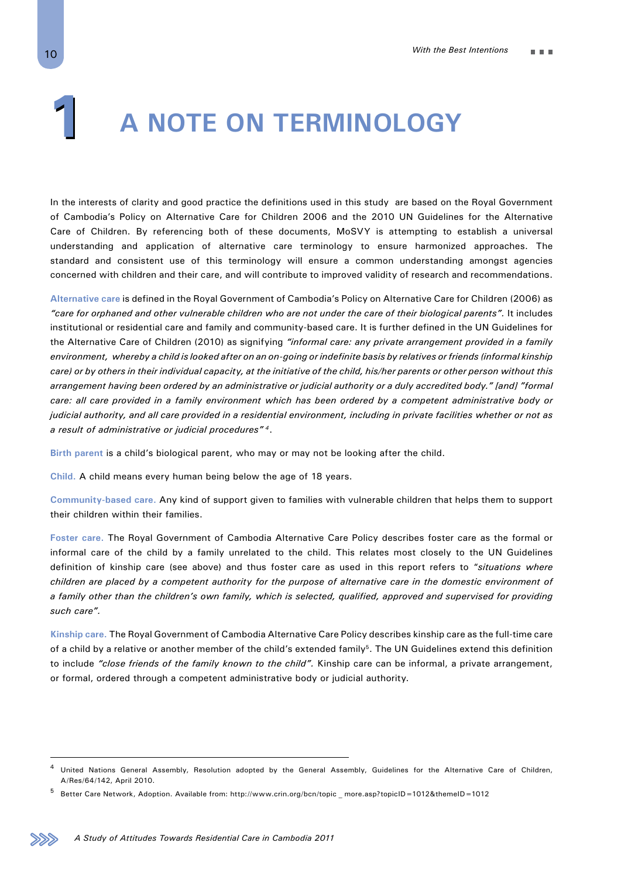# 1 A NOTE ON TERMINOLOGY

In the interests of clarity and good practice the definitions used in this study are based on the Royal Government of Cambodia's Policy on Alternative Care for Children 2006 and the 2010 UN Guidelines for the Alternative Care of Children. By referencing both of these documents, MoSVY is attempting to establish a universal understanding and application of alternative care terminology to ensure harmonized approaches. The standard and consistent use of this terminology will ensure a common understanding amongst agencies concerned with children and their care, and will contribute to improved validity of research and recommendations.

**Alternative care** is defined in the Royal Government of Cambodia's Policy on Alternative Care for Children (2006) as *"care for orphaned and other vulnerable children who are not under the care of their biological parents".* It includes institutional or residential care and family and community-based care. It is further defined in the UN Guidelines for the Alternative Care of Children (2010) as signifying *"informal care: any private arrangement provided in a family environment, whereby a child is looked after on an on-going or indefinite basis by relatives or friends (informal kinship care) or by others in their individual capacity, at the initiative of the child, his/her parents or other person without this arrangement having been ordered by an administrative or judicial authority or a duly accredited body." [and] "formal care: all care provided in a family environment which has been ordered by a competent administrative body or judicial authority, and all care provided in a residential environment, including in private facilities whether or not as a result of administrative or judicial procedures"*[4].

**Birth parent** is a child's biological parent, who may or may not be looking after the child.

**Child.** A child means every human being below the age of 18 years.

**Community-based care.** Any kind of support given to families with vulnerable children that helps them to support their children within their families.

**Foster care.** The Royal Government of Cambodia Alternative Care Policy describes foster care as the formal or informal care of the child by a family unrelated to the child. This relates most closely to the UN Guidelines definition of kinship care (see above) and thus foster care as used in this report refers to "*situations where children are placed by a competent authority for the purpose of alternative care in the domestic environment of a family other than the children's own family, which is selected, qualified, approved and supervised for providing such care".*

**Kinship care.** The Royal Government of Cambodia Alternative Care Policy describes kinship care as the full-time care of a child by a relative or another member of the child's extended family[5]. The UN Guidelines extend this definition to include *"close friends of the family known to the child".* Kinship care can be informal, a private arrangement, or formal, ordered through a competent administrative body or judicial authority.

---

[4] United Nations General Assembly, Resolution adopted by the General Assembly, Guidelines for the Alternative Care of Children, A/Res/64/142, April 2010.

[5] Better Care Network, Adoption. Available from: http://www.crin.org/bcn/topic _ more.asp?topicID=1012&themeID=1012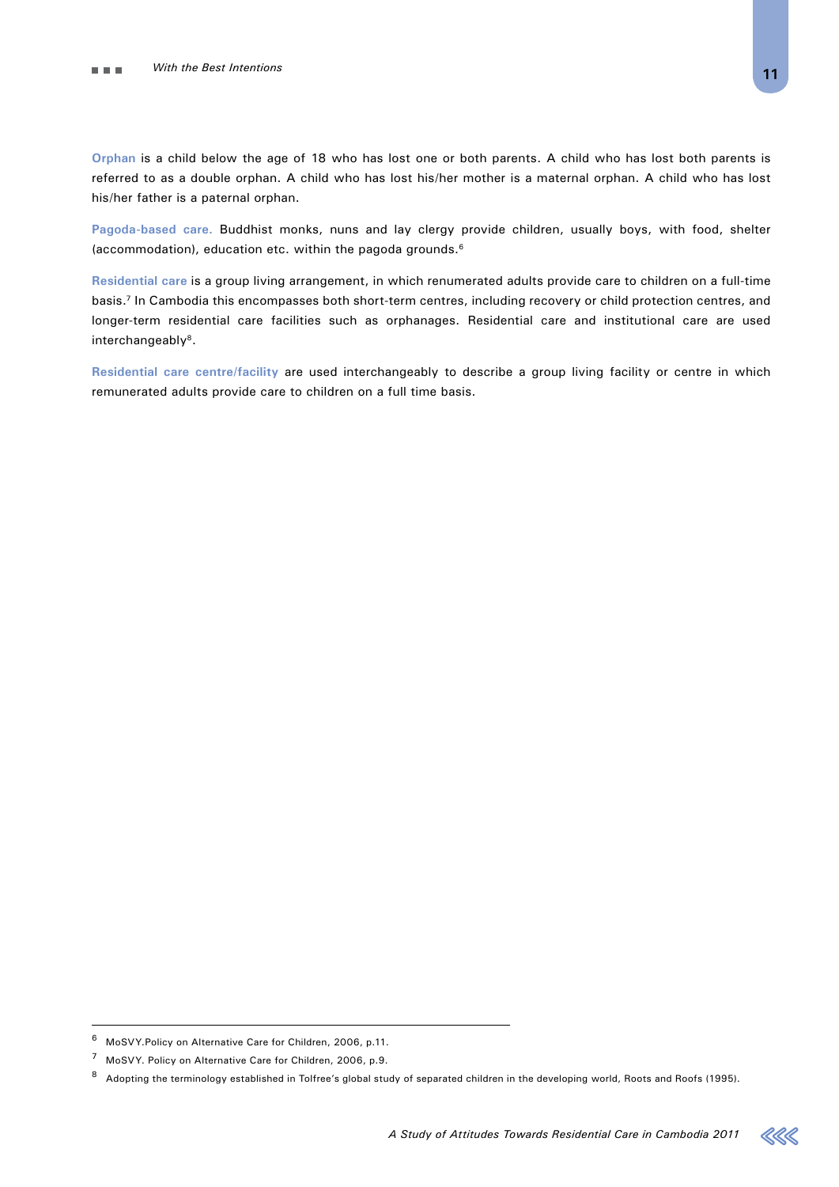**Orphan** is a child below the age of 18 who has lost one or both parents. A child who has lost both parents is referred to as a double orphan. A child who has lost his/her mother is a maternal orphan. A child who has lost his/her father is a paternal orphan.

**Pagoda-based care.** Buddhist monks, nuns and lay clergy provide children, usually boys, with food, shelter (accommodation), education etc. within the pagoda grounds.[6]

**Residential care** is a group living arrangement, in which renumerated adults provide care to children on a full-time basis.[7] In Cambodia this encompasses both short-term centres, including recovery or child protection centres, and longer-term residential care facilities such as orphanages. Residential care and institutional care are used interchangeably[8].

**Residential care centre/facility** are used interchangeably to describe a group living facility or centre in which remunerated adults provide care to children on a full time basis.

---

[6] MoSVY.Policy on Alternative Care for Children, 2006, p.11.

[7] MoSVY. Policy on Alternative Care for Children, 2006, p.9.

[8] Adopting the terminology established in Tolfree's global study of separated children in the developing world, Roots and Roofs (1995).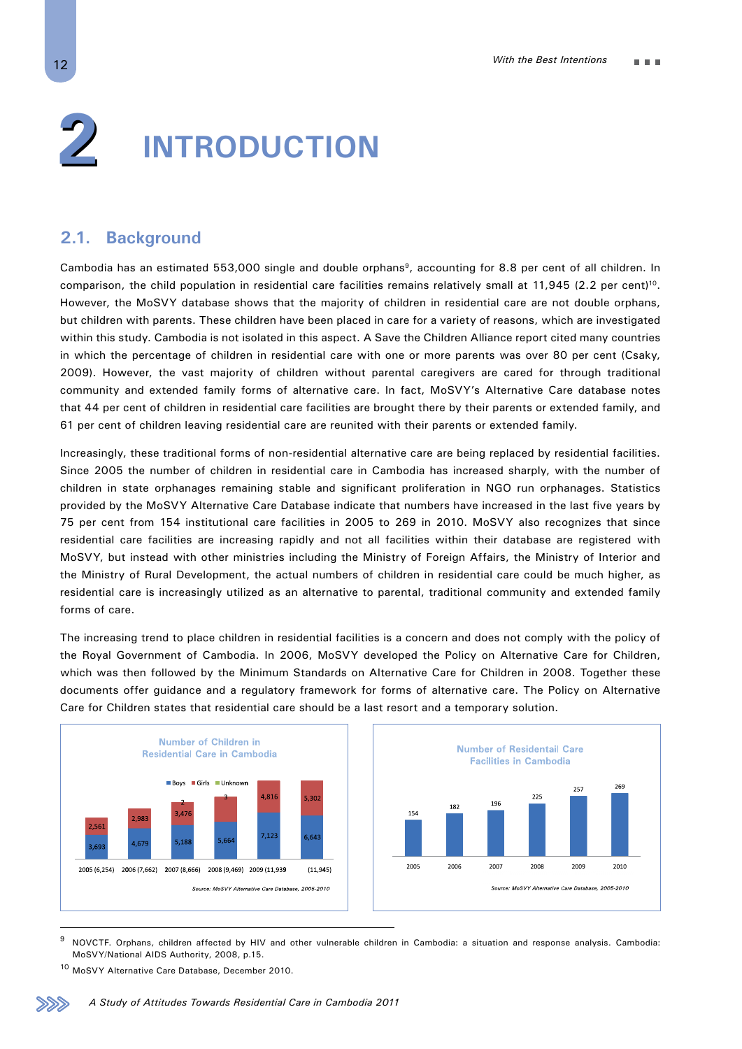# 2 INTRODUCTION

## 2.1. Background

Cambodia has an estimated 553,000 single and double orphans[9], accounting for 8.8 per cent of all children. In comparison, the child population in residential care facilities remains relatively small at 11,945 (2.2 per cent)[10]. However, the MoSVY database shows that the majority of children in residential care are not double orphans, but children with parents. These children have been placed in care for a variety of reasons, which are investigated within this study. Cambodia is not isolated in this aspect. A Save the Children Alliance report cited many countries in which the percentage of children in residential care with one or more parents was over 80 per cent (Csaky, 2009). However, the vast majority of children without parental caregivers are cared for through traditional community and extended family forms of alternative care. In fact, MoSVY's Alternative Care database notes that 44 per cent of children in residential care facilities are brought there by their parents or extended family, and 61 per cent of children leaving residential care are reunited with their parents or extended family.

Increasingly, these traditional forms of non-residential alternative care are being replaced by residential facilities. Since 2005 the number of children in residential care in Cambodia has increased sharply, with the number of children in state orphanages remaining stable and significant proliferation in NGO run orphanages. Statistics provided by the MoSVY Alternative Care Database indicate that numbers have increased in the last five years by 75 per cent from 154 institutional care facilities in 2005 to 269 in 2010. MoSVY also recognizes that since residential care facilities are increasing rapidly and not all facilities within their database are registered with MoSVY, but instead with other ministries including the Ministry of Foreign Affairs, the Ministry of Interior and the Ministry of Rural Development, the actual numbers of children in residential care could be much higher, as residential care is increasingly utilized as an alternative to parental, traditional community and extended family forms of care.

The increasing trend to place children in residential facilities is a concern and does not comply with the policy of the Royal Government of Cambodia. In 2006, MoSVY developed the Policy on Alternative Care for Children, which was then followed by the Minimum Standards on Alternative Care for Children in 2008. Together these documents offer guidance and a regulatory framework for forms of alternative care. The Policy on Alternative Care for Children states that residential care should be a last resort and a temporary solution.

**Number of Children in Residential Care in Cambodia**

| Year (total) | Boys | Girls | Unknown |
|---|---|---|---|
| 2005 (6,254) | 3,693 | 2,561 | |
| 2006 (7,662) | 4,679 | 2,983 | |
| 2007 (8,666) | 5,188 | 3,476 | 2 |
| 2008 (9,469) | 5,664 | | 3 |
| 2009 (11,939 | 7,123 | 4,816 | |
| (11,945) | 6,643 | 5,302 | |

*Source: MoSVY Alternative Care Database, 2005-2010*

**Number of Residentail Care Facilities in Cambodia**

| Year | Facilities |
|---|---|
| 2005 | 154 |
| 2006 | 182 |
| 2007 | 196 |
| 2008 | 225 |
| 2009 | 257 |
| 2010 | 269 |

*Source: MoSVY Alternative Care Database, 2005-2010*

---

[9] NOVCTF. Orphans, children affected by HIV and other vulnerable children in Cambodia: a situation and response analysis. Cambodia: MoSVY/National AIDS Authority, 2008, p.15.

[10] MoSVY Alternative Care Database, December 2010.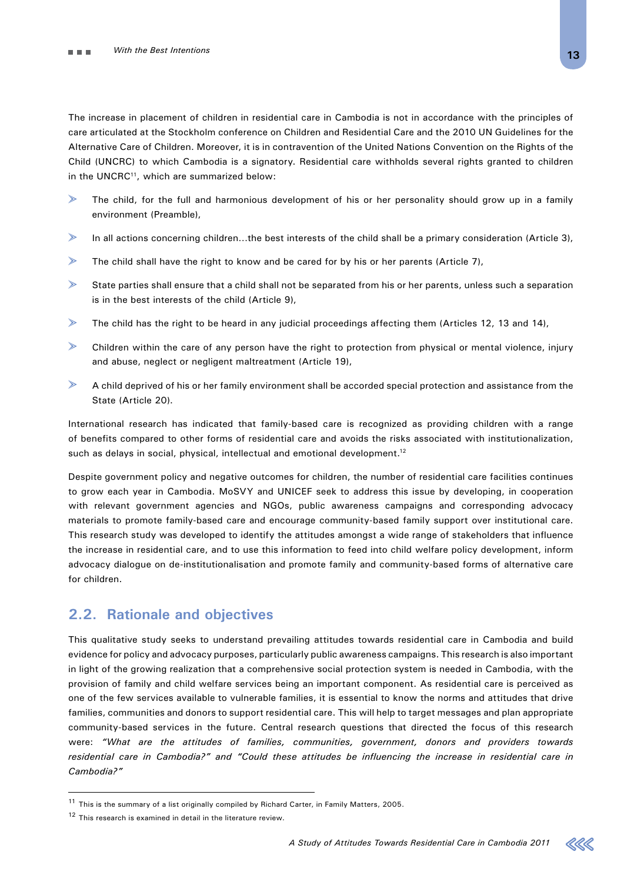The increase in placement of children in residential care in Cambodia is not in accordance with the principles of care articulated at the Stockholm conference on Children and Residential Care and the 2010 UN Guidelines for the Alternative Care of Children. Moreover, it is in contravention of the United Nations Convention on the Rights of the Child (UNCRC) to which Cambodia is a signatory. Residential care withholds several rights granted to children in the UNCRC[11], which are summarized below:

- The child, for the full and harmonious development of his or her personality should grow up in a family environment (Preamble),
- In all actions concerning children…the best interests of the child shall be a primary consideration (Article 3),
- The child shall have the right to know and be cared for by his or her parents (Article 7),
- State parties shall ensure that a child shall not be separated from his or her parents, unless such a separation is in the best interests of the child (Article 9),
- The child has the right to be heard in any judicial proceedings affecting them (Articles 12, 13 and 14),
- Children within the care of any person have the right to protection from physical or mental violence, injury and abuse, neglect or negligent maltreatment (Article 19),
- A child deprived of his or her family environment shall be accorded special protection and assistance from the State (Article 20).

International research has indicated that family-based care is recognized as providing children with a range of benefits compared to other forms of residential care and avoids the risks associated with institutionalization, such as delays in social, physical, intellectual and emotional development.[12]

Despite government policy and negative outcomes for children, the number of residential care facilities continues to grow each year in Cambodia. MoSVY and UNICEF seek to address this issue by developing, in cooperation with relevant government agencies and NGOs, public awareness campaigns and corresponding advocacy materials to promote family-based care and encourage community-based family support over institutional care. This research study was developed to identify the attitudes amongst a wide range of stakeholders that influence the increase in residential care, and to use this information to feed into child welfare policy development, inform advocacy dialogue on de-institutionalisation and promote family and community-based forms of alternative care for children.

## 2.2. Rationale and objectives

This qualitative study seeks to understand prevailing attitudes towards residential care in Cambodia and build evidence for policy and advocacy purposes, particularly public awareness campaigns. This research is also important in light of the growing realization that a comprehensive social protection system is needed in Cambodia, with the provision of family and child welfare services being an important component. As residential care is perceived as one of the few services available to vulnerable families, it is essential to know the norms and attitudes that drive families, communities and donors to support residential care. This will help to target messages and plan appropriate community-based services in the future. Central research questions that directed the focus of this research were: *"What are the attitudes of families, communities, government, donors and providers towards residential care in Cambodia?"* and *"Could these attitudes be influencing the increase in residential care in Cambodia?"*

---

[11] This is the summary of a list originally compiled by Richard Carter, in Family Matters, 2005.

[12] This research is examined in detail in the literature review.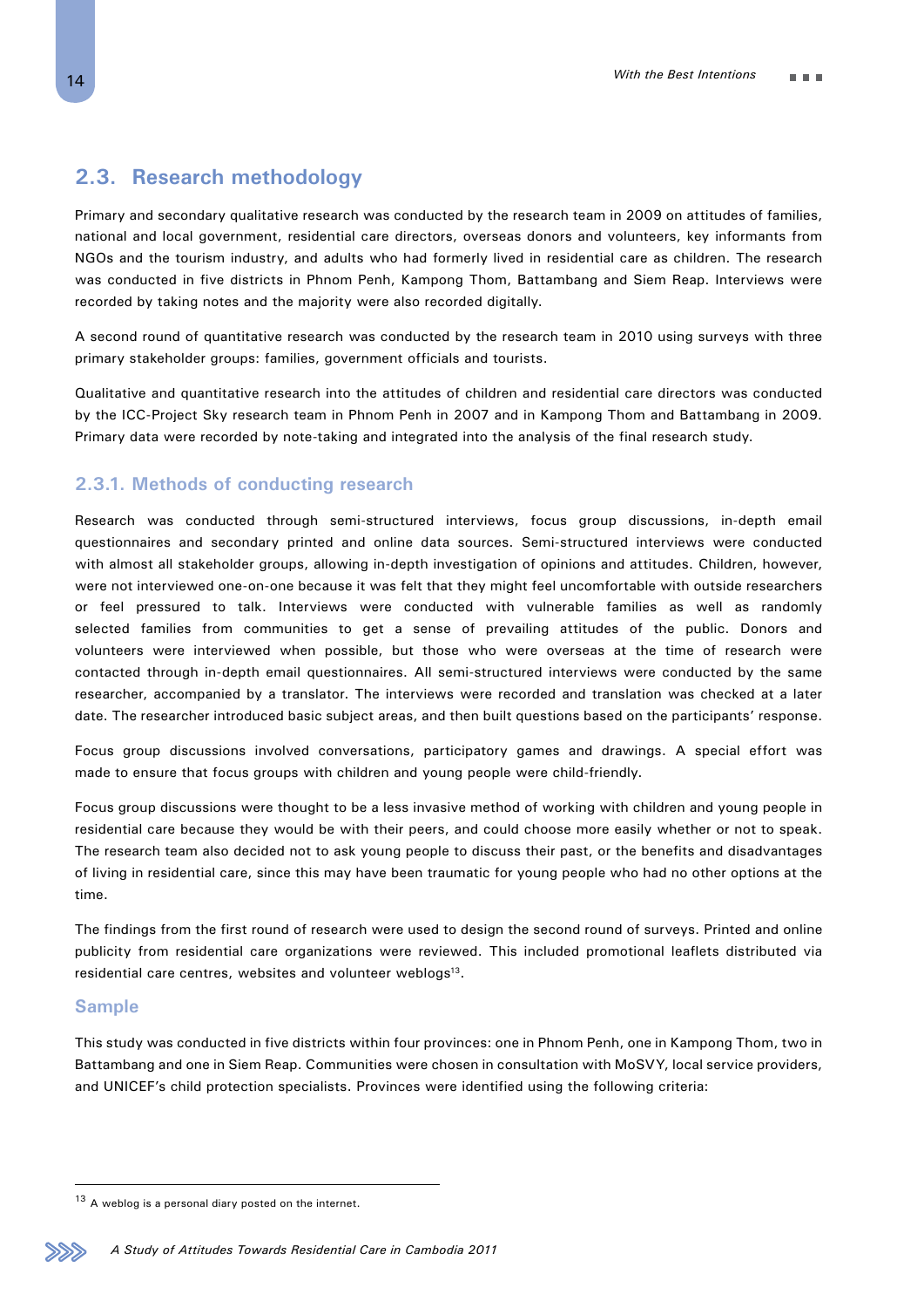## 2.3. Research methodology

Primary and secondary qualitative research was conducted by the research team in 2009 on attitudes of families, national and local government, residential care directors, overseas donors and volunteers, key informants from NGOs and the tourism industry, and adults who had formerly lived in residential care as children. The research was conducted in five districts in Phnom Penh, Kampong Thom, Battambang and Siem Reap. Interviews were recorded by taking notes and the majority were also recorded digitally.

A second round of quantitative research was conducted by the research team in 2010 using surveys with three primary stakeholder groups: families, government officials and tourists.

Qualitative and quantitative research into the attitudes of children and residential care directors was conducted by the ICC-Project Sky research team in Phnom Penh in 2007 and in Kampong Thom and Battambang in 2009. Primary data were recorded by note-taking and integrated into the analysis of the final research study.

### 2.3.1. Methods of conducting research

Research was conducted through semi-structured interviews, focus group discussions, in-depth email questionnaires and secondary printed and online data sources. Semi-structured interviews were conducted with almost all stakeholder groups, allowing in-depth investigation of opinions and attitudes. Children, however, were not interviewed one-on-one because it was felt that they might feel uncomfortable with outside researchers or feel pressured to talk. Interviews were conducted with vulnerable families as well as randomly selected families from communities to get a sense of prevailing attitudes of the public. Donors and volunteers were interviewed when possible, but those who were overseas at the time of research were contacted through in-depth email questionnaires. All semi-structured interviews were conducted by the same researcher, accompanied by a translator. The interviews were recorded and translation was checked at a later date. The researcher introduced basic subject areas, and then built questions based on the participants' response.

Focus group discussions involved conversations, participatory games and drawings. A special effort was made to ensure that focus groups with children and young people were child-friendly.

Focus group discussions were thought to be a less invasive method of working with children and young people in residential care because they would be with their peers, and could choose more easily whether or not to speak. The research team also decided not to ask young people to discuss their past, or the benefits and disadvantages of living in residential care, since this may have been traumatic for young people who had no other options at the time.

The findings from the first round of research were used to design the second round of surveys. Printed and online publicity from residential care organizations were reviewed. This included promotional leaflets distributed via residential care centres, websites and volunteer weblogs[13].

#### Sample

This study was conducted in five districts within four provinces: one in Phnom Penh, one in Kampong Thom, two in Battambang and one in Siem Reap. Communities were chosen in consultation with MoSVY, local service providers, and UNICEF's child protection specialists. Provinces were identified using the following criteria:

---

[13] A weblog is a personal diary posted on the internet.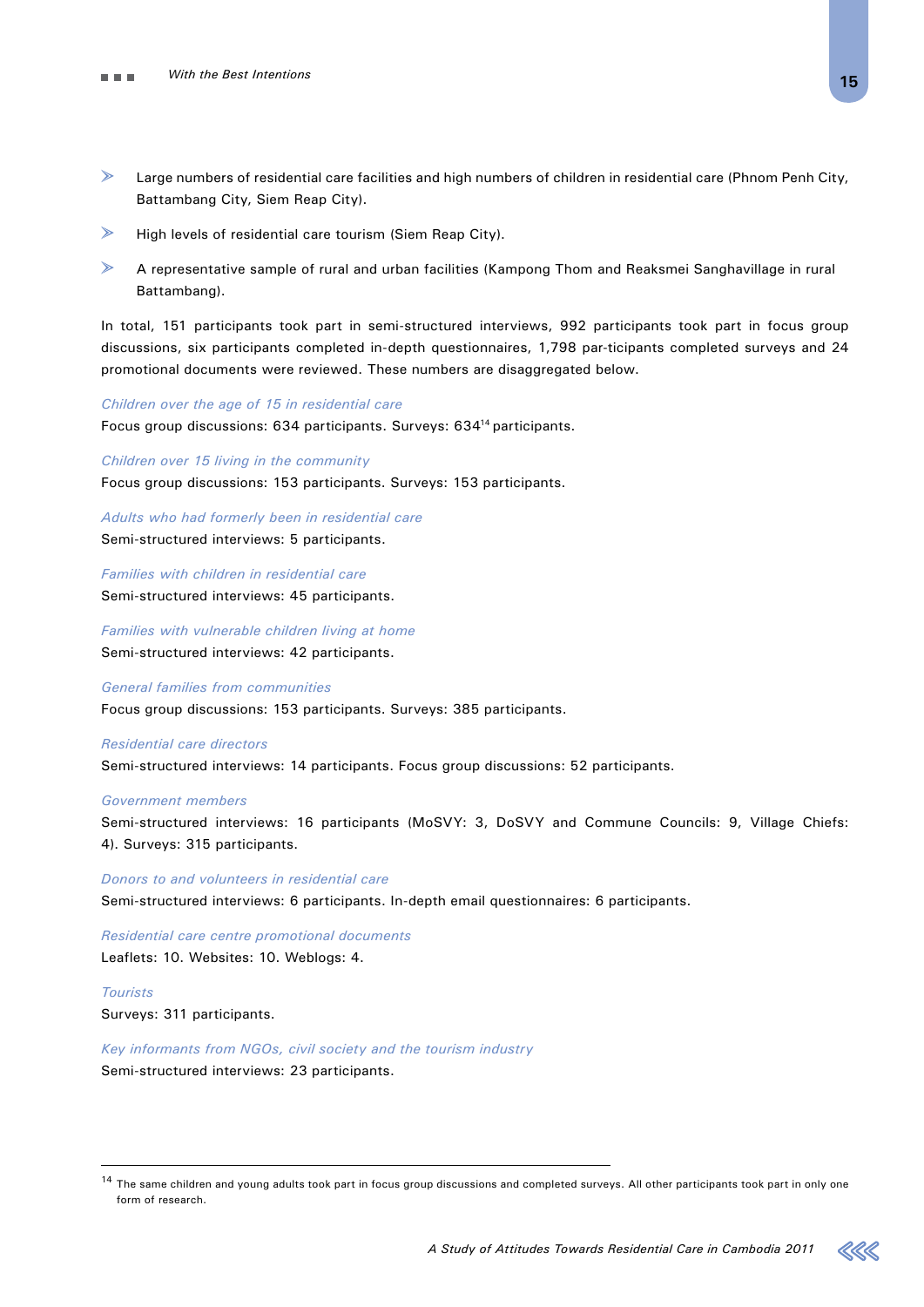- Large numbers of residential care facilities and high numbers of children in residential care (Phnom Penh City, Battambang City, Siem Reap City).
- High levels of residential care tourism (Siem Reap City).
- A representative sample of rural and urban facilities (Kampong Thom and Reaksmei Sanghavillage in rural Battambang).

In total, 151 participants took part in semi-structured interviews, 992 participants took part in focus group discussions, six participants completed in-depth questionnaires, 1,798 par-ticipants completed surveys and 24 promotional documents were reviewed. These numbers are disaggregated below.

*Children over the age of 15 in residential care*
Focus group discussions: 634 participants. Surveys: 634[14] participants.

*Children over 15 living in the community*
Focus group discussions: 153 participants. Surveys: 153 participants.

*Adults who had formerly been in residential care*
Semi-structured interviews: 5 participants.

*Families with children in residential care*
Semi-structured interviews: 45 participants.

*Families with vulnerable children living at home*
Semi-structured interviews: 42 participants.

*General families from communities*
Focus group discussions: 153 participants. Surveys: 385 participants.

*Residential care directors*
Semi-structured interviews: 14 participants. Focus group discussions: 52 participants.

*Government members*
Semi-structured interviews: 16 participants (MoSVY: 3, DoSVY and Commune Councils: 9, Village Chiefs: 4). Surveys: 315 participants.

*Donors to and volunteers in residential care*
Semi-structured interviews: 6 participants. In-depth email questionnaires: 6 participants.

*Residential care centre promotional documents*
Leaflets: 10. Websites: 10. Weblogs: 4.

*Tourists*
Surveys: 311 participants.

*Key informants from NGOs, civil society and the tourism industry*
Semi-structured interviews: 23 participants.

---

[14] The same children and young adults took part in focus group discussions and completed surveys. All other participants took part in only one form of research.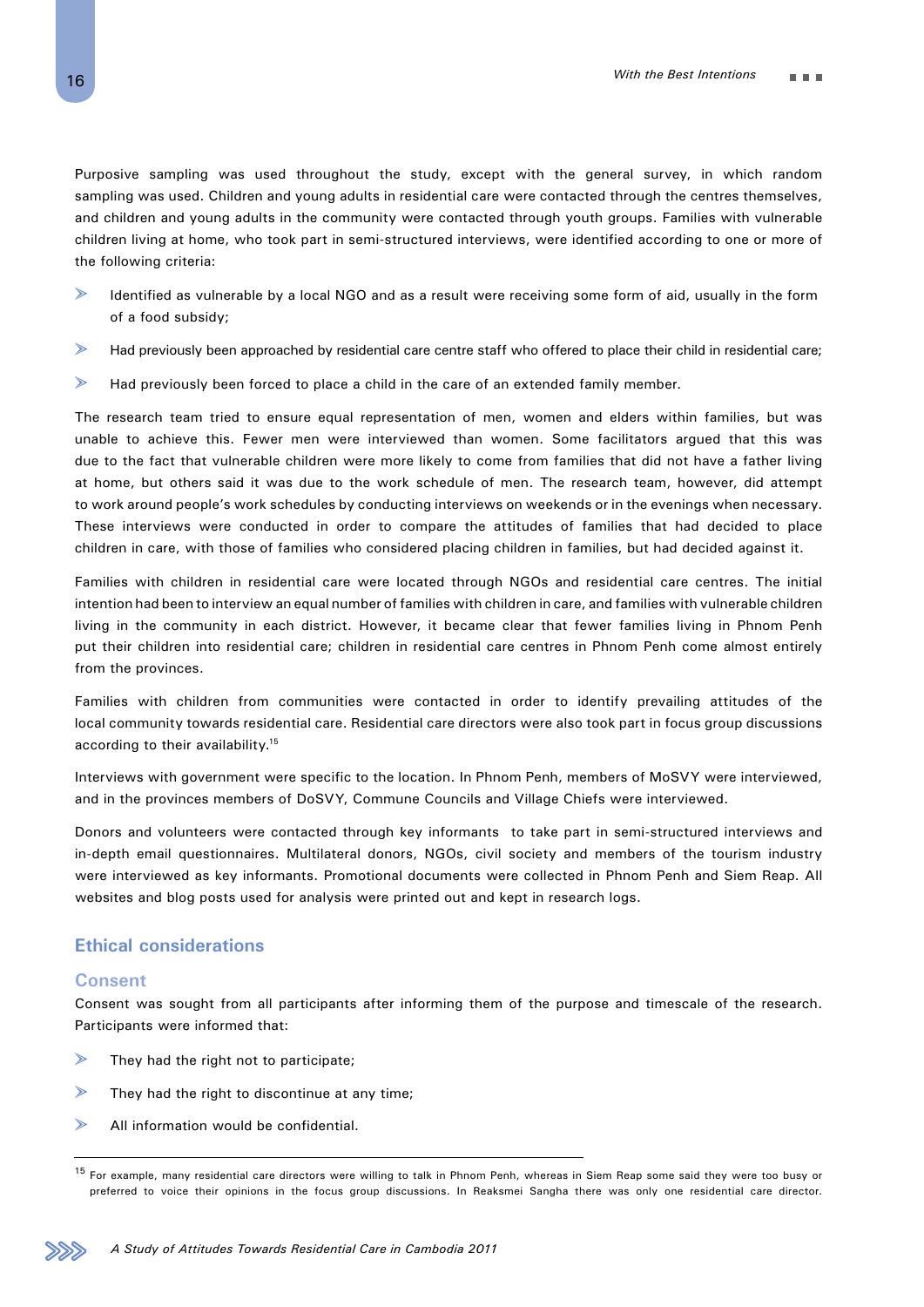Purposive sampling was used throughout the study, except with the general survey, in which random sampling was used. Children and young adults in residential care were contacted through the centres themselves, and children and young adults in the community were contacted through youth groups. Families with vulnerable children living at home, who took part in semi-structured interviews, were identified according to one or more of the following criteria:

- Identified as vulnerable by a local NGO and as a result were receiving some form of aid, usually in the form of a food subsidy;
- Had previously been approached by residential care centre staff who offered to place their child in residential care;
- Had previously been forced to place a child in the care of an extended family member.

The research team tried to ensure equal representation of men, women and elders within families, but was unable to achieve this. Fewer men were interviewed than women. Some facilitators argued that this was due to the fact that vulnerable children were more likely to come from families that did not have a father living at home, but others said it was due to the work schedule of men. The research team, however, did attempt to work around people's work schedules by conducting interviews on weekends or in the evenings when necessary. These interviews were conducted in order to compare the attitudes of families that had decided to place children in care, with those of families who considered placing children in families, but had decided against it.

Families with children in residential care were located through NGOs and residential care centres. The initial intention had been to interview an equal number of families with children in care, and families with vulnerable children living in the community in each district. However, it became clear that fewer families living in Phnom Penh put their children into residential care; children in residential care centres in Phnom Penh come almost entirely from the provinces.

Families with children from communities were contacted in order to identify prevailing attitudes of the local community towards residential care. Residential care directors were also took part in focus group discussions according to their availability.[15]

Interviews with government were specific to the location. In Phnom Penh, members of MoSVY were interviewed, and in the provinces members of DoSVY, Commune Councils and Village Chiefs were interviewed.

Donors and volunteers were contacted through key informants to take part in semi-structured interviews and in-depth email questionnaires. Multilateral donors, NGOs, civil society and members of the tourism industry were interviewed as key informants. Promotional documents were collected in Phnom Penh and Siem Reap. All websites and blog posts used for analysis were printed out and kept in research logs.

## Ethical considerations

### Consent

Consent was sought from all participants after informing them of the purpose and timescale of the research. Participants were informed that:

- They had the right not to participate;
- They had the right to discontinue at any time;
- All information would be confidential.

[15] For example, many residential care directors were willing to talk in Phnom Penh, whereas in Siem Reap some said they were too busy or preferred to voice their opinions in the focus group discussions. In Reaksmei Sangha there was only one residential care director.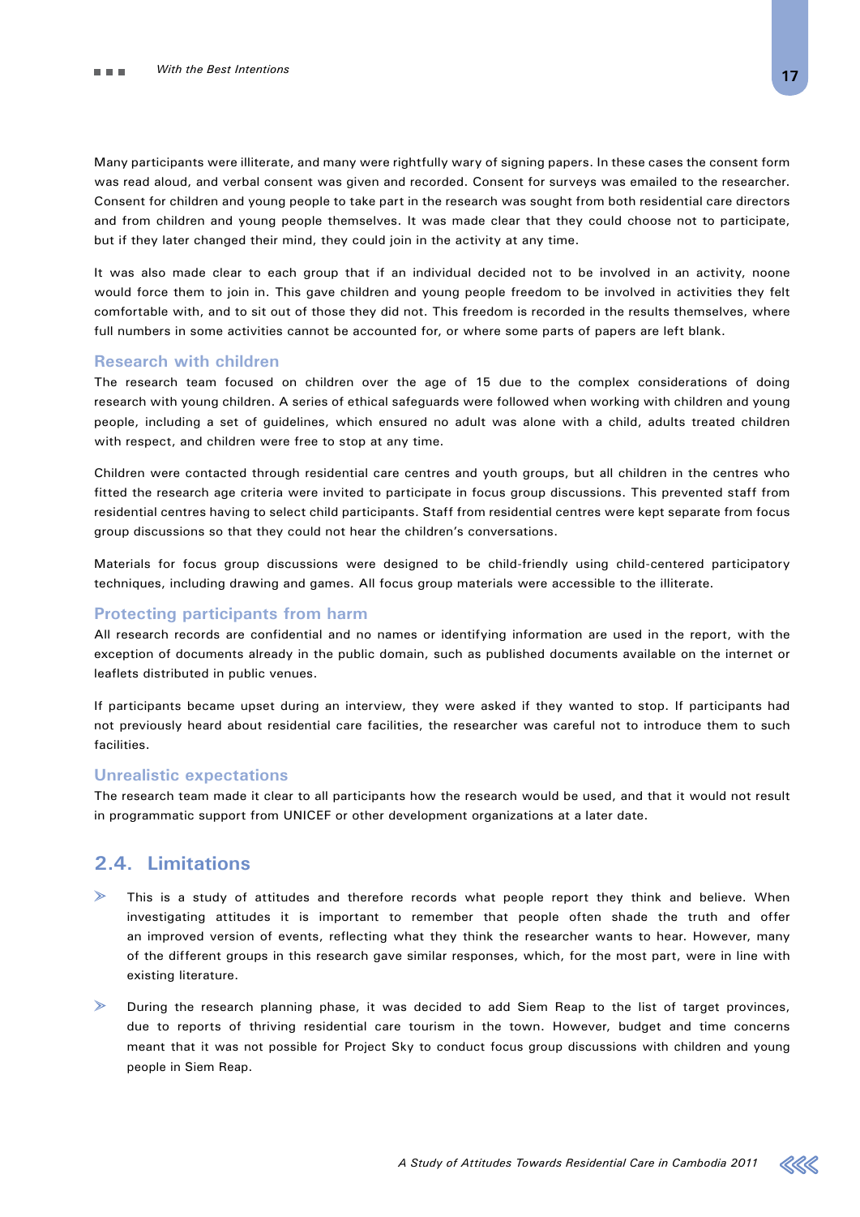Many participants were illiterate, and many were rightfully wary of signing papers. In these cases the consent form was read aloud, and verbal consent was given and recorded. Consent for surveys was emailed to the researcher. Consent for children and young people to take part in the research was sought from both residential care directors and from children and young people themselves. It was made clear that they could choose not to participate, but if they later changed their mind, they could join in the activity at any time.

It was also made clear to each group that if an individual decided not to be involved in an activity, noone would force them to join in. This gave children and young people freedom to be involved in activities they felt comfortable with, and to sit out of those they did not. This freedom is recorded in the results themselves, where full numbers in some activities cannot be accounted for, or where some parts of papers are left blank.

### Research with children

The research team focused on children over the age of 15 due to the complex considerations of doing research with young children. A series of ethical safeguards were followed when working with children and young people, including a set of guidelines, which ensured no adult was alone with a child, adults treated children with respect, and children were free to stop at any time.

Children were contacted through residential care centres and youth groups, but all children in the centres who fitted the research age criteria were invited to participate in focus group discussions. This prevented staff from residential centres having to select child participants. Staff from residential centres were kept separate from focus group discussions so that they could not hear the children's conversations.

Materials for focus group discussions were designed to be child-friendly using child-centered participatory techniques, including drawing and games. All focus group materials were accessible to the illiterate.

### Protecting participants from harm

All research records are confidential and no names or identifying information are used in the report, with the exception of documents already in the public domain, such as published documents available on the internet or leaflets distributed in public venues.

If participants became upset during an interview, they were asked if they wanted to stop. If participants had not previously heard about residential care facilities, the researcher was careful not to introduce them to such facilities.

### Unrealistic expectations

The research team made it clear to all participants how the research would be used, and that it would not result in programmatic support from UNICEF or other development organizations at a later date.

## 2.4. Limitations

- This is a study of attitudes and therefore records what people report they think and believe. When investigating attitudes it is important to remember that people often shade the truth and offer an improved version of events, reflecting what they think the researcher wants to hear. However, many of the different groups in this research gave similar responses, which, for the most part, were in line with existing literature.
- During the research planning phase, it was decided to add Siem Reap to the list of target provinces, due to reports of thriving residential care tourism in the town. However, budget and time concerns meant that it was not possible for Project Sky to conduct focus group discussions with children and young people in Siem Reap.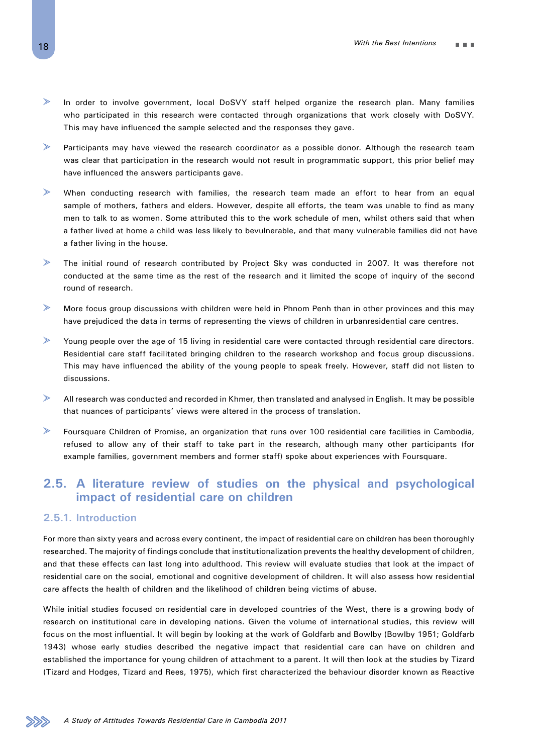- In order to involve government, local DoSVY staff helped organize the research plan. Many families who participated in this research were contacted through organizations that work closely with DoSVY. This may have influenced the sample selected and the responses they gave.
- Participants may have viewed the research coordinator as a possible donor. Although the research team was clear that participation in the research would not result in programmatic support, this prior belief may have influenced the answers participants gave.
- When conducting research with families, the research team made an effort to hear from an equal sample of mothers, fathers and elders. However, despite all efforts, the team was unable to find as many men to talk to as women. Some attributed this to the work schedule of men, whilst others said that when a father lived at home a child was less likely to bevulnerable, and that many vulnerable families did not have a father living in the house.
- The initial round of research contributed by Project Sky was conducted in 2007. It was therefore not conducted at the same time as the rest of the research and it limited the scope of inquiry of the second round of research.
- More focus group discussions with children were held in Phnom Penh than in other provinces and this may have prejudiced the data in terms of representing the views of children in urbanresidential care centres.
- Young people over the age of 15 living in residential care were contacted through residential care directors. Residential care staff facilitated bringing children to the research workshop and focus group discussions. This may have influenced the ability of the young people to speak freely. However, staff did not listen to discussions.
- All research was conducted and recorded in Khmer, then translated and analysed in English. It may be possible that nuances of participants' views were altered in the process of translation.
- Foursquare Children of Promise, an organization that runs over 100 residential care facilities in Cambodia, refused to allow any of their staff to take part in the research, although many other participants (for example families, government members and former staff) spoke about experiences with Foursquare.

## 2.5. A literature review of studies on the physical and psychological impact of residential care on children

### 2.5.1. Introduction

For more than sixty years and across every continent, the impact of residential care on children has been thoroughly researched. The majority of findings conclude that institutionalization prevents the healthy development of children, and that these effects can last long into adulthood. This review will evaluate studies that look at the impact of residential care on the social, emotional and cognitive development of children. It will also assess how residential care affects the health of children and the likelihood of children being victims of abuse.

While initial studies focused on residential care in developed countries of the West, there is a growing body of research on institutional care in developing nations. Given the volume of international studies, this review will focus on the most influential. It will begin by looking at the work of Goldfarb and Bowlby (Bowlby 1951; Goldfarb 1943) whose early studies described the negative impact that residential care can have on children and established the importance for young children of attachment to a parent. It will then look at the studies by Tizard (Tizard and Hodges, Tizard and Rees, 1975), which first characterized the behaviour disorder known as Reactive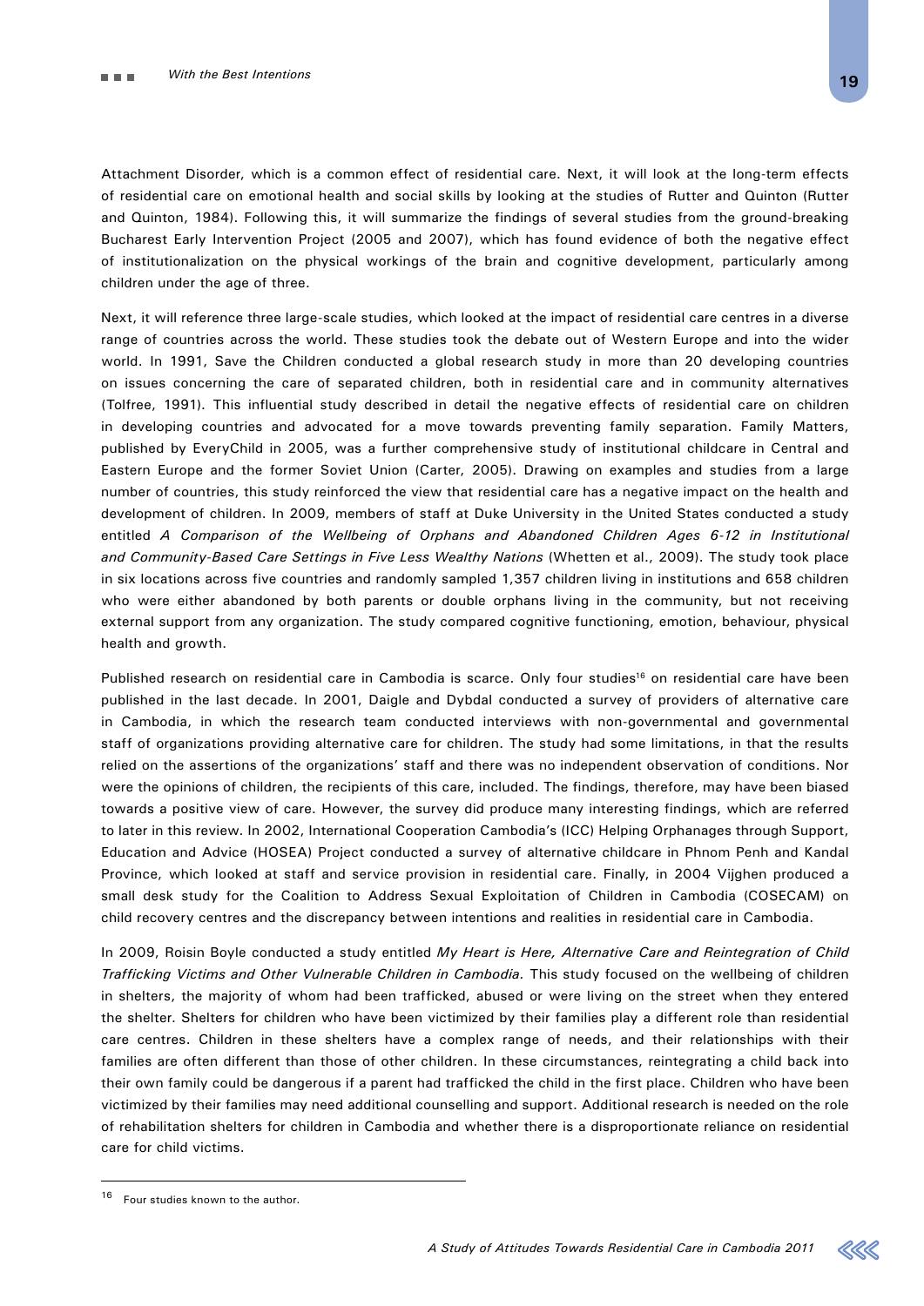Attachment Disorder, which is a common effect of residential care. Next, it will look at the long-term effects of residential care on emotional health and social skills by looking at the studies of Rutter and Quinton (Rutter and Quinton, 1984). Following this, it will summarize the findings of several studies from the ground-breaking Bucharest Early Intervention Project (2005 and 2007), which has found evidence of both the negative effect of institutionalization on the physical workings of the brain and cognitive development, particularly among children under the age of three.

Next, it will reference three large-scale studies, which looked at the impact of residential care centres in a diverse range of countries across the world. These studies took the debate out of Western Europe and into the wider world. In 1991, Save the Children conducted a global research study in more than 20 developing countries on issues concerning the care of separated children, both in residential care and in community alternatives (Tolfree, 1991). This influential study described in detail the negative effects of residential care on children in developing countries and advocated for a move towards preventing family separation. Family Matters, published by EveryChild in 2005, was a further comprehensive study of institutional childcare in Central and Eastern Europe and the former Soviet Union (Carter, 2005). Drawing on examples and studies from a large number of countries, this study reinforced the view that residential care has a negative impact on the health and development of children. In 2009, members of staff at Duke University in the United States conducted a study entitled *A Comparison of the Wellbeing of Orphans and Abandoned Children Ages 6-12 in Institutional and Community-Based Care Settings in Five Less Wealthy Nations* (Whetten et al., 2009). The study took place in six locations across five countries and randomly sampled 1,357 children living in institutions and 658 children who were either abandoned by both parents or double orphans living in the community, but not receiving external support from any organization. The study compared cognitive functioning, emotion, behaviour, physical health and growth.

Published research on residential care in Cambodia is scarce. Only four studies[16] on residential care have been published in the last decade. In 2001, Daigle and Dybdal conducted a survey of providers of alternative care in Cambodia, in which the research team conducted interviews with non-governmental and governmental staff of organizations providing alternative care for children. The study had some limitations, in that the results relied on the assertions of the organizations' staff and there was no independent observation of conditions. Nor were the opinions of children, the recipients of this care, included. The findings, therefore, may have been biased towards a positive view of care. However, the survey did produce many interesting findings, which are referred to later in this review. In 2002, International Cooperation Cambodia's (ICC) Helping Orphanages through Support, Education and Advice (HOSEA) Project conducted a survey of alternative childcare in Phnom Penh and Kandal Province, which looked at staff and service provision in residential care. Finally, in 2004 Vijghen produced a small desk study for the Coalition to Address Sexual Exploitation of Children in Cambodia (COSECAM) on child recovery centres and the discrepancy between intentions and realities in residential care in Cambodia.

In 2009, Roisin Boyle conducted a study entitled *My Heart is Here, Alternative Care and Reintegration of Child Trafficking Victims and Other Vulnerable Children in Cambodia.* This study focused on the wellbeing of children in shelters, the majority of whom had been trafficked, abused or were living on the street when they entered the shelter. Shelters for children who have been victimized by their families play a different role than residential care centres. Children in these shelters have a complex range of needs, and their relationships with their families are often different than those of other children. In these circumstances, reintegrating a child back into their own family could be dangerous if a parent had trafficked the child in the first place. Children who have been victimized by their families may need additional counselling and support. Additional research is needed on the role of rehabilitation shelters for children in Cambodia and whether there is a disproportionate reliance on residential care for child victims.

---

[16] Four studies known to the author.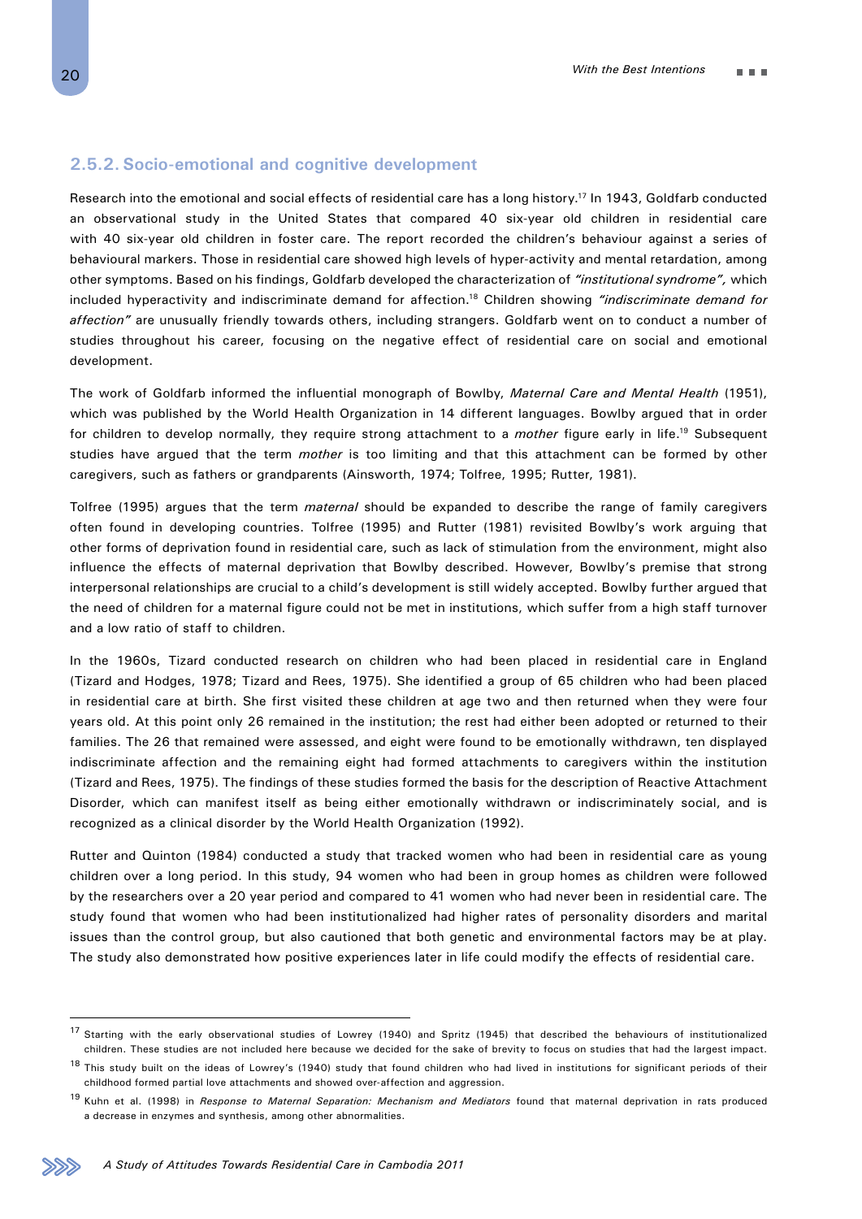### 2.5.2. Socio-emotional and cognitive development

Research into the emotional and social effects of residential care has a long history.[17] In 1943, Goldfarb conducted an observational study in the United States that compared 40 six-year old children in residential care with 40 six-year old children in foster care. The report recorded the children's behaviour against a series of behavioural markers. Those in residential care showed high levels of hyper-activity and mental retardation, among other symptoms. Based on his findings, Goldfarb developed the characterization of *"institutional syndrome",* which included hyperactivity and indiscriminate demand for affection.[18] Children showing *"indiscriminate demand for affection"* are unusually friendly towards others, including strangers. Goldfarb went on to conduct a number of studies throughout his career, focusing on the negative effect of residential care on social and emotional development.

The work of Goldfarb informed the influential monograph of Bowlby, *Maternal Care and Mental Health* (1951), which was published by the World Health Organization in 14 different languages. Bowlby argued that in order for children to develop normally, they require strong attachment to a *mother* figure early in life.[19] Subsequent studies have argued that the term *mother* is too limiting and that this attachment can be formed by other caregivers, such as fathers or grandparents (Ainsworth, 1974; Tolfree, 1995; Rutter, 1981).

Tolfree (1995) argues that the term *maternal* should be expanded to describe the range of family caregivers often found in developing countries. Tolfree (1995) and Rutter (1981) revisited Bowlby's work arguing that other forms of deprivation found in residential care, such as lack of stimulation from the environment, might also influence the effects of maternal deprivation that Bowlby described. However, Bowlby's premise that strong interpersonal relationships are crucial to a child's development is still widely accepted. Bowlby further argued that the need of children for a maternal figure could not be met in institutions, which suffer from a high staff turnover and a low ratio of staff to children.

In the 1960s, Tizard conducted research on children who had been placed in residential care in England (Tizard and Hodges, 1978; Tizard and Rees, 1975). She identified a group of 65 children who had been placed in residential care at birth. She first visited these children at age two and then returned when they were four years old. At this point only 26 remained in the institution; the rest had either been adopted or returned to their families. The 26 that remained were assessed, and eight were found to be emotionally withdrawn, ten displayed indiscriminate affection and the remaining eight had formed attachments to caregivers within the institution (Tizard and Rees, 1975). The findings of these studies formed the basis for the description of Reactive Attachment Disorder, which can manifest itself as being either emotionally withdrawn or indiscriminately social, and is recognized as a clinical disorder by the World Health Organization (1992).

Rutter and Quinton (1984) conducted a study that tracked women who had been in residential care as young children over a long period. In this study, 94 women who had been in group homes as children were followed by the researchers over a 20 year period and compared to 41 women who had never been in residential care. The study found that women who had been institutionalized had higher rates of personality disorders and marital issues than the control group, but also cautioned that both genetic and environmental factors may be at play. The study also demonstrated how positive experiences later in life could modify the effects of residential care.

---

[17] Starting with the early observational studies of Lowrey (1940) and Spritz (1945) that described the behaviours of institutionalized children. These studies are not included here because we decided for the sake of brevity to focus on studies that had the largest impact.

[18] This study built on the ideas of Lowrey's (1940) study that found children who had lived in institutions for significant periods of their childhood formed partial love attachments and showed over-affection and aggression.

[19] Kuhn et al. (1998) in *Response to Maternal Separation: Mechanism and Mediators* found that maternal deprivation in rats produced a decrease in enzymes and synthesis, among other abnormalities.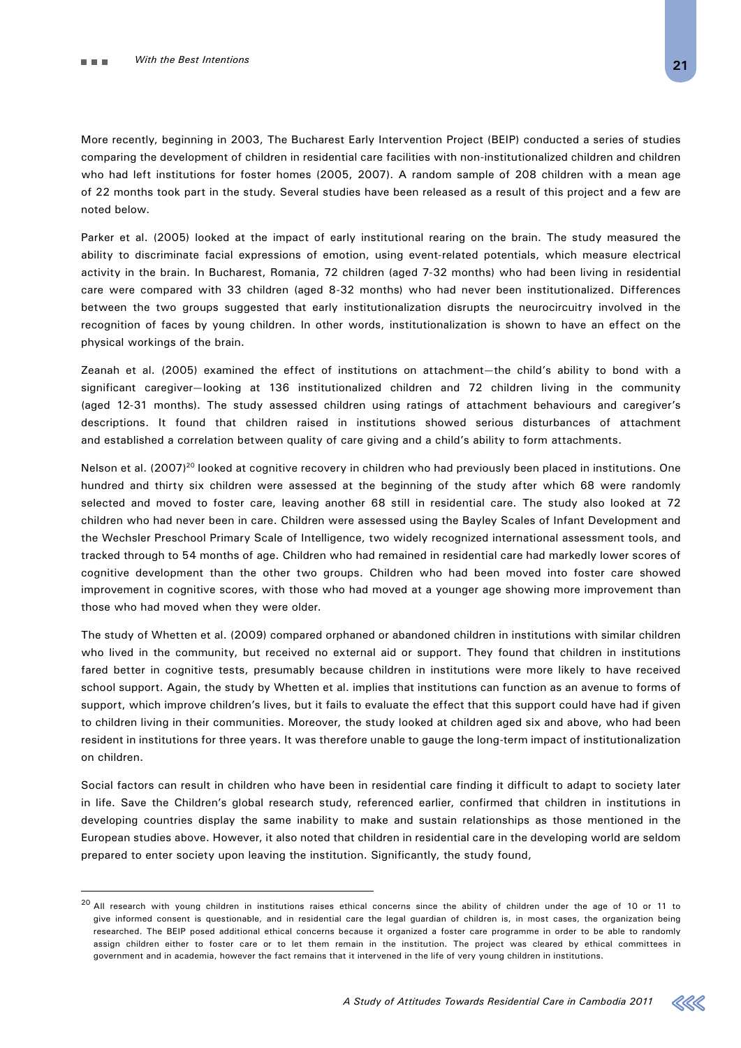More recently, beginning in 2003, The Bucharest Early Intervention Project (BEIP) conducted a series of studies comparing the development of children in residential care facilities with non-institutionalized children and children who had left institutions for foster homes (2005, 2007). A random sample of 208 children with a mean age of 22 months took part in the study. Several studies have been released as a result of this project and a few are noted below.

Parker et al. (2005) looked at the impact of early institutional rearing on the brain. The study measured the ability to discriminate facial expressions of emotion, using event-related potentials, which measure electrical activity in the brain. In Bucharest, Romania, 72 children (aged 7-32 months) who had been living in residential care were compared with 33 children (aged 8-32 months) who had never been institutionalized. Differences between the two groups suggested that early institutionalization disrupts the neurocircuitry involved in the recognition of faces by young children. In other words, institutionalization is shown to have an effect on the physical workings of the brain.

Zeanah et al. (2005) examined the effect of institutions on attachment—the child's ability to bond with a significant caregiver—looking at 136 institutionalized children and 72 children living in the community (aged 12-31 months). The study assessed children using ratings of attachment behaviours and caregiver's descriptions. It found that children raised in institutions showed serious disturbances of attachment and established a correlation between quality of care giving and a child's ability to form attachments.

Nelson et al. (2007)[20] looked at cognitive recovery in children who had previously been placed in institutions. One hundred and thirty six children were assessed at the beginning of the study after which 68 were randomly selected and moved to foster care, leaving another 68 still in residential care. The study also looked at 72 children who had never been in care. Children were assessed using the Bayley Scales of Infant Development and the Wechsler Preschool Primary Scale of Intelligence, two widely recognized international assessment tools, and tracked through to 54 months of age. Children who had remained in residential care had markedly lower scores of cognitive development than the other two groups. Children who had been moved into foster care showed improvement in cognitive scores, with those who had moved at a younger age showing more improvement than those who had moved when they were older.

The study of Whetten et al. (2009) compared orphaned or abandoned children in institutions with similar children who lived in the community, but received no external aid or support. They found that children in institutions fared better in cognitive tests, presumably because children in institutions were more likely to have received school support. Again, the study by Whetten et al. implies that institutions can function as an avenue to forms of support, which improve children's lives, but it fails to evaluate the effect that this support could have had if given to children living in their communities. Moreover, the study looked at children aged six and above, who had been resident in institutions for three years. It was therefore unable to gauge the long-term impact of institutionalization on children.

Social factors can result in children who have been in residential care finding it difficult to adapt to society later in life. Save the Children's global research study, referenced earlier, confirmed that children in institutions in developing countries display the same inability to make and sustain relationships as those mentioned in the European studies above. However, it also noted that children in residential care in the developing world are seldom prepared to enter society upon leaving the institution. Significantly, the study found,

---

[20] All research with young children in institutions raises ethical concerns since the ability of children under the age of 10 or 11 to give informed consent is questionable, and in residential care the legal guardian of children is, in most cases, the organization being researched. The BEIP posed additional ethical concerns because it organized a foster care programme in order to be able to randomly assign children either to foster care or to let them remain in the institution. The project was cleared by ethical committees in government and in academia, however the fact remains that it intervened in the life of very young children in institutions.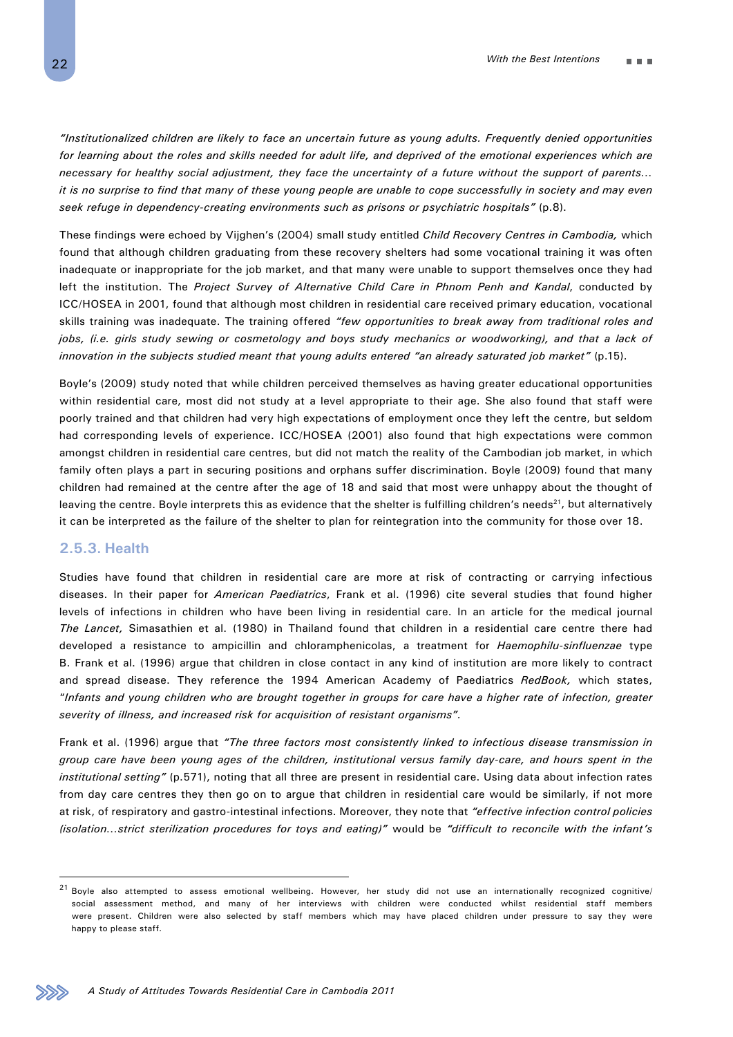*"Institutionalized children are likely to face an uncertain future as young adults. Frequently denied opportunities for learning about the roles and skills needed for adult life, and deprived of the emotional experiences which are necessary for healthy social adjustment, they face the uncertainty of a future without the support of parents… it is no surprise to find that many of these young people are unable to cope successfully in society and may even seek refuge in dependency-creating environments such as prisons or psychiatric hospitals"* (p.8).

These findings were echoed by Vijghen's (2004) small study entitled *Child Recovery Centres in Cambodia,* which found that although children graduating from these recovery shelters had some vocational training it was often inadequate or inappropriate for the job market, and that many were unable to support themselves once they had left the institution. The *Project Survey of Alternative Child Care in Phnom Penh and Kandal*, conducted by ICC/HOSEA in 2001, found that although most children in residential care received primary education, vocational skills training was inadequate. The training offered *"few opportunities to break away from traditional roles and jobs, (i.e. girls study sewing or cosmetology and boys study mechanics or woodworking), and that a lack of innovation in the subjects studied meant that young adults entered "an already saturated job market"* (p.15).

Boyle's (2009) study noted that while children perceived themselves as having greater educational opportunities within residential care, most did not study at a level appropriate to their age. She also found that staff were poorly trained and that children had very high expectations of employment once they left the centre, but seldom had corresponding levels of experience. ICC/HOSEA (2001) also found that high expectations were common amongst children in residential care centres, but did not match the reality of the Cambodian job market, in which family often plays a part in securing positions and orphans suffer discrimination. Boyle (2009) found that many children had remained at the centre after the age of 18 and said that most were unhappy about the thought of leaving the centre. Boyle interprets this as evidence that the shelter is fulfilling children's needs[21], but alternatively it can be interpreted as the failure of the shelter to plan for reintegration into the community for those over 18.

### 2.5.3. Health

Studies have found that children in residential care are more at risk of contracting or carrying infectious diseases. In their paper for *American Paediatrics*, Frank et al. (1996) cite several studies that found higher levels of infections in children who have been living in residential care. In an article for the medical journal *The Lancet,* Simasathien et al. (1980) in Thailand found that children in a residential care centre there had developed a resistance to ampicillin and chloramphenicolas, a treatment for *Haemophilu-sinfluenzae* type B. Frank et al. (1996) argue that children in close contact in any kind of institution are more likely to contract and spread disease. They reference the 1994 American Academy of Paediatrics *RedBook,* which states, "*Infants and young children who are brought together in groups for care have a higher rate of infection, greater severity of illness, and increased risk for acquisition of resistant organisms".*

Frank et al. (1996) argue that *"The three factors most consistently linked to infectious disease transmission in group care have been young ages of the children, institutional versus family day-care, and hours spent in the institutional setting"* (p.571), noting that all three are present in residential care. Using data about infection rates from day care centres they then go on to argue that children in residential care would be similarly, if not more at risk, of respiratory and gastro-intestinal infections. Moreover, they note that *"effective infection control policies (isolation…strict sterilization procedures for toys and eating)"* would be *"difficult to reconcile with the infant's*

---

[21] Boyle also attempted to assess emotional wellbeing. However, her study did not use an internationally recognized cognitive/social assessment method, and many of her interviews with children were conducted whilst residential staff members were present. Children were also selected by staff members which may have placed children under pressure to say they were happy to please staff.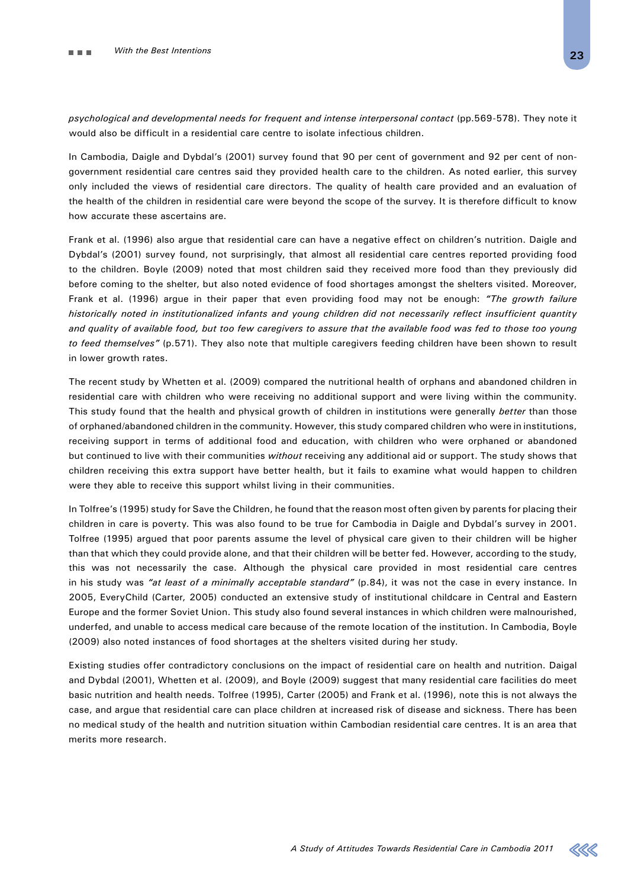*psychological and developmental needs for frequent and intense interpersonal contact* (pp.569-578). They note it would also be difficult in a residential care centre to isolate infectious children.

In Cambodia, Daigle and Dybdal's (2001) survey found that 90 per cent of government and 92 per cent of non-government residential care centres said they provided health care to the children. As noted earlier, this survey only included the views of residential care directors. The quality of health care provided and an evaluation of the health of the children in residential care were beyond the scope of the survey. It is therefore difficult to know how accurate these ascertains are.

Frank et al. (1996) also argue that residential care can have a negative effect on children's nutrition. Daigle and Dybdal's (2001) survey found, not surprisingly, that almost all residential care centres reported providing food to the children. Boyle (2009) noted that most children said they received more food than they previously did before coming to the shelter, but also noted evidence of food shortages amongst the shelters visited. Moreover, Frank et al. (1996) argue in their paper that even providing food may not be enough: *"The growth failure historically noted in institutionalized infants and young children did not necessarily reflect insufficient quantity and quality of available food, but too few caregivers to assure that the available food was fed to those too young to feed themselves"* (p.571). They also note that multiple caregivers feeding children have been shown to result in lower growth rates.

The recent study by Whetten et al. (2009) compared the nutritional health of orphans and abandoned children in residential care with children who were receiving no additional support and were living within the community. This study found that the health and physical growth of children in institutions were generally *better* than those of orphaned/abandoned children in the community. However, this study compared children who were in institutions, receiving support in terms of additional food and education, with children who were orphaned or abandoned but continued to live with their communities *without* receiving any additional aid or support. The study shows that children receiving this extra support have better health, but it fails to examine what would happen to children were they able to receive this support whilst living in their communities.

In Tolfree's (1995) study for Save the Children, he found that the reason most often given by parents for placing their children in care is poverty. This was also found to be true for Cambodia in Daigle and Dybdal's survey in 2001. Tolfree (1995) argued that poor parents assume the level of physical care given to their children will be higher than that which they could provide alone, and that their children will be better fed. However, according to the study, this was not necessarily the case. Although the physical care provided in most residential care centres in his study was *"at least of a minimally acceptable standard"* (p.84), it was not the case in every instance. In 2005, EveryChild (Carter, 2005) conducted an extensive study of institutional childcare in Central and Eastern Europe and the former Soviet Union. This study also found several instances in which children were malnourished, underfed, and unable to access medical care because of the remote location of the institution. In Cambodia, Boyle (2009) also noted instances of food shortages at the shelters visited during her study.

Existing studies offer contradictory conclusions on the impact of residential care on health and nutrition. Daigal and Dybdal (2001), Whetten et al. (2009), and Boyle (2009) suggest that many residential care facilities do meet basic nutrition and health needs. Tolfree (1995), Carter (2005) and Frank et al. (1996), note this is not always the case, and argue that residential care can place children at increased risk of disease and sickness. There has been no medical study of the health and nutrition situation within Cambodian residential care centres. It is an area that merits more research.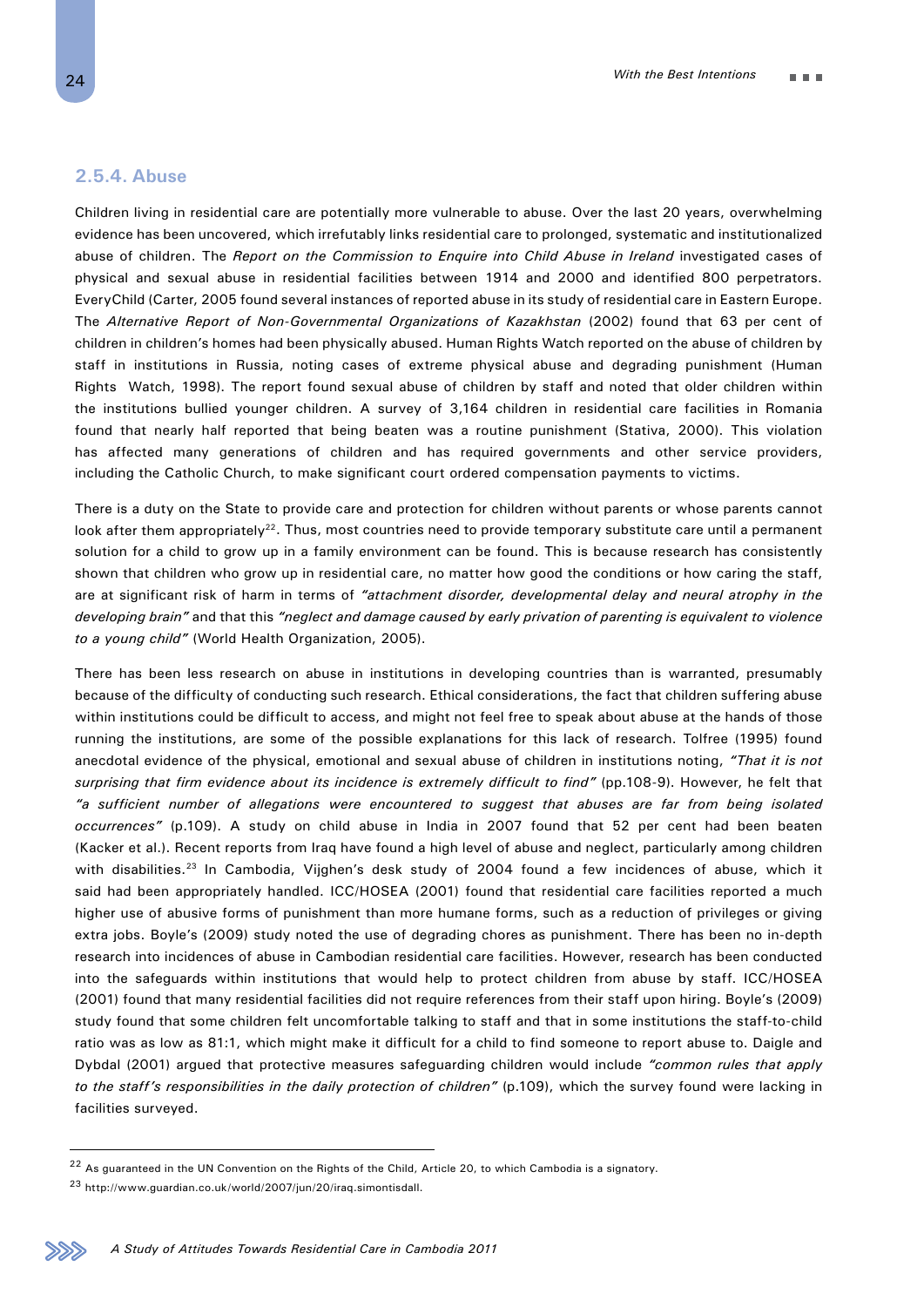### 2.5.4. Abuse

Children living in residential care are potentially more vulnerable to abuse. Over the last 20 years, overwhelming evidence has been uncovered, which irrefutably links residential care to prolonged, systematic and institutionalized abuse of children. The *Report on the Commission to Enquire into Child Abuse in Ireland* investigated cases of physical and sexual abuse in residential facilities between 1914 and 2000 and identified 800 perpetrators. EveryChild (Carter, 2005 found several instances of reported abuse in its study of residential care in Eastern Europe. The *Alternative Report of Non-Governmental Organizations of Kazakhstan* (2002) found that 63 per cent of children in children's homes had been physically abused. Human Rights Watch reported on the abuse of children by staff in institutions in Russia, noting cases of extreme physical abuse and degrading punishment (Human Rights Watch, 1998). The report found sexual abuse of children by staff and noted that older children within the institutions bullied younger children. A survey of 3,164 children in residential care facilities in Romania found that nearly half reported that being beaten was a routine punishment (Stativa, 2000). This violation has affected many generations of children and has required governments and other service providers, including the Catholic Church, to make significant court ordered compensation payments to victims.

There is a duty on the State to provide care and protection for children without parents or whose parents cannot look after them appropriately[22]. Thus, most countries need to provide temporary substitute care until a permanent solution for a child to grow up in a family environment can be found. This is because research has consistently shown that children who grow up in residential care, no matter how good the conditions or how caring the staff, are at significant risk of harm in terms of *"attachment disorder, developmental delay and neural atrophy in the developing brain"* and that this *"neglect and damage caused by early privation of parenting is equivalent to violence to a young child"* (World Health Organization, 2005).

There has been less research on abuse in institutions in developing countries than is warranted, presumably because of the difficulty of conducting such research. Ethical considerations, the fact that children suffering abuse within institutions could be difficult to access, and might not feel free to speak about abuse at the hands of those running the institutions, are some of the possible explanations for this lack of research. Tolfree (1995) found anecdotal evidence of the physical, emotional and sexual abuse of children in institutions noting, *"That it is not surprising that firm evidence about its incidence is extremely difficult to find"* (pp.108-9). However, he felt that *"a sufficient number of allegations were encountered to suggest that abuses are far from being isolated occurrences"* (p.109). A study on child abuse in India in 2007 found that 52 per cent had been beaten (Kacker et al.). Recent reports from Iraq have found a high level of abuse and neglect, particularly among children with disabilities.[23] In Cambodia, Vijghen's desk study of 2004 found a few incidences of abuse, which it said had been appropriately handled. ICC/HOSEA (2001) found that residential care facilities reported a much higher use of abusive forms of punishment than more humane forms, such as a reduction of privileges or giving extra jobs. Boyle's (2009) study noted the use of degrading chores as punishment. There has been no in-depth research into incidences of abuse in Cambodian residential care facilities. However, research has been conducted into the safeguards within institutions that would help to protect children from abuse by staff. ICC/HOSEA (2001) found that many residential facilities did not require references from their staff upon hiring. Boyle's (2009) study found that some children felt uncomfortable talking to staff and that in some institutions the staff-to-child ratio was as low as 81:1, which might make it difficult for a child to find someone to report abuse to. Daigle and Dybdal (2001) argued that protective measures safeguarding children would include *"common rules that apply to the staff's responsibilities in the daily protection of children"* (p.109), which the survey found were lacking in facilities surveyed.

---

[22] As guaranteed in the UN Convention on the Rights of the Child, Article 20, to which Cambodia is a signatory.

[23] http://www.guardian.co.uk/world/2007/jun/20/iraq.simontisdall.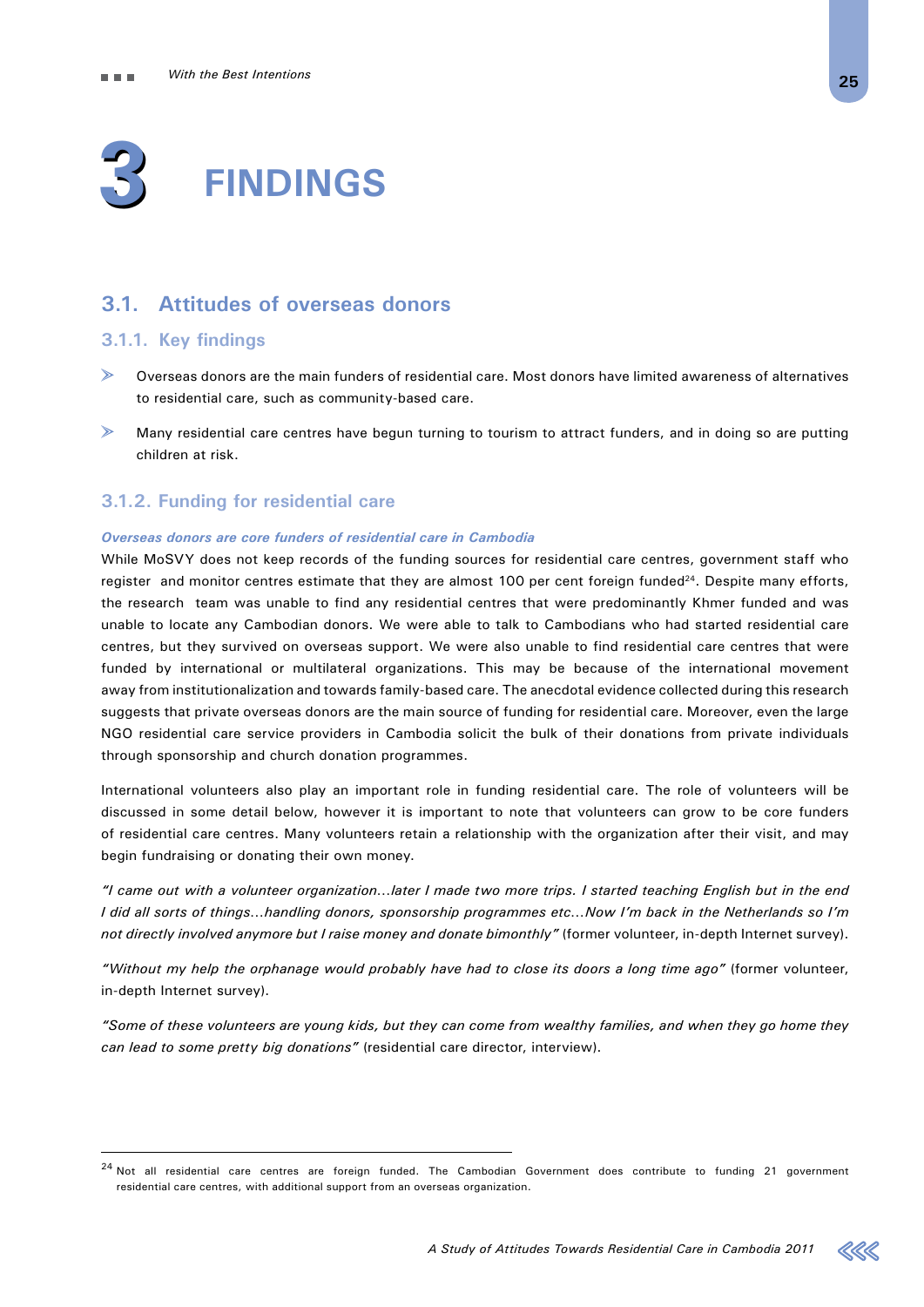# 3 FINDINGS

## 3.1. Attitudes of overseas donors

### 3.1.1. Key findings

- Overseas donors are the main funders of residential care. Most donors have limited awareness of alternatives to residential care, such as community-based care.
- Many residential care centres have begun turning to tourism to attract funders, and in doing so are putting children at risk.

### 3.1.2. Funding for residential care

***Overseas donors are core funders of residential care in Cambodia***

While MoSVY does not keep records of the funding sources for residential care centres, government staff who register and monitor centres estimate that they are almost 100 per cent foreign funded[24]. Despite many efforts, the research team was unable to find any residential centres that were predominantly Khmer funded and was unable to locate any Cambodian donors. We were able to talk to Cambodians who had started residential care centres, but they survived on overseas support. We were also unable to find residential care centres that were funded by international or multilateral organizations. This may be because of the international movement away from institutionalization and towards family-based care. The anecdotal evidence collected during this research suggests that private overseas donors are the main source of funding for residential care. Moreover, even the large NGO residential care service providers in Cambodia solicit the bulk of their donations from private individuals through sponsorship and church donation programmes.

International volunteers also play an important role in funding residential care. The role of volunteers will be discussed in some detail below, however it is important to note that volunteers can grow to be core funders of residential care centres. Many volunteers retain a relationship with the organization after their visit, and may begin fundraising or donating their own money.

*"I came out with a volunteer organization…later I made two more trips. I started teaching English but in the end I did all sorts of things…handling donors, sponsorship programmes etc…Now I'm back in the Netherlands so I'm not directly involved anymore but I raise money and donate bimonthly"* (former volunteer, in-depth Internet survey).

*"Without my help the orphanage would probably have had to close its doors a long time ago"* (former volunteer, in-depth Internet survey).

*"Some of these volunteers are young kids, but they can come from wealthy families, and when they go home they can lead to some pretty big donations"* (residential care director, interview).

---

[24] Not all residential care centres are foreign funded. The Cambodian Government does contribute to funding 21 government residential care centres, with additional support from an overseas organization.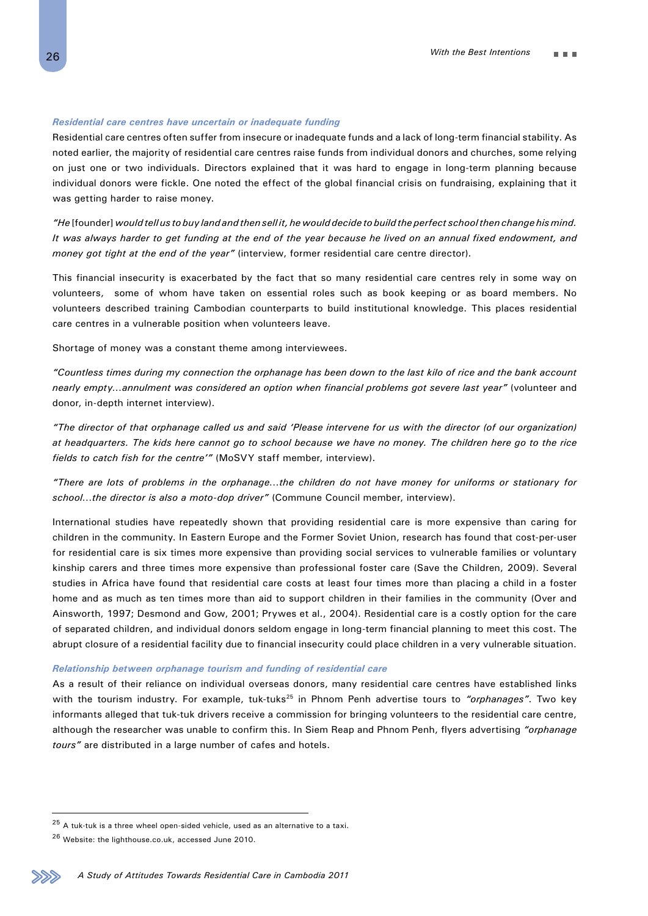### *Residential care centres have uncertain or inadequate funding*

Residential care centres often suffer from insecure or inadequate funds and a lack of long-term financial stability. As noted earlier, the majority of residential care centres raise funds from individual donors and churches, some relying on just one or two individuals. Directors explained that it was hard to engage in long-term planning because individual donors were fickle. One noted the effect of the global financial crisis on fundraising, explaining that it was getting harder to raise money.

*"He* [founder] *would tell us to buy land and then sell it, he would decide to build the perfect school then change his mind. It was always harder to get funding at the end of the year because he lived on an annual fixed endowment, and money got tight at the end of the year"* (interview, former residential care centre director).

This financial insecurity is exacerbated by the fact that so many residential care centres rely in some way on volunteers, some of whom have taken on essential roles such as book keeping or as board members. No volunteers described training Cambodian counterparts to build institutional knowledge. This places residential care centres in a vulnerable position when volunteers leave.

Shortage of money was a constant theme among interviewees.

*"Countless times during my connection the orphanage has been down to the last kilo of rice and the bank account nearly empty…annulment was considered an option when financial problems got severe last year"* (volunteer and donor, in-depth internet interview).

*"The director of that orphanage called us and said 'Please intervene for us with the director (of our organization) at headquarters. The kids here cannot go to school because we have no money. The children here go to the rice fields to catch fish for the centre'"* (MoSVY staff member, interview).

*"There are lots of problems in the orphanage…the children do not have money for uniforms or stationary for school…the director is also a moto-dop driver"* (Commune Council member, interview).

International studies have repeatedly shown that providing residential care is more expensive than caring for children in the community. In Eastern Europe and the Former Soviet Union, research has found that cost-per-user for residential care is six times more expensive than providing social services to vulnerable families or voluntary kinship carers and three times more expensive than professional foster care (Save the Children, 2009). Several studies in Africa have found that residential care costs at least four times more than placing a child in a foster home and as much as ten times more than aid to support children in their families in the community (Over and Ainsworth, 1997; Desmond and Gow, 2001; Prywes et al., 2004). Residential care is a costly option for the care of separated children, and individual donors seldom engage in long-term financial planning to meet this cost. The abrupt closure of a residential facility due to financial insecurity could place children in a very vulnerable situation.

### *Relationship between orphanage tourism and funding of residential care*

As a result of their reliance on individual overseas donors, many residential care centres have established links with the tourism industry. For example, tuk-tuks[25] in Phnom Penh advertise tours to *"orphanages"*. Two key informants alleged that tuk-tuk drivers receive a commission for bringing volunteers to the residential care centre, although the researcher was unable to confirm this. In Siem Reap and Phnom Penh, flyers advertising *"orphanage tours"* are distributed in a large number of cafes and hotels.

---

[25] A tuk-tuk is a three wheel open-sided vehicle, used as an alternative to a taxi.

[26] Website: the lighthouse.co.uk, accessed June 2010.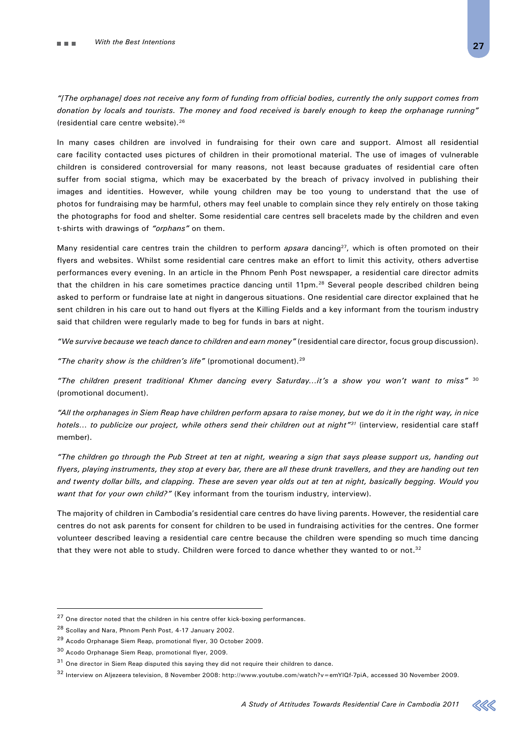*"[The orphanage] does not receive any form of funding from official bodies, currently the only support comes from donation by locals and tourists. The money and food received is barely enough to keep the orphanage running"* (residential care centre website).[26]

In many cases children are involved in fundraising for their own care and support. Almost all residential care facility contacted uses pictures of children in their promotional material. The use of images of vulnerable children is considered controversial for many reasons, not least because graduates of residential care often suffer from social stigma, which may be exacerbated by the breach of privacy involved in publishing their images and identities. However, while young children may be too young to understand that the use of photos for fundraising may be harmful, others may feel unable to complain since they rely entirely on those taking the photographs for food and shelter. Some residential care centres sell bracelets made by the children and even t-shirts with drawings of *"orphans"* on them.

Many residential care centres train the children to perform *apsara* dancing[27], which is often promoted on their flyers and websites. Whilst some residential care centres make an effort to limit this activity, others advertise performances every evening. In an article in the Phnom Penh Post newspaper, a residential care director admits that the children in his care sometimes practice dancing until 11pm.[28] Several people described children being asked to perform or fundraise late at night in dangerous situations. One residential care director explained that he sent children in his care out to hand out flyers at the Killing Fields and a key informant from the tourism industry said that children were regularly made to beg for funds in bars at night.

*"We survive because we teach dance to children and earn money"* (residential care director, focus group discussion).

*"The charity show is the children's life"* (promotional document).[29]

*"The children present traditional Khmer dancing every Saturday...it's a show you won't want to miss"* [30] (promotional document).

*"All the orphanages in Siem Reap have children perform apsara to raise money, but we do it in the right way, in nice hotels... to publicize our project, while others send their children out at night"*[31] (interview, residential care staff member).

*"The children go through the Pub Street at ten at night, wearing a sign that says please support us, handing out flyers, playing instruments, they stop at every bar, there are all these drunk travellers, and they are handing out ten and twenty dollar bills, and clapping. These are seven year olds out at ten at night, basically begging. Would you want that for your own child?"* (Key informant from the tourism industry, interview).

The majority of children in Cambodia's residential care centres do have living parents. However, the residential care centres do not ask parents for consent for children to be used in fundraising activities for the centres. One former volunteer described leaving a residential care centre because the children were spending so much time dancing that they were not able to study. Children were forced to dance whether they wanted to or not.[32]

---

[27] One director noted that the children in his centre offer kick-boxing performances.

[28] Scollay and Nara, Phnom Penh Post, 4-17 January 2002.

[29] Acodo Orphanage Siem Reap, promotional flyer, 30 October 2009.

[30] Acodo Orphanage Siem Reap, promotional flyer, 2009.

[31] One director in Siem Reap disputed this saying they did not require their children to dance.

[32] Interview on Aljezeera television, 8 November 2008: http://www.youtube.com/watch?v=emYIQf-7piA, accessed 30 November 2009.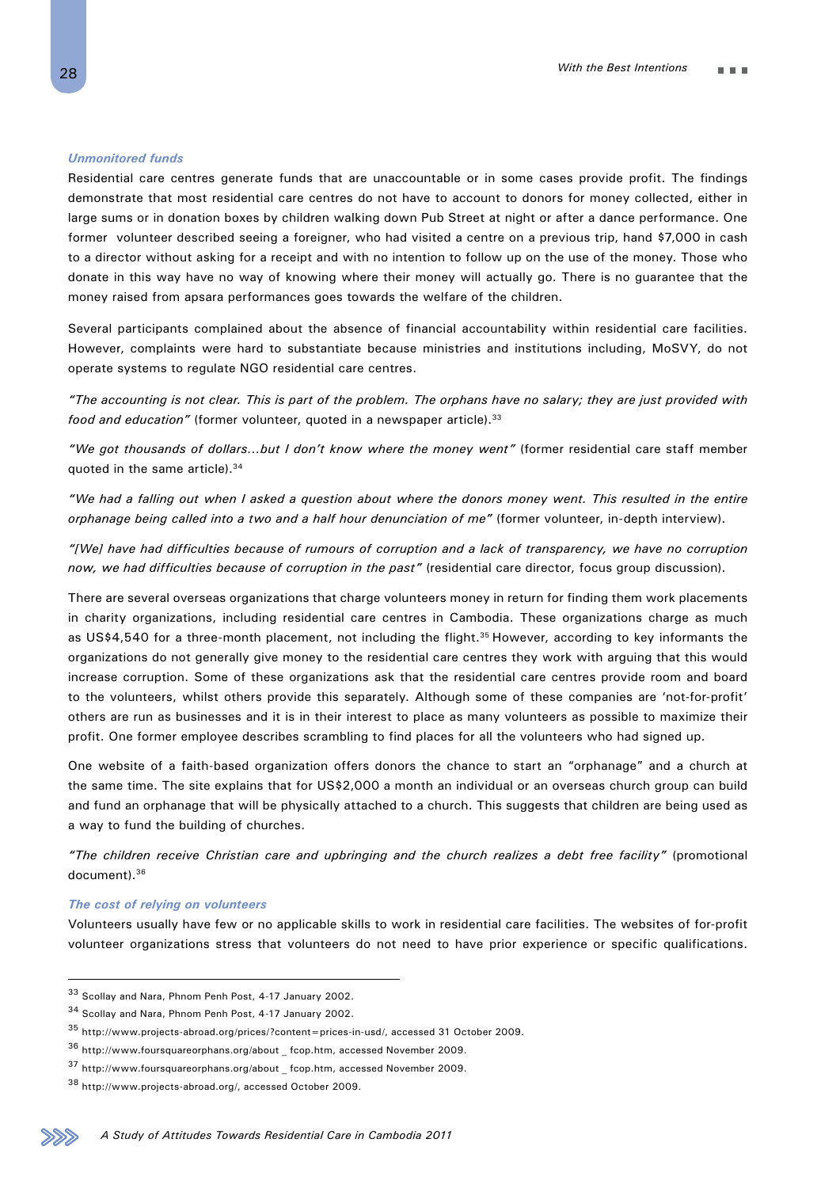### *Unmonitored funds*

Residential care centres generate funds that are unaccountable or in some cases provide profit. The findings demonstrate that most residential care centres do not have to account to donors for money collected, either in large sums or in donation boxes by children walking down Pub Street at night or after a dance performance. One former volunteer described seeing a foreigner, who had visited a centre on a previous trip, hand $7,000 in cash to a director without asking for a receipt and with no intention to follow up on the use of the money. Those who donate in this way have no way of knowing where their money will actually go. There is no guarantee that the money raised from apsara performances goes towards the welfare of the children.

Several participants complained about the absence of financial accountability within residential care facilities. However, complaints were hard to substantiate because ministries and institutions including, MoSVY, do not operate systems to regulate NGO residential care centres.

*"The accounting is not clear. This is part of the problem. The orphans have no salary; they are just provided with food and education"* (former volunteer, quoted in a newspaper article).[33]

*"We got thousands of dollars…but I don't know where the money went"* (former residential care staff member quoted in the same article).[34]

*"We had a falling out when I asked a question about where the donors money went. This resulted in the entire orphanage being called into a two and a half hour denunciation of me"* (former volunteer, in-depth interview).

*"[We] have had difficulties because of rumours of corruption and a lack of transparency, we have no corruption now, we had difficulties because of corruption in the past"* (residential care director, focus group discussion).

There are several overseas organizations that charge volunteers money in return for finding them work placements in charity organizations, including residential care centres in Cambodia. These organizations charge as much as US$4,540 for a three-month placement, not including the flight.[35] However, according to key informants the organizations do not generally give money to the residential care centres they work with arguing that this would increase corruption. Some of these organizations ask that the residential care centres provide room and board to the volunteers, whilst others provide this separately. Although some of these companies are 'not-for-profit' others are run as businesses and it is in their interest to place as many volunteers as possible to maximize their profit. One former employee describes scrambling to find places for all the volunteers who had signed up.

One website of a faith-based organization offers donors the chance to start an "orphanage" and a church at the same time. The site explains that for US$2,000 a month an individual or an overseas church group can build and fund an orphanage that will be physically attached to a church. This suggests that children are being used as a way to fund the building of churches.

*"The children receive Christian care and upbringing and the church realizes a debt free facility"* (promotional document).[36]

### *The cost of relying on volunteers*

Volunteers usually have few or no applicable skills to work in residential care facilities. The websites of for-profit volunteer organizations stress that volunteers do not need to have prior experience or specific qualifications.

---

[33] Scollay and Nara, Phnom Penh Post, 4-17 January 2002.

[34] Scollay and Nara, Phnom Penh Post, 4-17 January 2002.

[35] http://www.projects-abroad.org/prices/?content=prices-in-usd/, accessed 31 October 2009.

[36] http://www.foursquareorphans.org/about _ fcop.htm, accessed November 2009.

[37] http://www.foursquareorphans.org/about _ fcop.htm, accessed November 2009.

[38] http://www.projects-abroad.org/, accessed October 2009.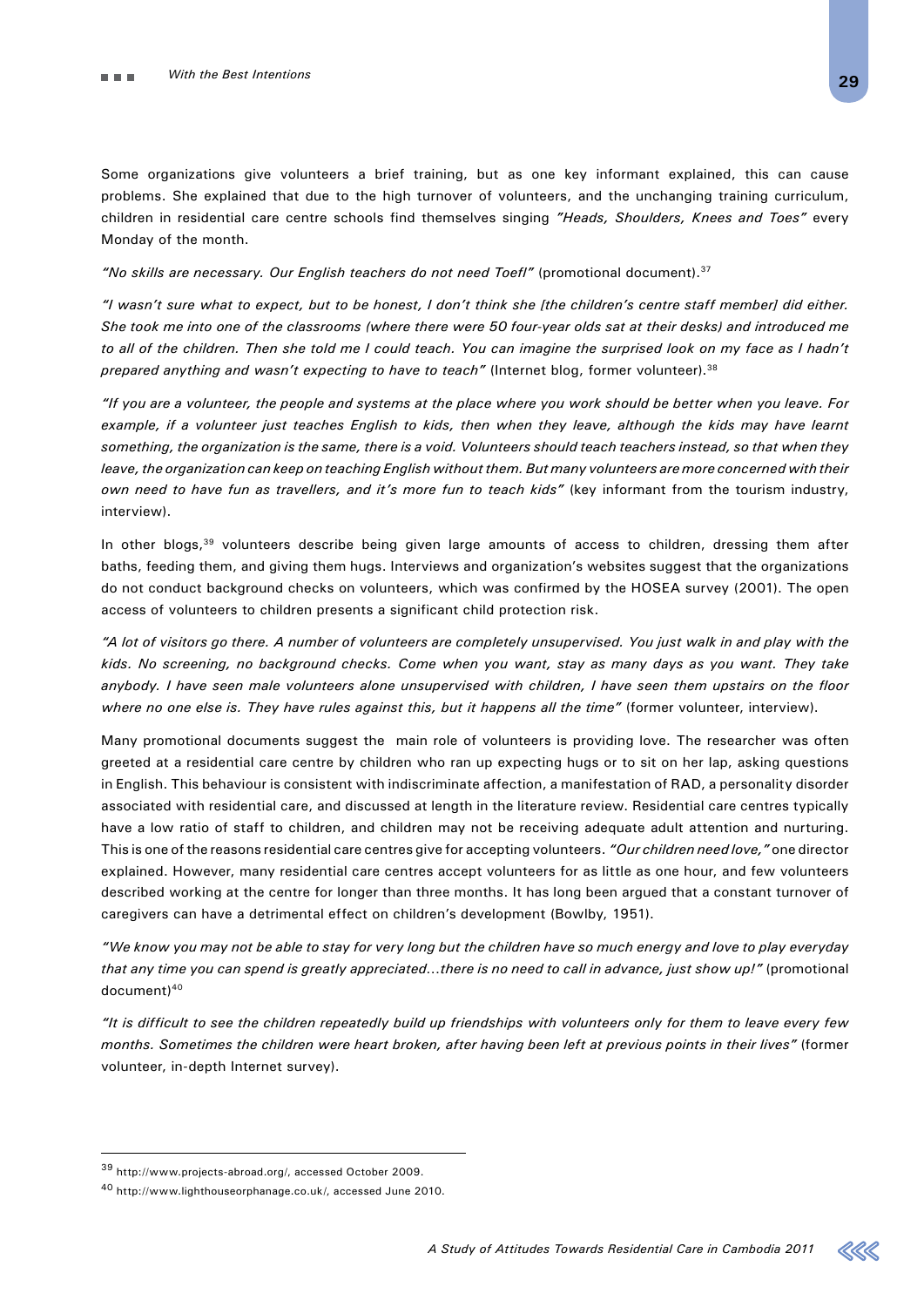Some organizations give volunteers a brief training, but as one key informant explained, this can cause problems. She explained that due to the high turnover of volunteers, and the unchanging training curriculum, children in residential care centre schools find themselves singing *"Heads, Shoulders, Knees and Toes"* every Monday of the month.

*"No skills are necessary. Our English teachers do not need Toefl"* (promotional document).[37]

*"I wasn't sure what to expect, but to be honest, I don't think she [the children's centre staff member] did either. She took me into one of the classrooms (where there were 50 four-year olds sat at their desks) and introduced me to all of the children. Then she told me I could teach. You can imagine the surprised look on my face as I hadn't prepared anything and wasn't expecting to have to teach"* (Internet blog, former volunteer).[38]

*"If you are a volunteer, the people and systems at the place where you work should be better when you leave. For example, if a volunteer just teaches English to kids, then when they leave, although the kids may have learnt something, the organization is the same, there is a void. Volunteers should teach teachers instead, so that when they leave, the organization can keep on teaching English without them. But many volunteers are more concerned with their own need to have fun as travellers, and it's more fun to teach kids"* (key informant from the tourism industry, interview).

In other blogs,[39] volunteers describe being given large amounts of access to children, dressing them after baths, feeding them, and giving them hugs. Interviews and organization's websites suggest that the organizations do not conduct background checks on volunteers, which was confirmed by the HOSEA survey (2001). The open access of volunteers to children presents a significant child protection risk.

*"A lot of visitors go there. A number of volunteers are completely unsupervised. You just walk in and play with the kids. No screening, no background checks. Come when you want, stay as many days as you want. They take anybody. I have seen male volunteers alone unsupervised with children, I have seen them upstairs on the floor where no one else is. They have rules against this, but it happens all the time"* (former volunteer, interview).

Many promotional documents suggest the main role of volunteers is providing love. The researcher was often greeted at a residential care centre by children who ran up expecting hugs or to sit on her lap, asking questions in English. This behaviour is consistent with indiscriminate affection, a manifestation of RAD, a personality disorder associated with residential care, and discussed at length in the literature review. Residential care centres typically have a low ratio of staff to children, and children may not be receiving adequate adult attention and nurturing. This is one of the reasons residential care centres give for accepting volunteers. *"Our children need love,"* one director explained. However, many residential care centres accept volunteers for as little as one hour, and few volunteers described working at the centre for longer than three months. It has long been argued that a constant turnover of caregivers can have a detrimental effect on children's development (Bowlby, 1951).

*"We know you may not be able to stay for very long but the children have so much energy and love to play everyday that any time you can spend is greatly appreciated...there is no need to call in advance, just show up!"* (promotional document)[40]

*"It is difficult to see the children repeatedly build up friendships with volunteers only for them to leave every few months. Sometimes the children were heart broken, after having been left at previous points in their lives"* (former volunteer, in-depth Internet survey).

---

[39] http://www.projects-abroad.org/, accessed October 2009.

[40] http://www.lighthouseorphanage.co.uk/, accessed June 2010.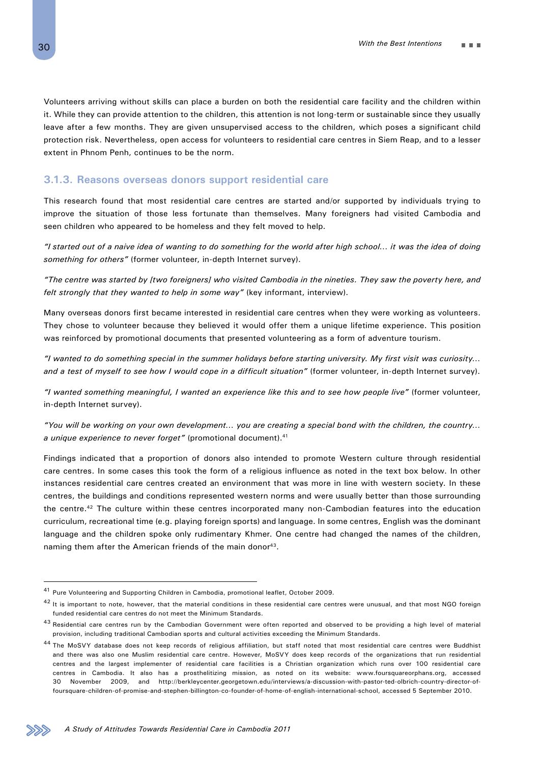Volunteers arriving without skills can place a burden on both the residential care facility and the children within it. While they can provide attention to the children, this attention is not long-term or sustainable since they usually leave after a few months. They are given unsupervised access to the children, which poses a significant child protection risk. Nevertheless, open access for volunteers to residential care centres in Siem Reap, and to a lesser extent in Phnom Penh, continues to be the norm.

### 3.1.3. Reasons overseas donors support residential care

This research found that most residential care centres are started and/or supported by individuals trying to improve the situation of those less fortunate than themselves. Many foreigners had visited Cambodia and seen children who appeared to be homeless and they felt moved to help.

*"I started out of a naive idea of wanting to do something for the world after high school… it was the idea of doing something for others"* (former volunteer, in-depth Internet survey).

*"The centre was started by [two foreigners] who visited Cambodia in the nineties. They saw the poverty here, and felt strongly that they wanted to help in some way"* (key informant, interview).

Many overseas donors first became interested in residential care centres when they were working as volunteers. They chose to volunteer because they believed it would offer them a unique lifetime experience. This position was reinforced by promotional documents that presented volunteering as a form of adventure tourism.

*"I wanted to do something special in the summer holidays before starting university. My first visit was curiosity… and a test of myself to see how I would cope in a difficult situation"* (former volunteer, in-depth Internet survey).

*"I wanted something meaningful, I wanted an experience like this and to see how people live"* (former volunteer, in-depth Internet survey).

*"You will be working on your own development… you are creating a special bond with the children, the country… a unique experience to never forget"* (promotional document).[41]

Findings indicated that a proportion of donors also intended to promote Western culture through residential care centres. In some cases this took the form of a religious influence as noted in the text box below. In other instances residential care centres created an environment that was more in line with western society. In these centres, the buildings and conditions represented western norms and were usually better than those surrounding the centre.[42] The culture within these centres incorporated many non-Cambodian features into the education curriculum, recreational time (e.g. playing foreign sports) and language. In some centres, English was the dominant language and the children spoke only rudimentary Khmer. One centre had changed the names of the children, naming them after the American friends of the main donor[43].

---

[41] Pure Volunteering and Supporting Children in Cambodia, promotional leaflet, October 2009.

[42] It is important to note, however, that the material conditions in these residential care centres were unusual, and that most NGO foreign funded residential care centres do not meet the Minimum Standards.

[43] Residential care centres run by the Cambodian Government were often reported and observed to be providing a high level of material provision, including traditional Cambodian sports and cultural activities exceeding the Minimum Standards.

[44] The MoSVY database does not keep records of religious affiliation, but staff noted that most residential care centres were Buddhist and there was also one Muslim residential care centre. However, MoSVY does keep records of the organizations that run residential centres and the largest implementer of residential care facilities is a Christian organization which runs over 100 residential care centres in Cambodia. It also has a prosthelitizing mission, as noted on its website: www.foursquareorphans.org, accessed 30 November 2009, and http://berkleycenter.georgetown.edu/interviews/a-discussion-with-pastor-ted-olbrich-country-director-of-foursquare-children-of-promise-and-stephen-billington-co-founder-of-home-of-english-international-school, accessed 5 September 2010.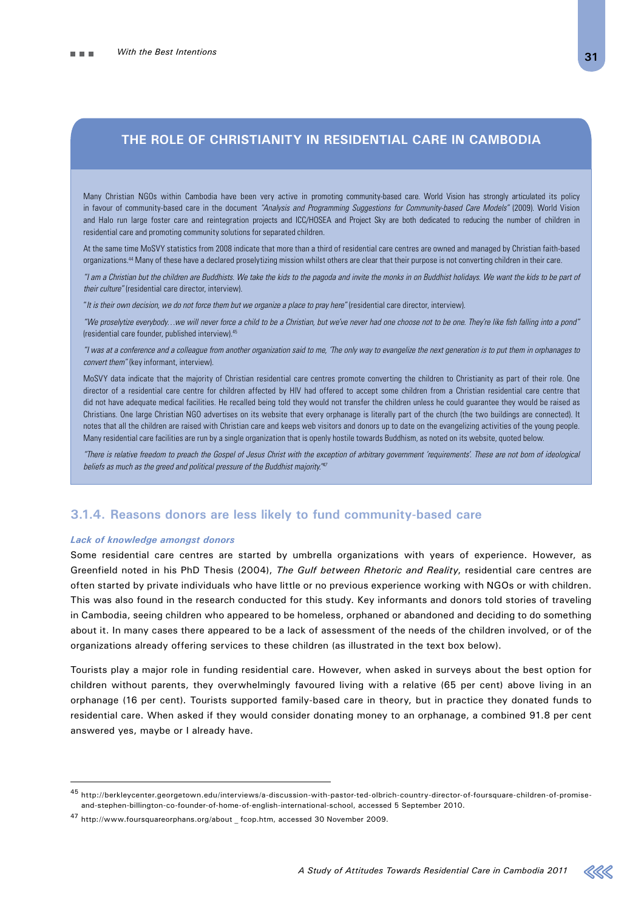## THE ROLE OF CHRISTIANITY IN RESIDENTIAL CARE IN CAMBODIA

Many Christian NGOs within Cambodia have been very active in promoting community-based care. World Vision has strongly articulated its policy in favour of community-based care in the document *"Analysis and Programming Suggestions for Community-based Care Models"* (2009). World Vision and Halo run large foster care and reintegration projects and ICC/HOSEA and Project Sky are both dedicated to reducing the number of children in residential care and promoting community solutions for separated children.

At the same time MoSVY statistics from 2008 indicate that more than a third of residential care centres are owned and managed by Christian faith-based organizations.[44] Many of these have a declared proselytizing mission whilst others are clear that their purpose is not converting children in their care.

*"I am a Christian but the children are Buddhists. We take the kids to the pagoda and invite the monks in on Buddhist holidays. We want the kids to be part of their culture"* (residential care director, interview).

"*It is their own decision, we do not force them but we organize a place to pray here"* (residential care director, interview).

*"We proselytize everybody…we will never force a child to be a Christian, but we've never had one choose not to be one. They're like fish falling into a pond"* (residential care founder, published interview).[45]

*"I was at a conference and a colleague from another organization said to me, 'The only way to evangelize the next generation is to put them in orphanages to convert them"* (key informant, interview).

MoSVY data indicate that the majority of Christian residential care centres promote converting the children to Christianity as part of their role. One director of a residential care centre for children affected by HIV had offered to accept some children from a Christian residential care centre that did not have adequate medical facilities. He recalled being told they would not transfer the children unless he could guarantee they would be raised as Christians. One large Christian NGO advertises on its website that every orphanage is literally part of the church (the two buildings are connected). It notes that all the children are raised with Christian care and keeps web visitors and donors up to date on the evangelizing activities of the young people. Many residential care facilities are run by a single organization that is openly hostile towards Buddhism, as noted on its website, quoted below.

*"There is relative freedom to preach the Gospel of Jesus Christ with the exception of arbitrary government 'requirements'. These are not born of ideological beliefs as much as the greed and political pressure of the Buddhist majority."*[47]

### 3.1.4. Reasons donors are less likely to fund community-based care

***Lack of knowledge amongst donors***

Some residential care centres are started by umbrella organizations with years of experience. However, as Greenfield noted in his PhD Thesis (2004), *The Gulf between Rhetoric and Reality*, residential care centres are often started by private individuals who have little or no previous experience working with NGOs or with children. This was also found in the research conducted for this study. Key informants and donors told stories of traveling in Cambodia, seeing children who appeared to be homeless, orphaned or abandoned and deciding to do something about it. In many cases there appeared to be a lack of assessment of the needs of the children involved, or of the organizations already offering services to these children (as illustrated in the text box below).

Tourists play a major role in funding residential care. However, when asked in surveys about the best option for children without parents, they overwhelmingly favoured living with a relative (65 per cent) above living in an orphanage (16 per cent). Tourists supported family-based care in theory, but in practice they donated funds to residential care. When asked if they would consider donating money to an orphanage, a combined 91.8 per cent answered yes, maybe or I already have.

---

[45] http://berkleycenter.georgetown.edu/interviews/a-discussion-with-pastor-ted-olbrich-country-director-of-foursquare-children-of-promise-and-stephen-billington-co-founder-of-home-of-english-international-school, accessed 5 September 2010.

[47] http://www.foursquareorphans.org/about _ fcop.htm, accessed 30 November 2009.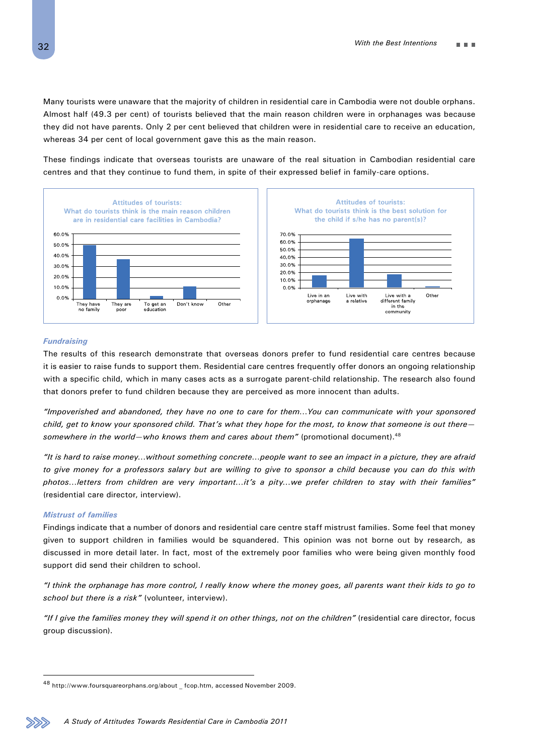Many tourists were unaware that the majority of children in residential care in Cambodia were not double orphans. Almost half (49.3 per cent) of tourists believed that the main reason children were in orphanages was because they did not have parents. Only 2 per cent believed that children were in residential care to receive an education, whereas 34 per cent of local government gave this as the main reason.

These findings indicate that overseas tourists are unaware of the real situation in Cambodian residential care centres and that they continue to fund them, in spite of their expressed belief in family-care options.

**Attitudes of tourists: What do tourists think is the main reason children are in residential care facilities in Cambodia?**

**Attitudes of tourists: What do tourists think is the best solution for the child if s/he has no parent(s)?**

### *Fundraising*

The results of this research demonstrate that overseas donors prefer to fund residential care centres because it is easier to raise funds to support them. Residential care centres frequently offer donors an ongoing relationship with a specific child, which in many cases acts as a surrogate parent-child relationship. The research also found that donors prefer to fund children because they are perceived as more innocent than adults.

*"Impoverished and abandoned, they have no one to care for them…You can communicate with your sponsored child, get to know your sponsored child. That's what they hope for the most, to know that someone is out there—somewhere in the world—who knows them and cares about them"* (promotional document).[48]

*"It is hard to raise money…without something concrete…people want to see an impact in a picture, they are afraid to give money for a professors salary but are willing to give to sponsor a child because you can do this with photos…letters from children are very important…it's a pity…we prefer children to stay with their families"* (residential care director, interview).

### *Mistrust of families*

Findings indicate that a number of donors and residential care centre staff mistrust families. Some feel that money given to support children in families would be squandered. This opinion was not borne out by research, as discussed in more detail later. In fact, most of the extremely poor families who were being given monthly food support did send their children to school.

*"I think the orphanage has more control, I really know where the money goes, all parents want their kids to go to school but there is a risk"* (volunteer, interview).

*"If I give the families money they will spend it on other things, not on the children"* (residential care director, focus group discussion).

---

[48] http://www.foursquareorphans.org/about _ fcop.htm, accessed November 2009.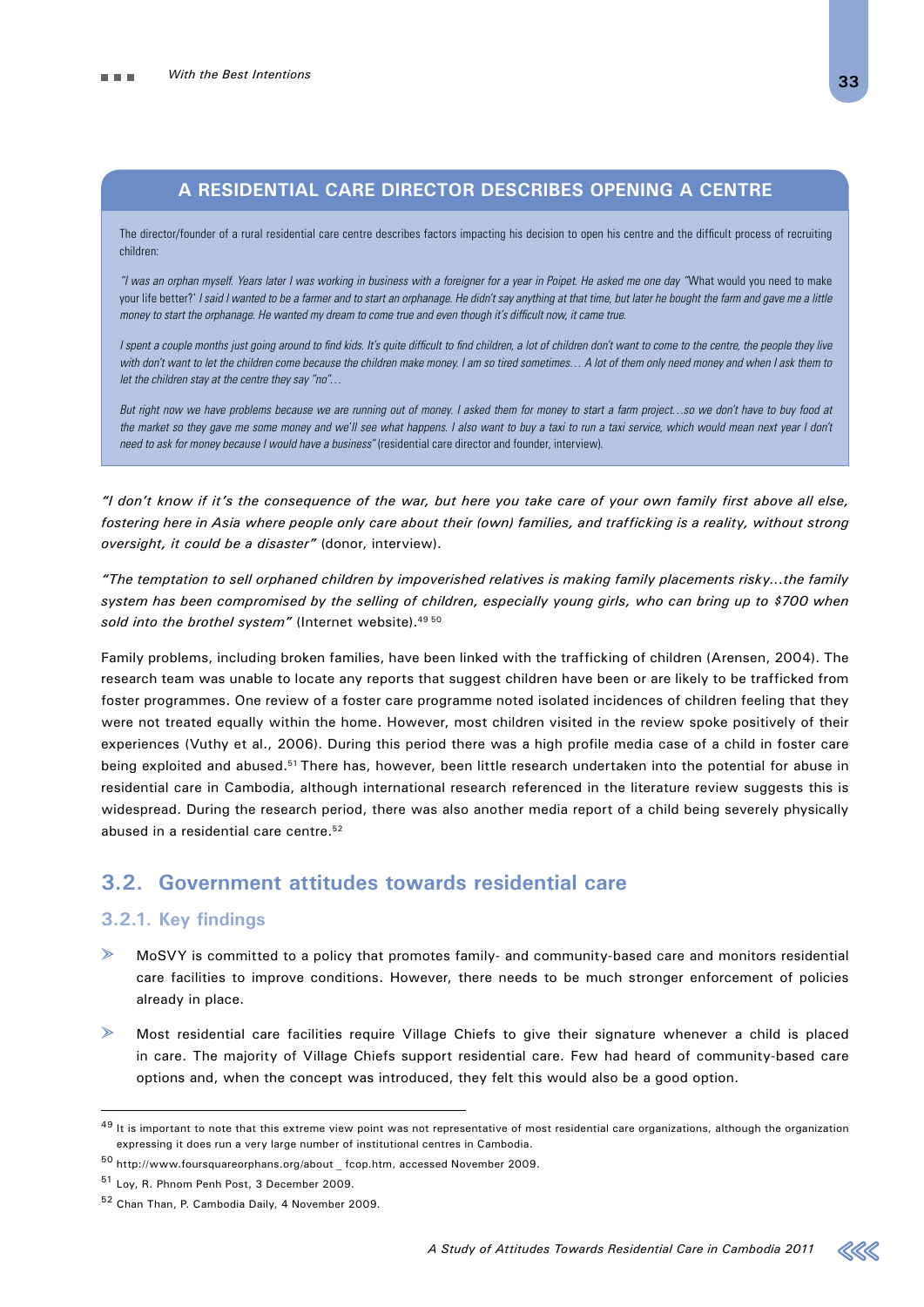## A RESIDENTIAL CARE DIRECTOR DESCRIBES OPENING A CENTRE

The director/founder of a rural residential care centre describes factors impacting his decision to open his centre and the difficult process of recruiting children:

*"I was an orphan myself. Years later I was working in business with a foreigner for a year in Poipet. He asked me one day "What would you need to make your life better?' I said I wanted to be a farmer and to start an orphanage. He didn't say anything at that time, but later he bought the farm and gave me a little money to start the orphanage. He wanted my dream to come true and even though it's difficult now, it came true.*

*I spent a couple months just going around to find kids. It's quite difficult to find children, a lot of children don't want to come to the centre, the people they live with don't want to let the children come because the children make money. I am so tired sometimes… A lot of them only need money and when I ask them to let the children stay at the centre they say "no"…*

*But right now we have problems because we are running out of money. I asked them for money to start a farm project…so we don't have to buy food at the market so they gave me some money and we'll see what happens. I also want to buy a taxi to run a taxi service, which would mean next year I don't need to ask for money because I would have a business"* (residential care director and founder, interview).

*"I don't know if it's the consequence of the war, but here you take care of your own family first above all else, fostering here in Asia where people only care about their (own) families, and trafficking is a reality, without strong oversight, it could be a disaster"* (donor, interview).

*"The temptation to sell orphaned children by impoverished relatives is making family placements risky…the family system has been compromised by the selling of children, especially young girls, who can bring up to $700 when sold into the brothel system"* (Internet website).[49] [50]

Family problems, including broken families, have been linked with the trafficking of children (Arensen, 2004). The research team was unable to locate any reports that suggest children have been or are likely to be trafficked from foster programmes. One review of a foster care programme noted isolated incidences of children feeling that they were not treated equally within the home. However, most children visited in the review spoke positively of their experiences (Vuthy et al., 2006). During this period there was a high profile media case of a child in foster care being exploited and abused.[51] There has, however, been little research undertaken into the potential for abuse in residential care in Cambodia, although international research referenced in the literature review suggests this is widespread. During the research period, there was also another media report of a child being severely physically abused in a residential care centre.[52]

## 3.2. Government attitudes towards residential care

### 3.2.1. Key findings

- MoSVY is committed to a policy that promotes family- and community-based care and monitors residential care facilities to improve conditions. However, there needs to be much stronger enforcement of policies already in place.
- Most residential care facilities require Village Chiefs to give their signature whenever a child is placed in care. The majority of Village Chiefs support residential care. Few had heard of community-based care options and, when the concept was introduced, they felt this would also be a good option.

---

[49] It is important to note that this extreme view point was not representative of most residential care organizations, although the organization expressing it does run a very large number of institutional centres in Cambodia.

[50] http://www.foursquareorphans.org/about _ fcop.htm, accessed November 2009.

[51] Loy, R. Phnom Penh Post, 3 December 2009.

[52] Chan Than, P. Cambodia Daily, 4 November 2009.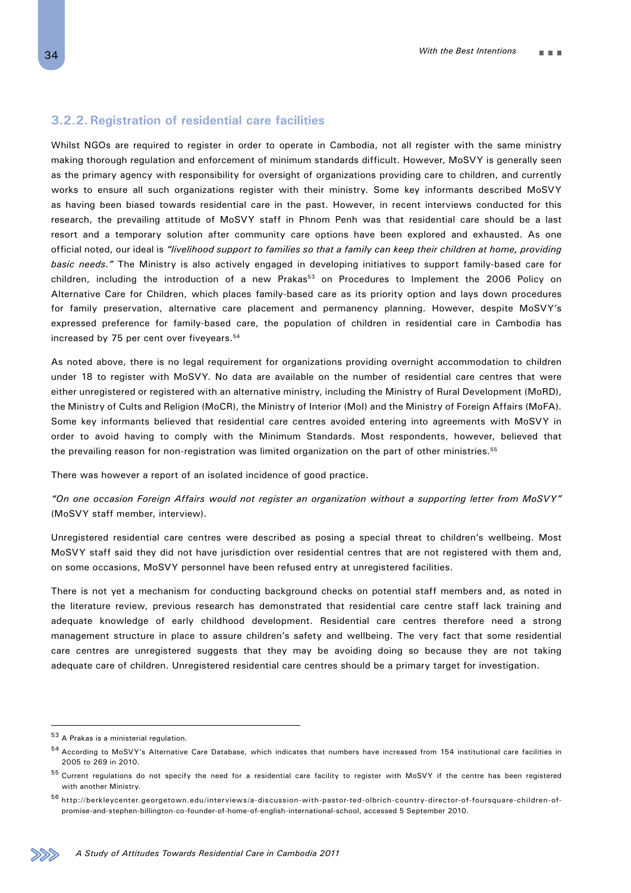### 3.2.2. Registration of residential care facilities

Whilst NGOs are required to register in order to operate in Cambodia, not all register with the same ministry making thorough regulation and enforcement of minimum standards difficult. However, MoSVY is generally seen as the primary agency with responsibility for oversight of organizations providing care to children, and currently works to ensure all such organizations register with their ministry. Some key informants described MoSVY as having been biased towards residential care in the past. However, in recent interviews conducted for this research, the prevailing attitude of MoSVY staff in Phnom Penh was that residential care should be a last resort and a temporary solution after community care options have been explored and exhausted. As one official noted, our ideal is *"livelihood support to families so that a family can keep their children at home, providing basic needs."* The Ministry is also actively engaged in developing initiatives to support family-based care for children, including the introduction of a new Prakas[53] on Procedures to Implement the 2006 Policy on Alternative Care for Children, which places family-based care as its priority option and lays down procedures for family preservation, alternative care placement and permanency planning. However, despite MoSVY's expressed preference for family-based care, the population of children in residential care in Cambodia has increased by 75 per cent over fiveyears.[54]

As noted above, there is no legal requirement for organizations providing overnight accommodation to children under 18 to register with MoSVY. No data are available on the number of residential care centres that were either unregistered or registered with an alternative ministry, including the Ministry of Rural Development (MoRD), the Ministry of Cults and Religion (MoCR), the Ministry of Interior (MoI) and the Ministry of Foreign Affairs (MoFA). Some key informants believed that residential care centres avoided entering into agreements with MoSVY in order to avoid having to comply with the Minimum Standards. Most respondents, however, believed that the prevailing reason for non-registration was limited organization on the part of other ministries.[55]

There was however a report of an isolated incidence of good practice.

*"On one occasion Foreign Affairs would not register an organization without a supporting letter from MoSVY"* (MoSVY staff member, interview).

Unregistered residential care centres were described as posing a special threat to children's wellbeing. Most MoSVY staff said they did not have jurisdiction over residential centres that are not registered with them and, on some occasions, MoSVY personnel have been refused entry at unregistered facilities.

There is not yet a mechanism for conducting background checks on potential staff members and, as noted in the literature review, previous research has demonstrated that residential care centre staff lack training and adequate knowledge of early childhood development. Residential care centres therefore need a strong management structure in place to assure children's safety and wellbeing. The very fact that some residential care centres are unregistered suggests that they may be avoiding doing so because they are not taking adequate care of children. Unregistered residential care centres should be a primary target for investigation.

---

[53] A Prakas is a ministerial regulation.

[54] According to MoSVY's Alternative Care Database, which indicates that numbers have increased from 154 institutional care facilities in 2005 to 269 in 2010.

[55] Current regulations do not specify the need for a residential care facility to register with MoSVY if the centre has been registered with another Ministry.

[56] http://berkleycenter.georgetown.edu/interviews/a-discussion-with-pastor-ted-olbrich-country-director-of-foursquare-children-of-promise-and-stephen-billington-co-founder-of-home-of-english-international-school, accessed 5 September 2010.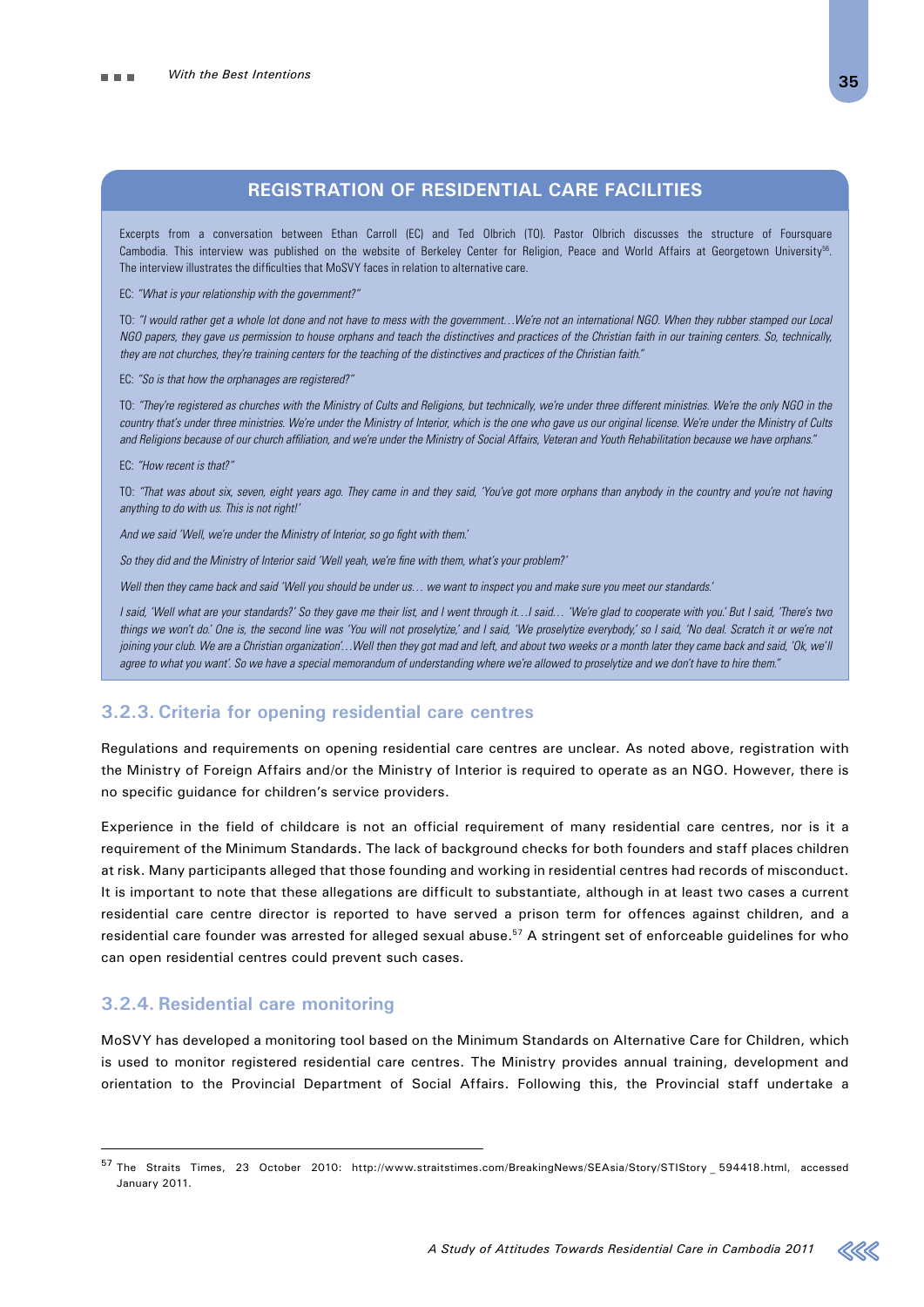## REGISTRATION OF RESIDENTIAL CARE FACILITIES

Excerpts from a conversation between Ethan Carroll (EC) and Ted Olbrich (TO). Pastor Olbrich discusses the structure of Foursquare Cambodia. This interview was published on the website of Berkeley Center for Religion, Peace and World Affairs at Georgetown University[56]. The interview illustrates the difficulties that MoSVY faces in relation to alternative care.

EC: *"What is your relationship with the government?"*

TO: *"I would rather get a whole lot done and not have to mess with the government…We're not an international NGO. When they rubber stamped our Local NGO papers, they gave us permission to house orphans and teach the distinctives and practices of the Christian faith in our training centers. So, technically, they are not churches, they're training centers for the teaching of the distinctives and practices of the Christian faith."*

EC: *"So is that how the orphanages are registered?"*

TO: *"They're registered as churches with the Ministry of Cults and Religions, but technically, we're under three different ministries. We're the only NGO in the country that's under three ministries. We're under the Ministry of Interior, which is the one who gave us our original license. We're under the Ministry of Cults and Religions because of our church affiliation, and we're under the Ministry of Social Affairs, Veteran and Youth Rehabilitation because we have orphans."*

EC: *"How recent is that?"*

TO: *"That was about six, seven, eight years ago. They came in and they said, 'You've got more orphans than anybody in the country and you're not having anything to do with us. This is not right!'*

*And we said 'Well, we're under the Ministry of Interior, so go fight with them.'*

*So they did and the Ministry of Interior said 'Well yeah, we're fine with them, what's your problem?'*

*Well then they came back and said 'Well you should be under us… we want to inspect you and make sure you meet our standards.'*

*I said, 'Well what are your standards?' So they gave me their list, and I went through it…I said… 'We're glad to cooperate with you.' But I said, 'There's two things we won't do.' One is, the second line was 'You will not proselytize,' and I said, 'We proselytize everybody,' so I said, 'No deal. Scratch it or we're not joining your club. We are a Christian organization'…Well then they got mad and left, and about two weeks or a month later they came back and said, 'Ok, we'll agree to what you want'. So we have a special memorandum of understanding where we're allowed to proselytize and we don't have to hire them."*

### 3.2.3. Criteria for opening residential care centres

Regulations and requirements on opening residential care centres are unclear. As noted above, registration with the Ministry of Foreign Affairs and/or the Ministry of Interior is required to operate as an NGO. However, there is no specific guidance for children's service providers.

Experience in the field of childcare is not an official requirement of many residential care centres, nor is it a requirement of the Minimum Standards. The lack of background checks for both founders and staff places children at risk. Many participants alleged that those founding and working in residential centres had records of misconduct. It is important to note that these allegations are difficult to substantiate, although in at least two cases a current residential care centre director is reported to have served a prison term for offences against children, and a residential care founder was arrested for alleged sexual abuse.[57] A stringent set of enforceable guidelines for who can open residential centres could prevent such cases.

### 3.2.4. Residential care monitoring

MoSVY has developed a monitoring tool based on the Minimum Standards on Alternative Care for Children, which is used to monitor registered residential care centres. The Ministry provides annual training, development and orientation to the Provincial Department of Social Affairs. Following this, the Provincial staff undertake a

---

[57] The Straits Times, 23 October 2010: http://www.straitstimes.com/BreakingNews/SEAsia/Story/STIStory_594418.html, accessed January 2011.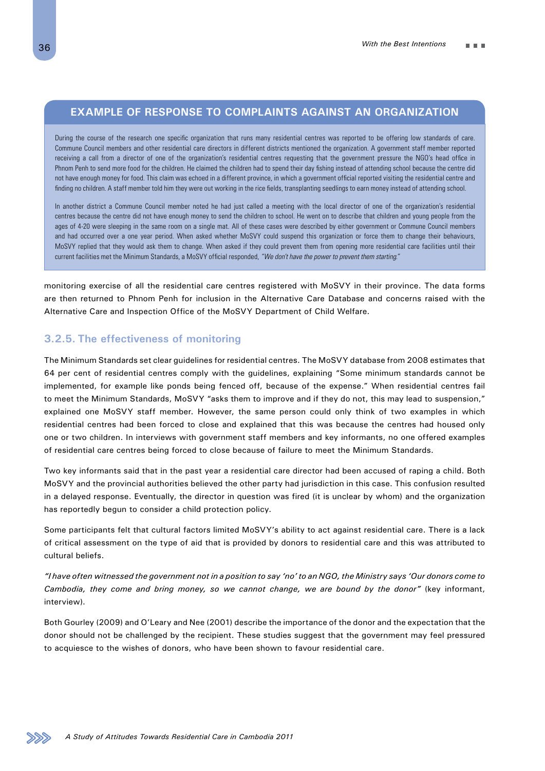## EXAMPLE OF RESPONSE TO COMPLAINTS AGAINST AN ORGANIZATION

During the course of the research one specific organization that runs many residential centres was reported to be offering low standards of care. Commune Council members and other residential care directors in different districts mentioned the organization. A government staff member reported receiving a call from a director of one of the organization's residential centres requesting that the government pressure the NGO's head office in Phnom Penh to send more food for the children. He claimed the children had to spend their day fishing instead of attending school because the centre did not have enough money for food. This claim was echoed in a different province, in which a government official reported visiting the residential centre and finding no children. A staff member told him they were out working in the rice fields, transplanting seedlings to earn money instead of attending school.

In another district a Commune Council member noted he had just called a meeting with the local director of one of the organization's residential centres because the centre did not have enough money to send the children to school. He went on to describe that children and young people from the ages of 4-20 were sleeping in the same room on a single mat. All of these cases were described by either government or Commune Council members and had occurred over a one year period. When asked whether MoSVY could suspend this organization or force them to change their behaviours, MoSVY replied that they would ask them to change. When asked if they could prevent them from opening more residential care facilities until their current facilities met the Minimum Standards, a MoSVY official responded, *"We don't have the power to prevent them starting."*

monitoring exercise of all the residential care centres registered with MoSVY in their province. The data forms are then returned to Phnom Penh for inclusion in the Alternative Care Database and concerns raised with the Alternative Care and Inspection Office of the MoSVY Department of Child Welfare.

### 3.2.5. The effectiveness of monitoring

The Minimum Standards set clear guidelines for residential centres. The MoSVY database from 2008 estimates that 64 per cent of residential centres comply with the guidelines, explaining "Some minimum standards cannot be implemented, for example like ponds being fenced off, because of the expense." When residential centres fail to meet the Minimum Standards, MoSVY "asks them to improve and if they do not, this may lead to suspension," explained one MoSVY staff member. However, the same person could only think of two examples in which residential centres had been forced to close and explained that this was because the centres had housed only one or two children. In interviews with government staff members and key informants, no one offered examples of residential care centres being forced to close because of failure to meet the Minimum Standards.

Two key informants said that in the past year a residential care director had been accused of raping a child. Both MoSVY and the provincial authorities believed the other party had jurisdiction in this case. This confusion resulted in a delayed response. Eventually, the director in question was fired (it is unclear by whom) and the organization has reportedly begun to consider a child protection policy.

Some participants felt that cultural factors limited MoSVY's ability to act against residential care. There is a lack of critical assessment on the type of aid that is provided by donors to residential care and this was attributed to cultural beliefs.

*"I have often witnessed the government not in a position to say 'no' to an NGO, the Ministry says 'Our donors come to Cambodia, they come and bring money, so we cannot change, we are bound by the donor"* (key informant, interview).

Both Gourley (2009) and O'Leary and Nee (2001) describe the importance of the donor and the expectation that the donor should not be challenged by the recipient. These studies suggest that the government may feel pressured to acquiesce to the wishes of donors, who have been shown to favour residential care.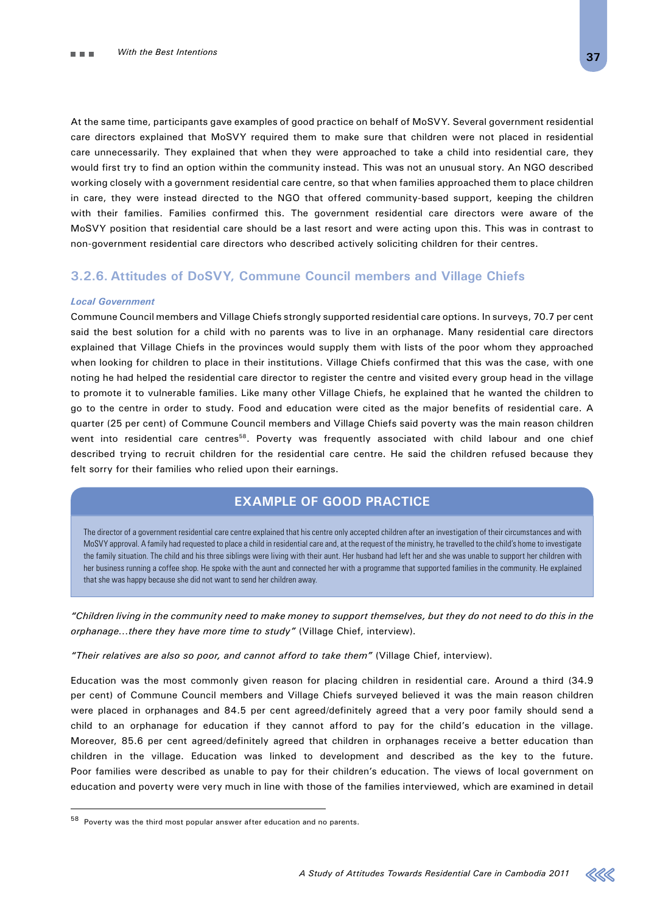At the same time, participants gave examples of good practice on behalf of MoSVY. Several government residential care directors explained that MoSVY required them to make sure that children were not placed in residential care unnecessarily. They explained that when they were approached to take a child into residential care, they would first try to find an option within the community instead. This was not an unusual story. An NGO described working closely with a government residential care centre, so that when families approached them to place children in care, they were instead directed to the NGO that offered community-based support, keeping the children with their families. Families confirmed this. The government residential care directors were aware of the MoSVY position that residential care should be a last resort and were acting upon this. This was in contrast to non-government residential care directors who described actively soliciting children for their centres.

### 3.2.6. Attitudes of DoSVY, Commune Council members and Village Chiefs

***Local Government***

Commune Council members and Village Chiefs strongly supported residential care options. In surveys, 70.7 per cent said the best solution for a child with no parents was to live in an orphanage. Many residential care directors explained that Village Chiefs in the provinces would supply them with lists of the poor whom they approached when looking for children to place in their institutions. Village Chiefs confirmed that this was the case, with one noting he had helped the residential care director to register the centre and visited every group head in the village to promote it to vulnerable families. Like many other Village Chiefs, he explained that he wanted the children to go to the centre in order to study. Food and education were cited as the major benefits of residential care. A quarter (25 per cent) of Commune Council members and Village Chiefs said poverty was the main reason children went into residential care centres[58]. Poverty was frequently associated with child labour and one chief described trying to recruit children for the residential care centre. He said the children refused because they felt sorry for their families who relied upon their earnings.

#### EXAMPLE OF GOOD PRACTICE

The director of a government residential care centre explained that his centre only accepted children after an investigation of their circumstances and with MoSVY approval. A family had requested to place a child in residential care and, at the request of the ministry, he travelled to the child's home to investigate the family situation. The child and his three siblings were living with their aunt. Her husband had left her and she was unable to support her children with her business running a coffee shop. He spoke with the aunt and connected her with a programme that supported families in the community. He explained that she was happy because she did not want to send her children away.

*"Children living in the community need to make money to support themselves, but they do not need to do this in the orphanage…there they have more time to study"* (Village Chief, interview).

*"Their relatives are also so poor, and cannot afford to take them"* (Village Chief, interview).

Education was the most commonly given reason for placing children in residential care. Around a third (34.9 per cent) of Commune Council members and Village Chiefs surveyed believed it was the main reason children were placed in orphanages and 84.5 per cent agreed/definitely agreed that a very poor family should send a child to an orphanage for education if they cannot afford to pay for the child's education in the village. Moreover, 85.6 per cent agreed/definitely agreed that children in orphanages receive a better education than children in the village. Education was linked to development and described as the key to the future. Poor families were described as unable to pay for their children's education. The views of local government on education and poverty were very much in line with those of the families interviewed, which are examined in detail

---

[58] Poverty was the third most popular answer after education and no parents.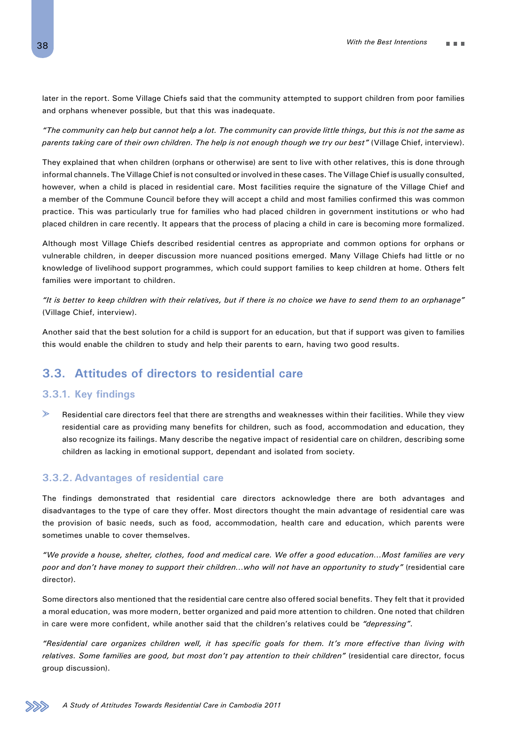later in the report. Some Village Chiefs said that the community attempted to support children from poor families and orphans whenever possible, but that this was inadequate.

*"The community can help but cannot help a lot. The community can provide little things, but this is not the same as parents taking care of their own children. The help is not enough though we try our best"* (Village Chief, interview).

They explained that when children (orphans or otherwise) are sent to live with other relatives, this is done through informal channels. The Village Chief is not consulted or involved in these cases. The Village Chief is usually consulted, however, when a child is placed in residential care. Most facilities require the signature of the Village Chief and a member of the Commune Council before they will accept a child and most families confirmed this was common practice. This was particularly true for families who had placed children in government institutions or who had placed children in care recently. It appears that the process of placing a child in care is becoming more formalized.

Although most Village Chiefs described residential centres as appropriate and common options for orphans or vulnerable children, in deeper discussion more nuanced positions emerged. Many Village Chiefs had little or no knowledge of livelihood support programmes, which could support families to keep children at home. Others felt families were important to children.

*"It is better to keep children with their relatives, but if there is no choice we have to send them to an orphanage"* (Village Chief, interview).

Another said that the best solution for a child is support for an education, but that if support was given to families this would enable the children to study and help their parents to earn, having two good results.

## 3.3. Attitudes of directors to residential care

### 3.3.1. Key findings

- Residential care directors feel that there are strengths and weaknesses within their facilities. While they view residential care as providing many benefits for children, such as food, accommodation and education, they also recognize its failings. Many describe the negative impact of residential care on children, describing some children as lacking in emotional support, dependant and isolated from society.

### 3.3.2. Advantages of residential care

The findings demonstrated that residential care directors acknowledge there are both advantages and disadvantages to the type of care they offer. Most directors thought the main advantage of residential care was the provision of basic needs, such as food, accommodation, health care and education, which parents were sometimes unable to cover themselves.

*"We provide a house, shelter, clothes, food and medical care. We offer a good education…Most families are very poor and don't have money to support their children…who will not have an opportunity to study"* (residential care director).

Some directors also mentioned that the residential care centre also offered social benefits. They felt that it provided a moral education, was more modern, better organized and paid more attention to children. One noted that children in care were more confident, while another said that the children's relatives could be *"depressing"*.

*"Residential care organizes children well, it has specific goals for them. It's more effective than living with relatives. Some families are good, but most don't pay attention to their children"* (residential care director, focus group discussion).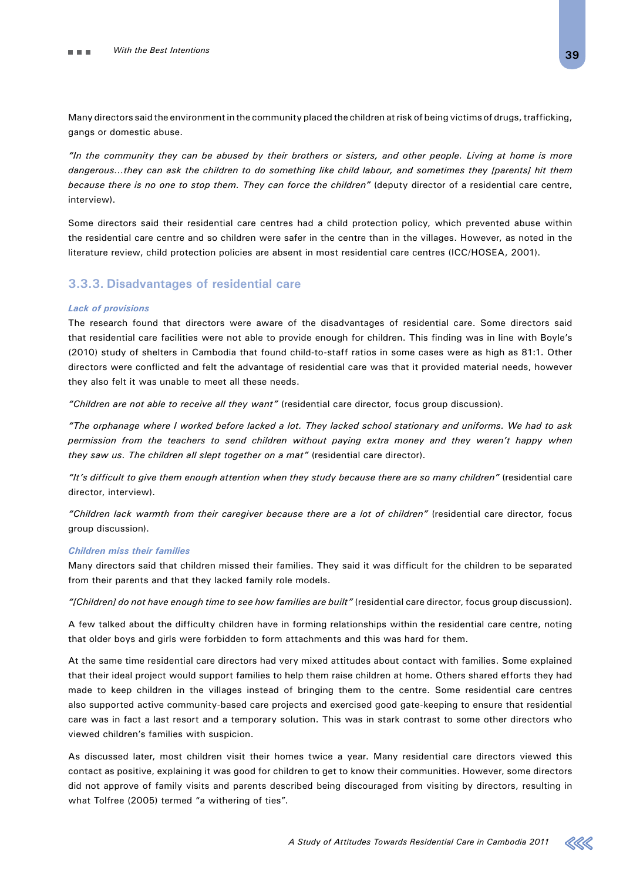Many directors said the environment in the community placed the children at risk of being victims of drugs, trafficking, gangs or domestic abuse.

*"In the community they can be abused by their brothers or sisters, and other people. Living at home is more dangerous…they can ask the children to do something like child labour, and sometimes they [parents] hit them because there is no one to stop them. They can force the children"* (deputy director of a residential care centre, interview).

Some directors said their residential care centres had a child protection policy, which prevented abuse within the residential care centre and so children were safer in the centre than in the villages. However, as noted in the literature review, child protection policies are absent in most residential care centres (ICC/HOSEA, 2001).

### 3.3.3. Disadvantages of residential care

***Lack of provisions***

The research found that directors were aware of the disadvantages of residential care. Some directors said that residential care facilities were not able to provide enough for children. This finding was in line with Boyle's (2010) study of shelters in Cambodia that found child-to-staff ratios in some cases were as high as 81:1. Other directors were conflicted and felt the advantage of residential care was that it provided material needs, however they also felt it was unable to meet all these needs.

*"Children are not able to receive all they want"* (residential care director, focus group discussion).

*"The orphanage where I worked before lacked a lot. They lacked school stationary and uniforms. We had to ask permission from the teachers to send children without paying extra money and they weren't happy when they saw us. The children all slept together on a mat"* (residential care director).

*"It's difficult to give them enough attention when they study because there are so many children"* (residential care director, interview).

*"Children lack warmth from their caregiver because there are a lot of children"* (residential care director, focus group discussion).

***Children miss their families***

Many directors said that children missed their families. They said it was difficult for the children to be separated from their parents and that they lacked family role models.

*"[Children] do not have enough time to see how families are built"* (residential care director, focus group discussion).

A few talked about the difficulty children have in forming relationships within the residential care centre, noting that older boys and girls were forbidden to form attachments and this was hard for them.

At the same time residential care directors had very mixed attitudes about contact with families. Some explained that their ideal project would support families to help them raise children at home. Others shared efforts they had made to keep children in the villages instead of bringing them to the centre. Some residential care centres also supported active community-based care projects and exercised good gate-keeping to ensure that residential care was in fact a last resort and a temporary solution. This was in stark contrast to some other directors who viewed children's families with suspicion.

As discussed later, most children visit their homes twice a year. Many residential care directors viewed this contact as positive, explaining it was good for children to get to know their communities. However, some directors did not approve of family visits and parents described being discouraged from visiting by directors, resulting in what Tolfree (2005) termed "a withering of ties".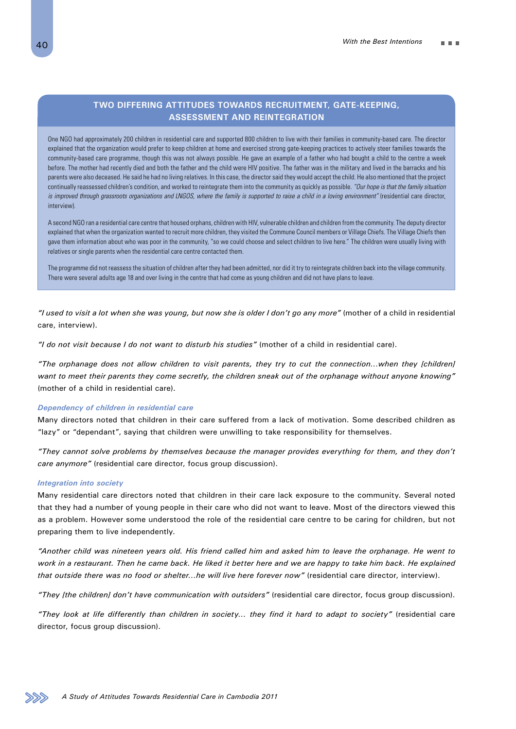## TWO DIFFERING ATTITUDES TOWARDS RECRUITMENT, GATE-KEEPING, ASSESSMENT AND REINTEGRATION

One NGO had approximately 200 children in residential care and supported 800 children to live with their families in community-based care. The director explained that the organization would prefer to keep children at home and exercised strong gate-keeping practices to actively steer families towards the community-based care programme, though this was not always possible. He gave an example of a father who had bought a child to the centre a week before. The mother had recently died and both the father and the child were HIV positive. The father was in the military and lived in the barracks and his parents were also deceased. He said he had no living relatives. In this case, the director said they would accept the child. He also mentioned that the project continually reassessed children's condition, and worked to reintegrate them into the community as quickly as possible. *"Our hope is that the family situation is improved through grassroots organizations and LNGOS, where the family is supported to raise a child in a loving environment"* (residential care director, interview).

A second NGO ran a residential care centre that housed orphans, children with HIV, vulnerable children and children from the community. The deputy director explained that when the organization wanted to recruit more children, they visited the Commune Council members or Village Chiefs. The Village Chiefs then gave them information about who was poor in the community, "so we could choose and select children to live here." The children were usually living with relatives or single parents when the residential care centre contacted them.

The programme did not reassess the situation of children after they had been admitted, nor did it try to reintegrate children back into the village community. There were several adults age 18 and over living in the centre that had come as young children and did not have plans to leave.

*"I used to visit a lot when she was young, but now she is older I don't go any more"* (mother of a child in residential care, interview).

*"I do not visit because I do not want to disturb his studies"* (mother of a child in residential care).

*"The orphanage does not allow children to visit parents, they try to cut the connection...when they [children] want to meet their parents they come secretly, the children sneak out of the orphanage without anyone knowing"* (mother of a child in residential care).

### *Dependency of children in residential care*

Many directors noted that children in their care suffered from a lack of motivation. Some described children as "lazy" or "dependant", saying that children were unwilling to take responsibility for themselves.

*"They cannot solve problems by themselves because the manager provides everything for them, and they don't care anymore"* (residential care director, focus group discussion).

### *Integration into society*

Many residential care directors noted that children in their care lack exposure to the community. Several noted that they had a number of young people in their care who did not want to leave. Most of the directors viewed this as a problem. However some understood the role of the residential care centre to be caring for children, but not preparing them to live independently.

*"Another child was nineteen years old. His friend called him and asked him to leave the orphanage. He went to work in a restaurant. Then he came back. He liked it better here and we are happy to take him back. He explained that outside there was no food or shelter...he will live here forever now"* (residential care director, interview).

*"They [the children] don't have communication with outsiders"* (residential care director, focus group discussion).

*"They look at life differently than children in society... they find it hard to adapt to society"* (residential care director, focus group discussion).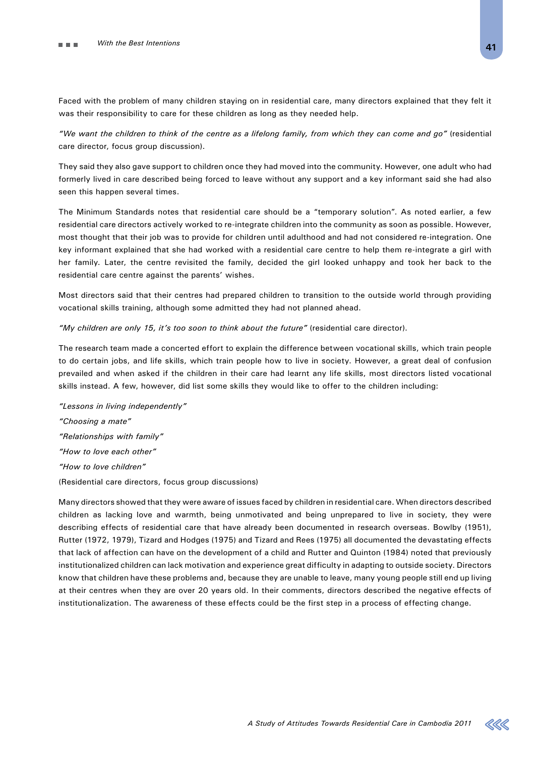Faced with the problem of many children staying on in residential care, many directors explained that they felt it was their responsibility to care for these children as long as they needed help.

*"We want the children to think of the centre as a lifelong family, from which they can come and go"* (residential care director, focus group discussion).

They said they also gave support to children once they had moved into the community. However, one adult who had formerly lived in care described being forced to leave without any support and a key informant said she had also seen this happen several times.

The Minimum Standards notes that residential care should be a "temporary solution". As noted earlier, a few residential care directors actively worked to re-integrate children into the community as soon as possible. However, most thought that their job was to provide for children until adulthood and had not considered re-integration. One key informant explained that she had worked with a residential care centre to help them re-integrate a girl with her family. Later, the centre revisited the family, decided the girl looked unhappy and took her back to the residential care centre against the parents' wishes.

Most directors said that their centres had prepared children to transition to the outside world through providing vocational skills training, although some admitted they had not planned ahead.

*"My children are only 15, it's too soon to think about the future"* (residential care director).

The research team made a concerted effort to explain the difference between vocational skills, which train people to do certain jobs, and life skills, which train people how to live in society. However, a great deal of confusion prevailed and when asked if the children in their care had learnt any life skills, most directors listed vocational skills instead. A few, however, did list some skills they would like to offer to the children including:

*"Lessons in living independently"*

*"Choosing a mate"*

*"Relationships with family"*

*"How to love each other"*

*"How to love children"*

(Residential care directors, focus group discussions)

Many directors showed that they were aware of issues faced by children in residential care. When directors described children as lacking love and warmth, being unmotivated and being unprepared to live in society, they were describing effects of residential care that have already been documented in research overseas. Bowlby (1951), Rutter (1972, 1979), Tizard and Hodges (1975) and Tizard and Rees (1975) all documented the devastating effects that lack of affection can have on the development of a child and Rutter and Quinton (1984) noted that previously institutionalized children can lack motivation and experience great difficulty in adapting to outside society. Directors know that children have these problems and, because they are unable to leave, many young people still end up living at their centres when they are over 20 years old. In their comments, directors described the negative effects of institutionalization. The awareness of these effects could be the first step in a process of effecting change.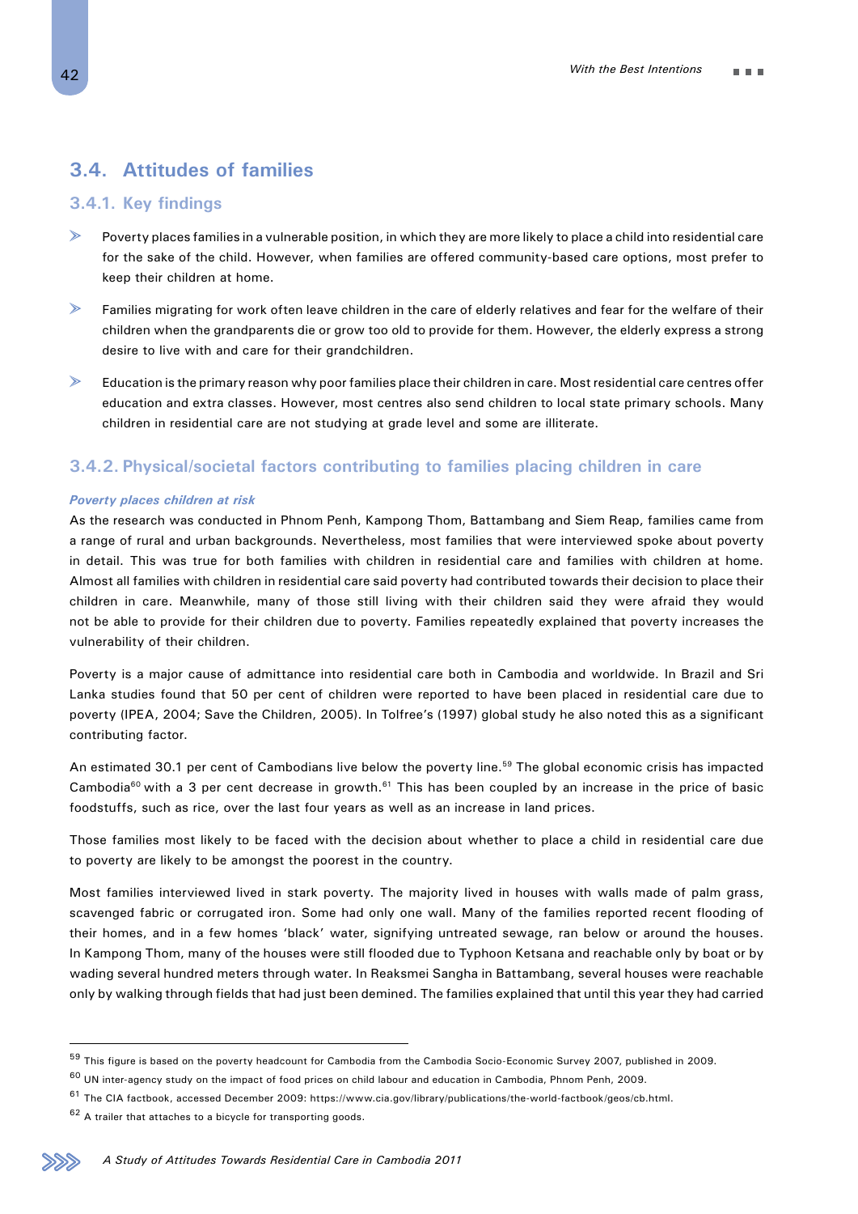## 3.4. Attitudes of families

### 3.4.1. Key findings

- Poverty places families in a vulnerable position, in which they are more likely to place a child into residential care for the sake of the child. However, when families are offered community-based care options, most prefer to keep their children at home.
- Families migrating for work often leave children in the care of elderly relatives and fear for the welfare of their children when the grandparents die or grow too old to provide for them. However, the elderly express a strong desire to live with and care for their grandchildren.
- Education is the primary reason why poor families place their children in care. Most residential care centres offer education and extra classes. However, most centres also send children to local state primary schools. Many children in residential care are not studying at grade level and some are illiterate.

### 3.4.2. Physical/societal factors contributing to families placing children in care

***Poverty places children at risk***

As the research was conducted in Phnom Penh, Kampong Thom, Battambang and Siem Reap, families came from a range of rural and urban backgrounds. Nevertheless, most families that were interviewed spoke about poverty in detail. This was true for both families with children in residential care and families with children at home. Almost all families with children in residential care said poverty had contributed towards their decision to place their children in care. Meanwhile, many of those still living with their children said they were afraid they would not be able to provide for their children due to poverty. Families repeatedly explained that poverty increases the vulnerability of their children.

Poverty is a major cause of admittance into residential care both in Cambodia and worldwide. In Brazil and Sri Lanka studies found that 50 per cent of children were reported to have been placed in residential care due to poverty (IPEA, 2004; Save the Children, 2005). In Tolfree's (1997) global study he also noted this as a significant contributing factor.

An estimated 30.1 per cent of Cambodians live below the poverty line.[59] The global economic crisis has impacted Cambodia[60] with a 3 per cent decrease in growth.[61] This has been coupled by an increase in the price of basic foodstuffs, such as rice, over the last four years as well as an increase in land prices.

Those families most likely to be faced with the decision about whether to place a child in residential care due to poverty are likely to be amongst the poorest in the country.

Most families interviewed lived in stark poverty. The majority lived in houses with walls made of palm grass, scavenged fabric or corrugated iron. Some had only one wall. Many of the families reported recent flooding of their homes, and in a few homes 'black' water, signifying untreated sewage, ran below or around the houses. In Kampong Thom, many of the houses were still flooded due to Typhoon Ketsana and reachable only by boat or by wading several hundred meters through water. In Reaksmei Sangha in Battambang, several houses were reachable only by walking through fields that had just been demined. The families explained that until this year they had carried

---

[59] This figure is based on the poverty headcount for Cambodia from the Cambodia Socio-Economic Survey 2007, published in 2009.

[60] UN inter-agency study on the impact of food prices on child labour and education in Cambodia, Phnom Penh, 2009.

[61] The CIA factbook, accessed December 2009: https://www.cia.gov/library/publications/the-world-factbook/geos/cb.html.

[62] A trailer that attaches to a bicycle for transporting goods.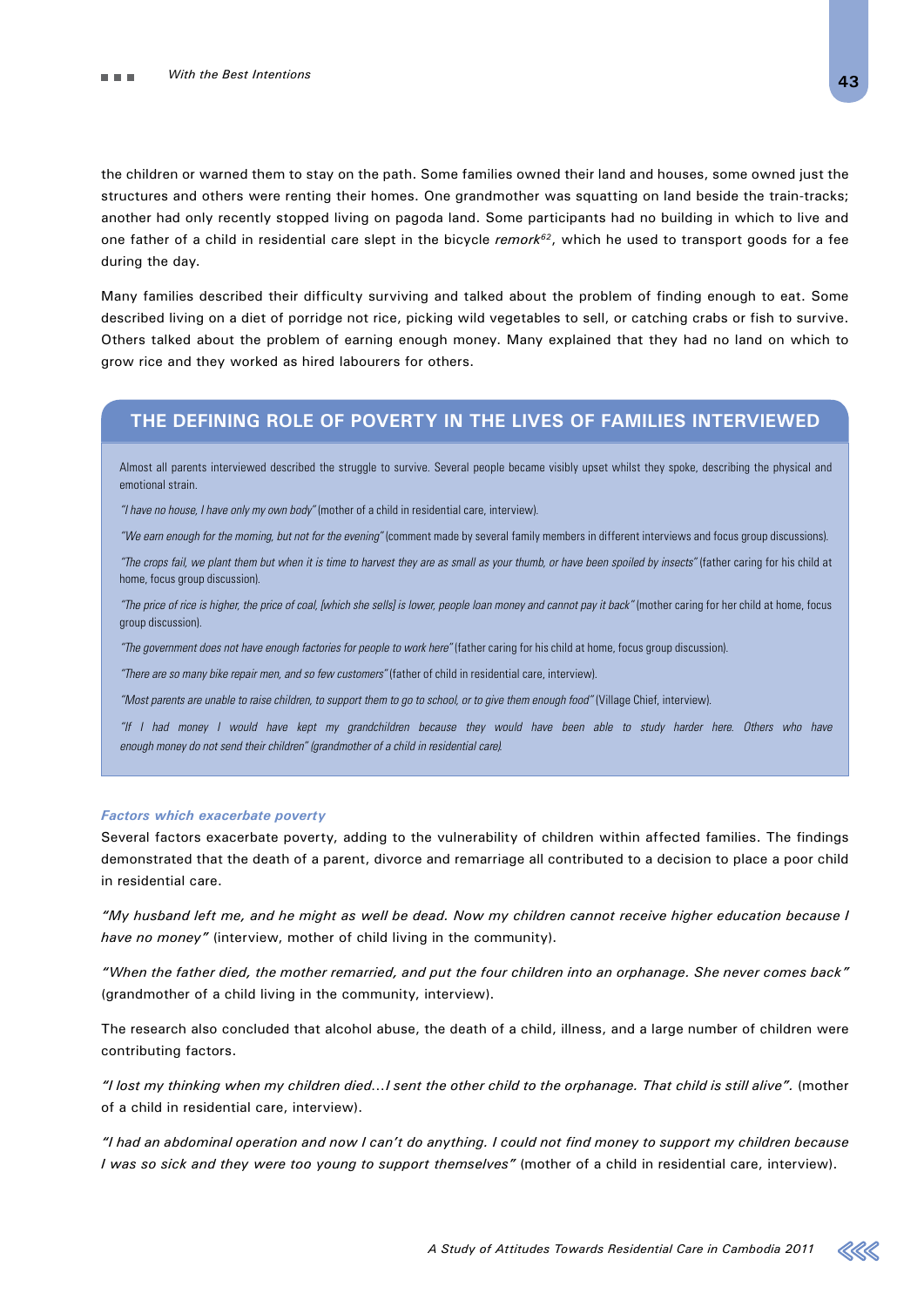the children or warned them to stay on the path. Some families owned their land and houses, some owned just the structures and others were renting their homes. One grandmother was squatting on land beside the train-tracks; another had only recently stopped living on pagoda land. Some participants had no building in which to live and one father of a child in residential care slept in the bicycle *remork*[62], which he used to transport goods for a fee during the day.

Many families described their difficulty surviving and talked about the problem of finding enough to eat. Some described living on a diet of porridge not rice, picking wild vegetables to sell, or catching crabs or fish to survive. Others talked about the problem of earning enough money. Many explained that they had no land on which to grow rice and they worked as hired labourers for others.

## THE DEFINING ROLE OF POVERTY IN THE LIVES OF FAMILIES INTERVIEWED

Almost all parents interviewed described the struggle to survive. Several people became visibly upset whilst they spoke, describing the physical and emotional strain.

*"I have no house, I have only my own body"* (mother of a child in residential care, interview).

*"We earn enough for the morning, but not for the evening"* (comment made by several family members in different interviews and focus group discussions).

*"The crops fail, we plant them but when it is time to harvest they are as small as your thumb, or have been spoiled by insects"* (father caring for his child at home, focus group discussion).

*"The price of rice is higher, the price of coal, [which she sells] is lower, people loan money and cannot pay it back"* (mother caring for her child at home, focus group discussion).

*"The government does not have enough factories for people to work here"* (father caring for his child at home, focus group discussion).

*"There are so many bike repair men, and so few customers"* (father of child in residential care, interview).

*"Most parents are unable to raise children, to support them to go to school, or to give them enough food"* (Village Chief, interview).

*"If I had money I would have kept my grandchildren because they would have been able to study harder here. Others who have enough money do not send their children" (grandmother of a child in residential care).*

***Factors which exacerbate poverty***

Several factors exacerbate poverty, adding to the vulnerability of children within affected families. The findings demonstrated that the death of a parent, divorce and remarriage all contributed to a decision to place a poor child in residential care.

*"My husband left me, and he might as well be dead. Now my children cannot receive higher education because I have no money"* (interview, mother of child living in the community).

*"When the father died, the mother remarried, and put the four children into an orphanage. She never comes back"* (grandmother of a child living in the community, interview).

The research also concluded that alcohol abuse, the death of a child, illness, and a large number of children were contributing factors.

*"I lost my thinking when my children died…I sent the other child to the orphanage. That child is still alive".* (mother of a child in residential care, interview).

*"I had an abdominal operation and now I can't do anything. I could not find money to support my children because I was so sick and they were too young to support themselves"* (mother of a child in residential care, interview).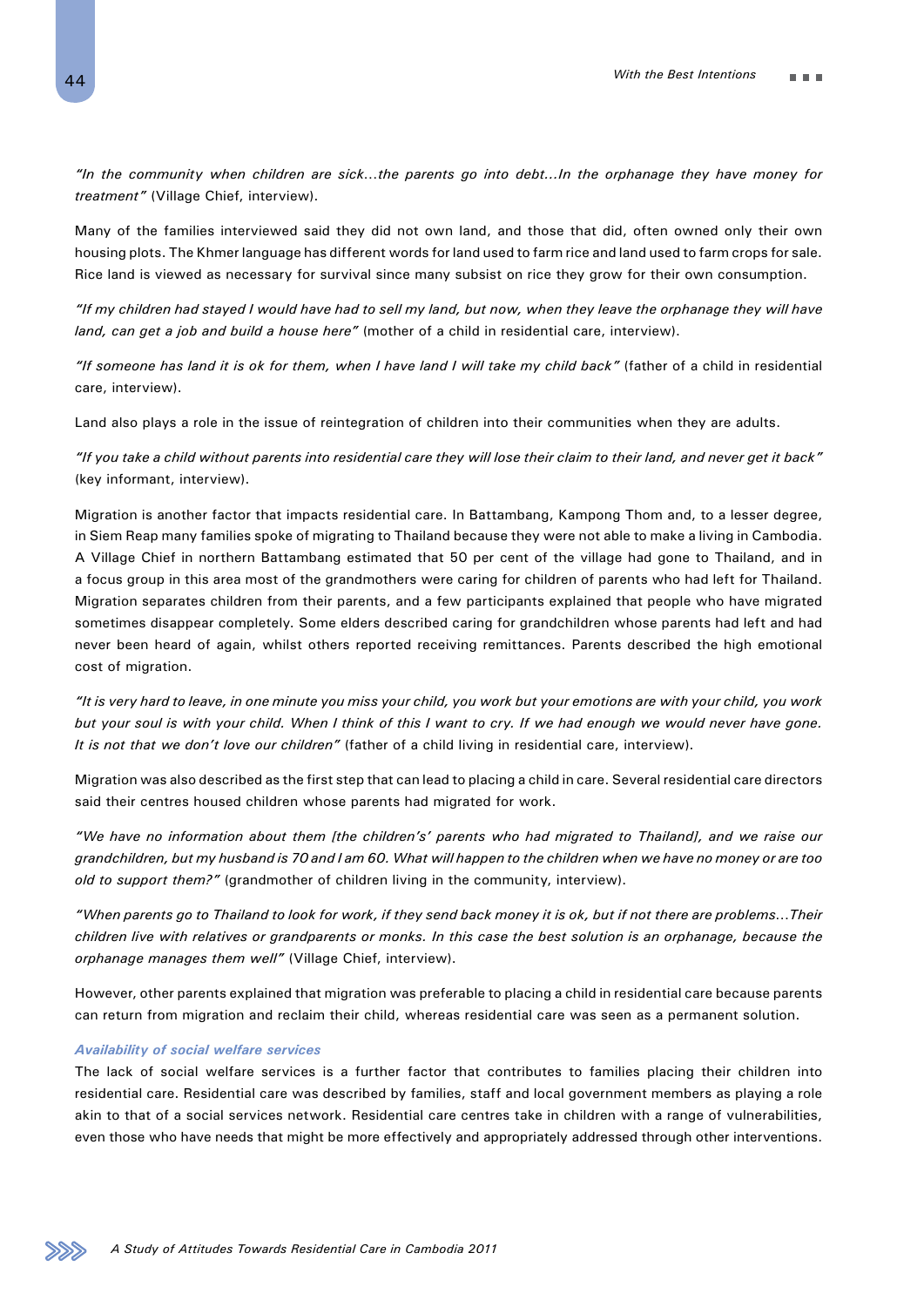*"In the community when children are sick…the parents go into debt…In the orphanage they have money for treatment"* (Village Chief, interview).

Many of the families interviewed said they did not own land, and those that did, often owned only their own housing plots. The Khmer language has different words for land used to farm rice and land used to farm crops for sale. Rice land is viewed as necessary for survival since many subsist on rice they grow for their own consumption.

*"If my children had stayed I would have had to sell my land, but now, when they leave the orphanage they will have land, can get a job and build a house here"* (mother of a child in residential care, interview).

*"If someone has land it is ok for them, when I have land I will take my child back"* (father of a child in residential care, interview).

Land also plays a role in the issue of reintegration of children into their communities when they are adults.

*"If you take a child without parents into residential care they will lose their claim to their land, and never get it back"* (key informant, interview).

Migration is another factor that impacts residential care. In Battambang, Kampong Thom and, to a lesser degree, in Siem Reap many families spoke of migrating to Thailand because they were not able to make a living in Cambodia. A Village Chief in northern Battambang estimated that 50 per cent of the village had gone to Thailand, and in a focus group in this area most of the grandmothers were caring for children of parents who had left for Thailand. Migration separates children from their parents, and a few participants explained that people who have migrated sometimes disappear completely. Some elders described caring for grandchildren whose parents had left and had never been heard of again, whilst others reported receiving remittances. Parents described the high emotional cost of migration.

*"It is very hard to leave, in one minute you miss your child, you work but your emotions are with your child, you work but your soul is with your child. When I think of this I want to cry. If we had enough we would never have gone. It is not that we don't love our children"* (father of a child living in residential care, interview).

Migration was also described as the first step that can lead to placing a child in care. Several residential care directors said their centres housed children whose parents had migrated for work.

*"We have no information about them [the children's' parents who had migrated to Thailand], and we raise our grandchildren, but my husband is 70 and I am 60. What will happen to the children when we have no money or are too old to support them?"* (grandmother of children living in the community, interview).

*"When parents go to Thailand to look for work, if they send back money it is ok, but if not there are problems…Their children live with relatives or grandparents or monks. In this case the best solution is an orphanage, because the orphanage manages them well"* (Village Chief, interview).

However, other parents explained that migration was preferable to placing a child in residential care because parents can return from migration and reclaim their child, whereas residential care was seen as a permanent solution.

#### *Availability of social welfare services*

The lack of social welfare services is a further factor that contributes to families placing their children into residential care. Residential care was described by families, staff and local government members as playing a role akin to that of a social services network. Residential care centres take in children with a range of vulnerabilities, even those who have needs that might be more effectively and appropriately addressed through other interventions.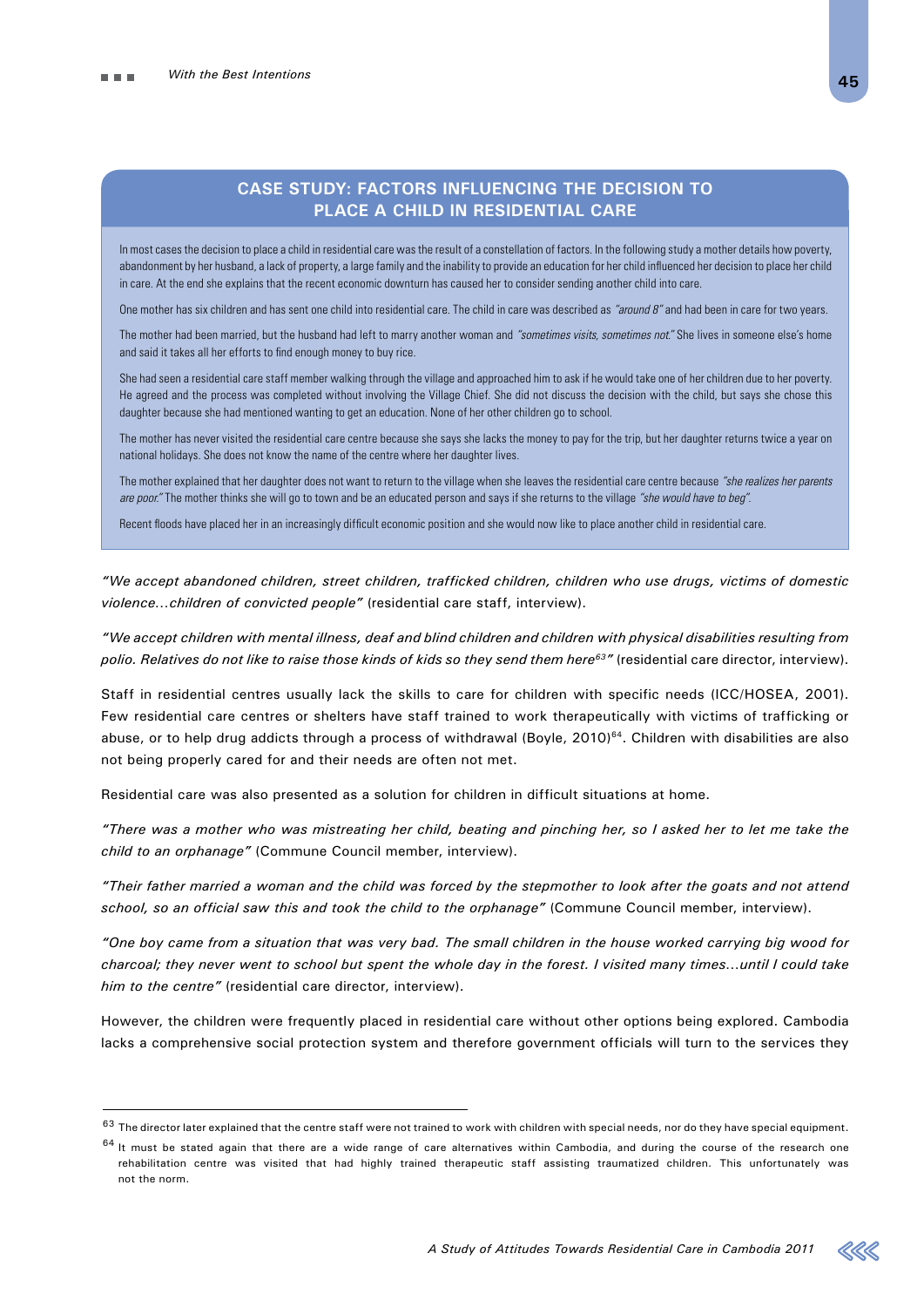## CASE STUDY: FACTORS INFLUENCING THE DECISION TO PLACE A CHILD IN RESIDENTIAL CARE

In most cases the decision to place a child in residential care was the result of a constellation of factors. In the following study a mother details how poverty, abandonment by her husband, a lack of property, a large family and the inability to provide an education for her child influenced her decision to place her child in care. At the end she explains that the recent economic downturn has caused her to consider sending another child into care.

One mother has six children and has sent one child into residential care. The child in care was described as *"around 8"* and had been in care for two years.

The mother had been married, but the husband had left to marry another woman and *"sometimes visits, sometimes not."* She lives in someone else's home and said it takes all her efforts to find enough money to buy rice.

She had seen a residential care staff member walking through the village and approached him to ask if he would take one of her children due to her poverty. He agreed and the process was completed without involving the Village Chief. She did not discuss the decision with the child, but says she chose this daughter because she had mentioned wanting to get an education. None of her other children go to school.

The mother has never visited the residential care centre because she says she lacks the money to pay for the trip, but her daughter returns twice a year on national holidays. She does not know the name of the centre where her daughter lives.

The mother explained that her daughter does not want to return to the village when she leaves the residential care centre because *"she realizes her parents are poor."* The mother thinks she will go to town and be an educated person and says if she returns to the village *"she would have to beg"*.

Recent floods have placed her in an increasingly difficult economic position and she would now like to place another child in residential care.

*"We accept abandoned children, street children, trafficked children, children who use drugs, victims of domestic violence…children of convicted people"* (residential care staff, interview).

*"We accept children with mental illness, deaf and blind children and children with physical disabilities resulting from polio. Relatives do not like to raise those kinds of kids so they send them here[63]"* (residential care director, interview).

Staff in residential centres usually lack the skills to care for children with specific needs (ICC/HOSEA, 2001). Few residential care centres or shelters have staff trained to work therapeutically with victims of trafficking or abuse, or to help drug addicts through a process of withdrawal (Boyle, 2010)[64]. Children with disabilities are also not being properly cared for and their needs are often not met.

Residential care was also presented as a solution for children in difficult situations at home.

*"There was a mother who was mistreating her child, beating and pinching her, so I asked her to let me take the child to an orphanage"* (Commune Council member, interview).

*"Their father married a woman and the child was forced by the stepmother to look after the goats and not attend school, so an official saw this and took the child to the orphanage"* (Commune Council member, interview).

*"One boy came from a situation that was very bad. The small children in the house worked carrying big wood for charcoal; they never went to school but spent the whole day in the forest. I visited many times…until I could take him to the centre"* (residential care director, interview).

However, the children were frequently placed in residential care without other options being explored. Cambodia lacks a comprehensive social protection system and therefore government officials will turn to the services they

---

[63] The director later explained that the centre staff were not trained to work with children with special needs, nor do they have special equipment.

[64] It must be stated again that there are a wide range of care alternatives within Cambodia, and during the course of the research one rehabilitation centre was visited that had highly trained therapeutic staff assisting traumatized children. This unfortunately was not the norm.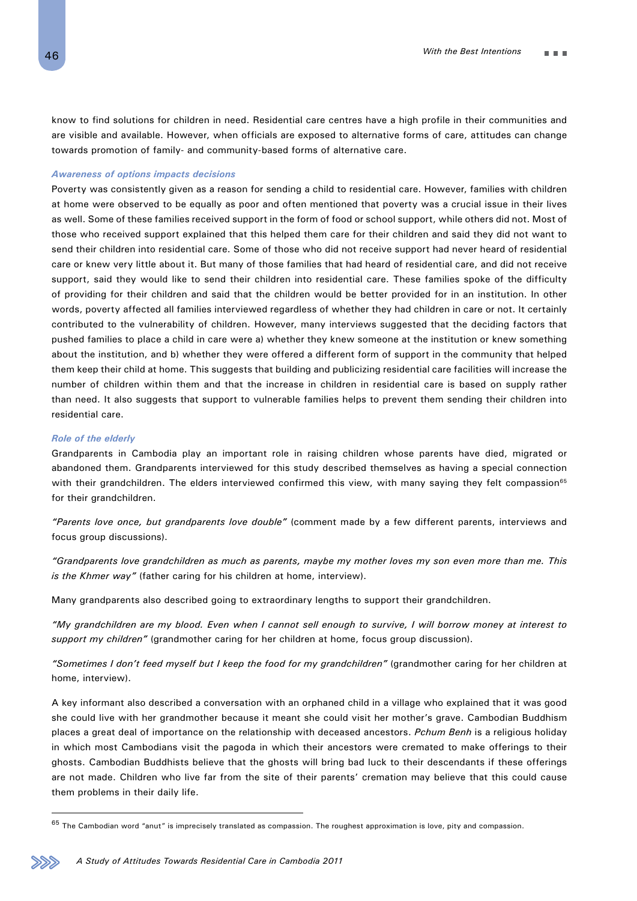know to find solutions for children in need. Residential care centres have a high profile in their communities and are visible and available. However, when officials are exposed to alternative forms of care, attitudes can change towards promotion of family- and community-based forms of alternative care.

### *Awareness of options impacts decisions*

Poverty was consistently given as a reason for sending a child to residential care. However, families with children at home were observed to be equally as poor and often mentioned that poverty was a crucial issue in their lives as well. Some of these families received support in the form of food or school support, while others did not. Most of those who received support explained that this helped them care for their children and said they did not want to send their children into residential care. Some of those who did not receive support had never heard of residential care or knew very little about it. But many of those families that had heard of residential care, and did not receive support, said they would like to send their children into residential care. These families spoke of the difficulty of providing for their children and said that the children would be better provided for in an institution. In other words, poverty affected all families interviewed regardless of whether they had children in care or not. It certainly contributed to the vulnerability of children. However, many interviews suggested that the deciding factors that pushed families to place a child in care were a) whether they knew someone at the institution or knew something about the institution, and b) whether they were offered a different form of support in the community that helped them keep their child at home. This suggests that building and publicizing residential care facilities will increase the number of children within them and that the increase in children in residential care is based on supply rather than need. It also suggests that support to vulnerable families helps to prevent them sending their children into residential care.

### *Role of the elderly*

Grandparents in Cambodia play an important role in raising children whose parents have died, migrated or abandoned them. Grandparents interviewed for this study described themselves as having a special connection with their grandchildren. The elders interviewed confirmed this view, with many saying they felt compassion[65] for their grandchildren.

*"Parents love once, but grandparents love double"* (comment made by a few different parents, interviews and focus group discussions).

*"Grandparents love grandchildren as much as parents, maybe my mother loves my son even more than me. This is the Khmer way"* (father caring for his children at home, interview).

Many grandparents also described going to extraordinary lengths to support their grandchildren.

*"My grandchildren are my blood. Even when I cannot sell enough to survive, I will borrow money at interest to support my children"* (grandmother caring for her children at home, focus group discussion).

*"Sometimes I don't feed myself but I keep the food for my grandchildren"* (grandmother caring for her children at home, interview).

A key informant also described a conversation with an orphaned child in a village who explained that it was good she could live with her grandmother because it meant she could visit her mother's grave. Cambodian Buddhism places a great deal of importance on the relationship with deceased ancestors. *Pchum Benh* is a religious holiday in which most Cambodians visit the pagoda in which their ancestors were cremated to make offerings to their ghosts. Cambodian Buddhists believe that the ghosts will bring bad luck to their descendants if these offerings are not made. Children who live far from the site of their parents' cremation may believe that this could cause them problems in their daily life.

---

[65] The Cambodian word "anut" is imprecisely translated as compassion. The roughest approximation is love, pity and compassion.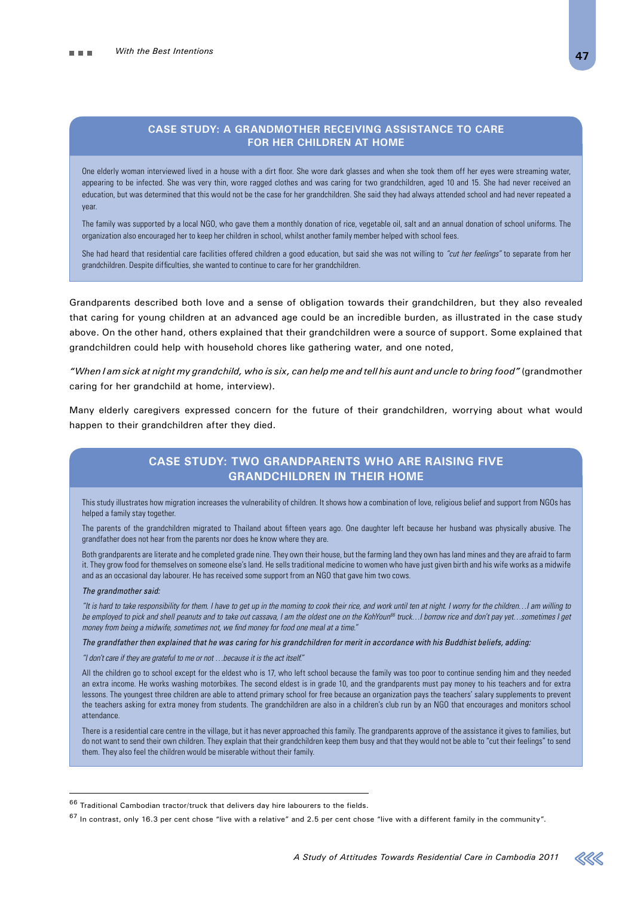### CASE STUDY: A GRANDMOTHER RECEIVING ASSISTANCE TO CARE FOR HER CHILDREN AT HOME

One elderly woman interviewed lived in a house with a dirt floor. She wore dark glasses and when she took them off her eyes were streaming water, appearing to be infected. She was very thin, wore ragged clothes and was caring for two grandchildren, aged 10 and 15. She had never received an education, but was determined that this would not be the case for her grandchildren. She said they had always attended school and had never repeated a year.

The family was supported by a local NGO, who gave them a monthly donation of rice, vegetable oil, salt and an annual donation of school uniforms. The organization also encouraged her to keep her children in school, whilst another family member helped with school fees.

She had heard that residential care facilities offered children a good education, but said she was not willing to *"cut her feelings"* to separate from her grandchildren. Despite difficulties, she wanted to continue to care for her grandchildren.

Grandparents described both love and a sense of obligation towards their grandchildren, but they also revealed that caring for young children at an advanced age could be an incredible burden, as illustrated in the case study above. On the other hand, others explained that their grandchildren were a source of support. Some explained that grandchildren could help with household chores like gathering water, and one noted,

*"When I am sick at night my grandchild, who is six, can help me and tell his aunt and uncle to bring food"* (grandmother caring for her grandchild at home, interview).

Many elderly caregivers expressed concern for the future of their grandchildren, worrying about what would happen to their grandchildren after they died.

### CASE STUDY: TWO GRANDPARENTS WHO ARE RAISING FIVE GRANDCHILDREN IN THEIR HOME

This study illustrates how migration increases the vulnerability of children. It shows how a combination of love, religious belief and support from NGOs has helped a family stay together.

The parents of the grandchildren migrated to Thailand about fifteen years ago. One daughter left because her husband was physically abusive. The grandfather does not hear from the parents nor does he know where they are.

Both grandparents are literate and he completed grade nine. They own their house, but the farming land they own has land mines and they are afraid to farm it. They grow food for themselves on someone else's land. He sells traditional medicine to women who have just given birth and his wife works as a midwife and as an occasional day labourer. He has received some support from an NGO that gave him two cows.

*The grandmother said:*

*"It is hard to take responsibility for them. I have to get up in the morning to cook their rice, and work until ten at night. I worry for the children…I am willing to be employed to pick and shell peanuts and to take out cassava, I am the oldest one on the KohYoun[66] truck…I borrow rice and don't pay yet…sometimes I get money from being a midwife, sometimes not, we find money for food one meal at a time."*

***The grandfather then explained that he was caring for his grandchildren for merit in accordance with his Buddhist beliefs, adding:***

*"I don't care if they are grateful to me or not …because it is the act itself."*

All the children go to school except for the eldest who is 17, who left school because the family was too poor to continue sending him and they needed an extra income. He works washing motorbikes. The second eldest is in grade 10, and the grandparents must pay money to his teachers and for extra lessons. The youngest three children are able to attend primary school for free because an organization pays the teachers' salary supplements to prevent the teachers asking for extra money from students. The grandchildren are also in a children's club run by an NGO that encourages and monitors school attendance.

There is a residential care centre in the village, but it has never approached this family. The grandparents approve of the assistance it gives to families, but do not want to send their own children. They explain that their grandchildren keep them busy and that they would not be able to "cut their feelings" to send them. They also feel the children would be miserable without their family.

---

[66] Traditional Cambodian tractor/truck that delivers day hire labourers to the fields.

[67] In contrast, only 16.3 per cent chose "live with a relative" and 2.5 per cent chose "live with a different family in the community".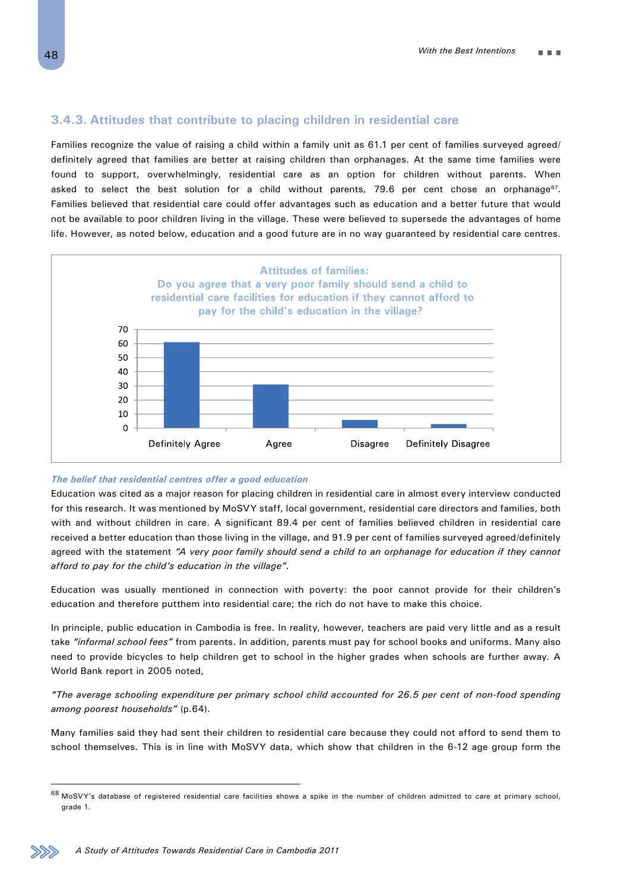### 3.4.3. Attitudes that contribute to placing children in residential care

Families recognize the value of raising a child within a family unit as 61.1 per cent of families surveyed agreed/ definitely agreed that families are better at raising children than orphanages. At the same time families were found to support, overwhelmingly, residential care as an option for children without parents. When asked to select the best solution for a child without parents, 79.6 per cent chose an orphanage[67]. Families believed that residential care could offer advantages such as education and a better future that would not be available to poor children living in the village. These were believed to supersede the advantages of home life. However, as noted below, education and a good future are in no way guaranteed by residential care centres.

**Attitudes of families:**
**Do you agree that a very poor family should send a child to residential care facilities for education if they cannot afford to pay for the child's education in the village?**

| Response | Value (approx.) |
|---|---|
| Definitely Agree | 61 |
| Agree | 31 |
| Disagree | 6 |
| Definitely Disagree | 3 |

***The belief that residential centres offer a good education***

Education was cited as a major reason for placing children in residential care in almost every interview conducted for this research. It was mentioned by MoSVY staff, local government, residential care directors and families, both with and without children in care. A significant 89.4 per cent of families believed children in residential care received a better education than those living in the village, and 91.9 per cent of families surveyed agreed/definitely agreed with the statement *"A very poor family should send a child to an orphanage for education if they cannot afford to pay for the child's education in the village".*

Education was usually mentioned in connection with poverty: the poor cannot provide for their children's education and therefore putthem into residential care; the rich do not have to make this choice.

In principle, public education in Cambodia is free. In reality, however, teachers are paid very little and as a result take *"informal school fees"* from parents. In addition, parents must pay for school books and uniforms. Many also need to provide bicycles to help children get to school in the higher grades when schools are further away. A World Bank report in 2005 noted,

*"The average schooling expenditure per primary school child accounted for 26.5 per cent of non-food spending among poorest households"* (p.64).

Many families said they had sent their children to residential care because they could not afford to send them to school themselves. This is in line with MoSVY data, which show that children in the 6-12 age group form the

---

[68] MoSVY's database of registered residential care facilities shows a spike in the number of children admitted to care at primary school, grade 1.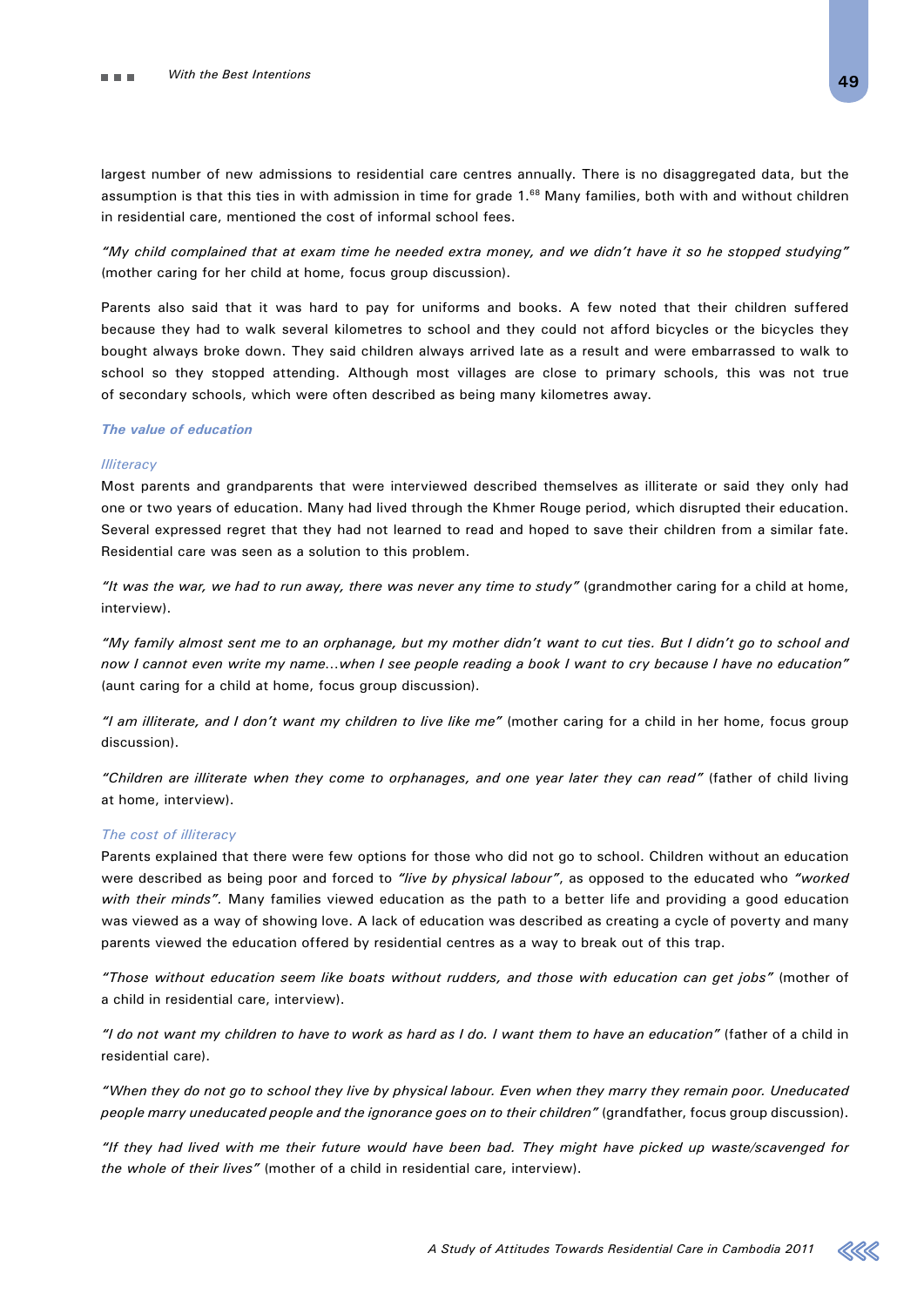largest number of new admissions to residential care centres annually. There is no disaggregated data, but the assumption is that this ties in with admission in time for grade 1.[68] Many families, both with and without children in residential care, mentioned the cost of informal school fees.

*"My child complained that at exam time he needed extra money, and we didn't have it so he stopped studying"* (mother caring for her child at home, focus group discussion).

Parents also said that it was hard to pay for uniforms and books. A few noted that their children suffered because they had to walk several kilometres to school and they could not afford bicycles or the bicycles they bought always broke down. They said children always arrived late as a result and were embarrassed to walk to school so they stopped attending. Although most villages are close to primary schools, this was not true of secondary schools, which were often described as being many kilometres away.

### The value of education

#### Illiteracy

Most parents and grandparents that were interviewed described themselves as illiterate or said they only had one or two years of education. Many had lived through the Khmer Rouge period, which disrupted their education. Several expressed regret that they had not learned to read and hoped to save their children from a similar fate. Residential care was seen as a solution to this problem.

*"It was the war, we had to run away, there was never any time to study"* (grandmother caring for a child at home, interview).

*"My family almost sent me to an orphanage, but my mother didn't want to cut ties. But I didn't go to school and now I cannot even write my name…when I see people reading a book I want to cry because I have no education"* (aunt caring for a child at home, focus group discussion).

*"I am illiterate, and I don't want my children to live like me"* (mother caring for a child in her home, focus group discussion).

*"Children are illiterate when they come to orphanages, and one year later they can read"* (father of child living at home, interview).

#### The cost of illiteracy

Parents explained that there were few options for those who did not go to school. Children without an education were described as being poor and forced to *"live by physical labour"*, as opposed to the educated who *"worked with their minds"*. Many families viewed education as the path to a better life and providing a good education was viewed as a way of showing love. A lack of education was described as creating a cycle of poverty and many parents viewed the education offered by residential centres as a way to break out of this trap.

*"Those without education seem like boats without rudders, and those with education can get jobs"* (mother of a child in residential care, interview).

*"I do not want my children to have to work as hard as I do. I want them to have an education"* (father of a child in residential care).

*"When they do not go to school they live by physical labour. Even when they marry they remain poor. Uneducated people marry uneducated people and the ignorance goes on to their children"* (grandfather, focus group discussion).

*"If they had lived with me their future would have been bad. They might have picked up waste/scavenged for the whole of their lives"* (mother of a child in residential care, interview).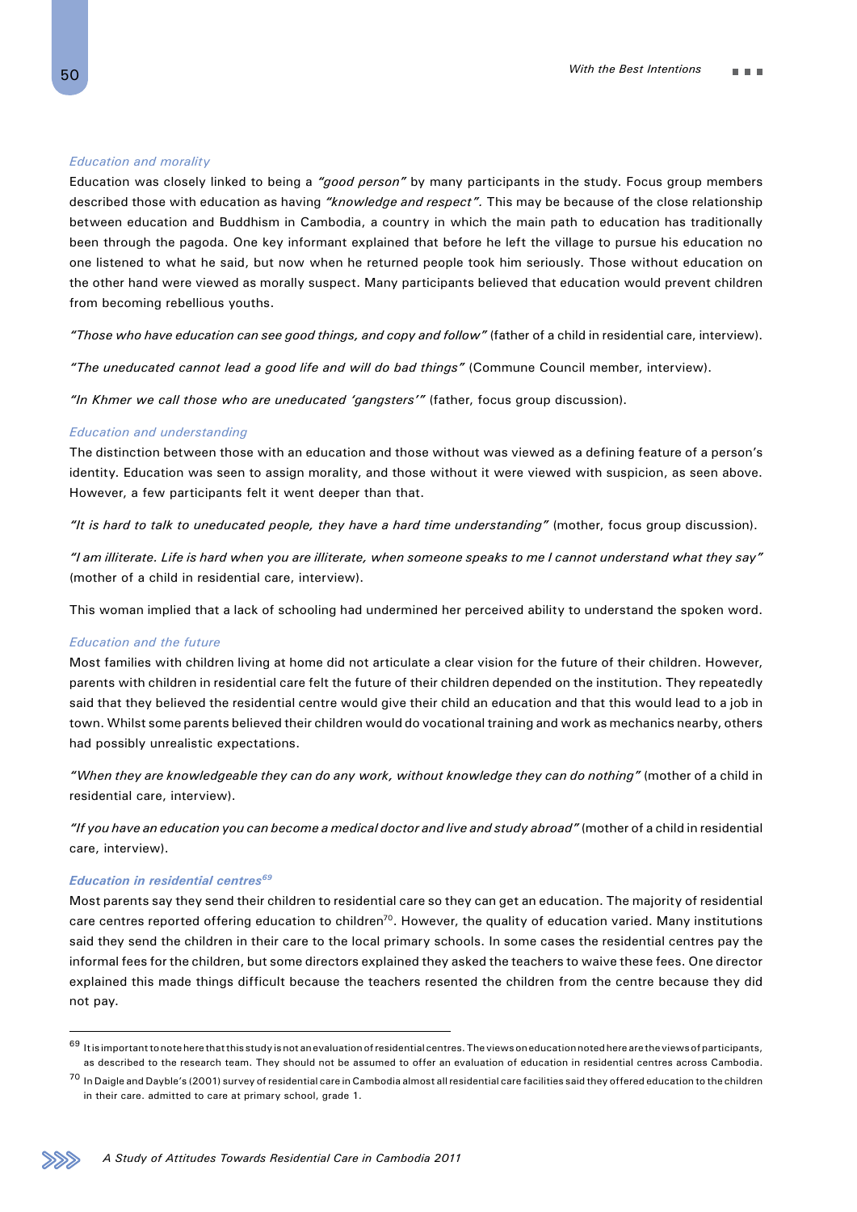*Education and morality*

Education was closely linked to being a *"good person"* by many participants in the study. Focus group members described those with education as having *"knowledge and respect".* This may be because of the close relationship between education and Buddhism in Cambodia, a country in which the main path to education has traditionally been through the pagoda. One key informant explained that before he left the village to pursue his education no one listened to what he said, but now when he returned people took him seriously. Those without education on the other hand were viewed as morally suspect. Many participants believed that education would prevent children from becoming rebellious youths.

*"Those who have education can see good things, and copy and follow"* (father of a child in residential care, interview).

*"The uneducated cannot lead a good life and will do bad things"* (Commune Council member, interview).

*"In Khmer we call those who are uneducated 'gangsters'"* (father, focus group discussion).

*Education and understanding*

The distinction between those with an education and those without was viewed as a defining feature of a person's identity. Education was seen to assign morality, and those without it were viewed with suspicion, as seen above. However, a few participants felt it went deeper than that.

*"It is hard to talk to uneducated people, they have a hard time understanding"* (mother, focus group discussion).

*"I am illiterate. Life is hard when you are illiterate, when someone speaks to me I cannot understand what they say"* (mother of a child in residential care, interview).

This woman implied that a lack of schooling had undermined her perceived ability to understand the spoken word.

*Education and the future*

Most families with children living at home did not articulate a clear vision for the future of their children. However, parents with children in residential care felt the future of their children depended on the institution. They repeatedly said that they believed the residential centre would give their child an education and that this would lead to a job in town. Whilst some parents believed their children would do vocational training and work as mechanics nearby, others had possibly unrealistic expectations.

*"When they are knowledgeable they can do any work, without knowledge they can do nothing"* (mother of a child in residential care, interview).

*"If you have an education you can become a medical doctor and live and study abroad"* (mother of a child in residential care, interview).

***Education in residential centres*[69]**

Most parents say they send their children to residential care so they can get an education. The majority of residential care centres reported offering education to children[70]. However, the quality of education varied. Many institutions said they send the children in their care to the local primary schools. In some cases the residential centres pay the informal fees for the children, but some directors explained they asked the teachers to waive these fees. One director explained this made things difficult because the teachers resented the children from the centre because they did not pay.

---

[69] It is important to note here that this study is not an evaluation of residential centres. The views on education noted here are the views of participants, as described to the research team. They should not be assumed to offer an evaluation of education in residential centres across Cambodia.

[70] In Daigle and Dayble's (2001) survey of residential care in Cambodia almost all residential care facilities said they offered education to the children in their care. admitted to care at primary school, grade 1.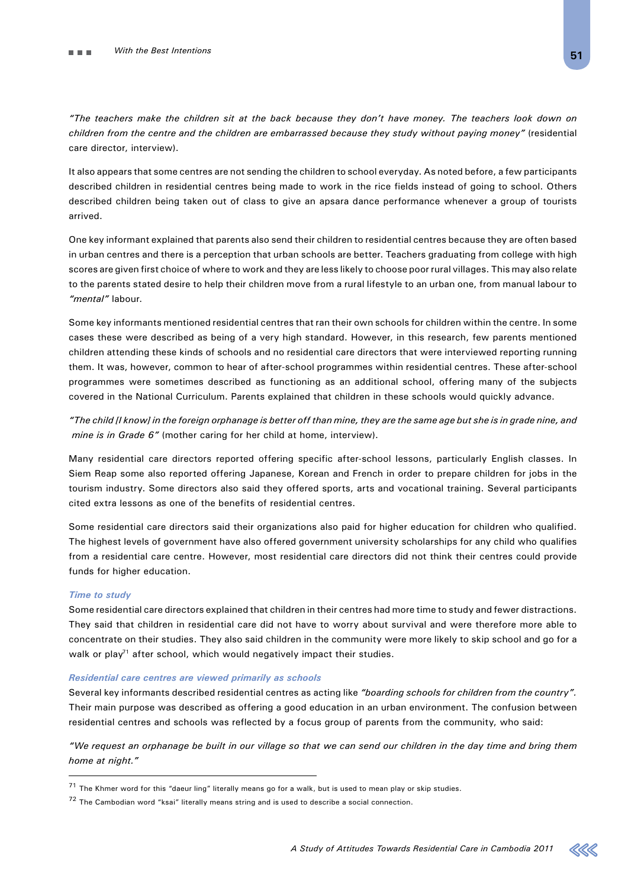*"The teachers make the children sit at the back because they don't have money. The teachers look down on children from the centre and the children are embarrassed because they study without paying money"* (residential care director, interview).

It also appears that some centres are not sending the children to school everyday. As noted before, a few participants described children in residential centres being made to work in the rice fields instead of going to school. Others described children being taken out of class to give an apsara dance performance whenever a group of tourists arrived.

One key informant explained that parents also send their children to residential centres because they are often based in urban centres and there is a perception that urban schools are better. Teachers graduating from college with high scores are given first choice of where to work and they are less likely to choose poor rural villages. This may also relate to the parents stated desire to help their children move from a rural lifestyle to an urban one, from manual labour to *"mental"* labour.

Some key informants mentioned residential centres that ran their own schools for children within the centre. In some cases these were described as being of a very high standard. However, in this research, few parents mentioned children attending these kinds of schools and no residential care directors that were interviewed reporting running them. It was, however, common to hear of after-school programmes within residential centres. These after-school programmes were sometimes described as functioning as an additional school, offering many of the subjects covered in the National Curriculum. Parents explained that children in these schools would quickly advance.

*"The child [I know] in the foreign orphanage is better off than mine, they are the same age but she is in grade nine, and mine is in Grade 6"* (mother caring for her child at home, interview).

Many residential care directors reported offering specific after-school lessons, particularly English classes. In Siem Reap some also reported offering Japanese, Korean and French in order to prepare children for jobs in the tourism industry. Some directors also said they offered sports, arts and vocational training. Several participants cited extra lessons as one of the benefits of residential centres.

Some residential care directors said their organizations also paid for higher education for children who qualified. The highest levels of government have also offered government university scholarships for any child who qualifies from a residential care centre. However, most residential care directors did not think their centres could provide funds for higher education.

#### *Time to study*

Some residential care directors explained that children in their centres had more time to study and fewer distractions. They said that children in residential care did not have to worry about survival and were therefore more able to concentrate on their studies. They also said children in the community were more likely to skip school and go for a walk or play[71] after school, which would negatively impact their studies.

#### *Residential care centres are viewed primarily as schools*

Several key informants described residential centres as acting like *"boarding schools for children from the country"*. Their main purpose was described as offering a good education in an urban environment. The confusion between residential centres and schools was reflected by a focus group of parents from the community, who said:

*"We request an orphanage be built in our village so that we can send our children in the day time and bring them home at night."*

---

[71] The Khmer word for this "daeur ling" literally means go for a walk, but is used to mean play or skip studies.

[72] The Cambodian word "ksai" literally means string and is used to describe a social connection.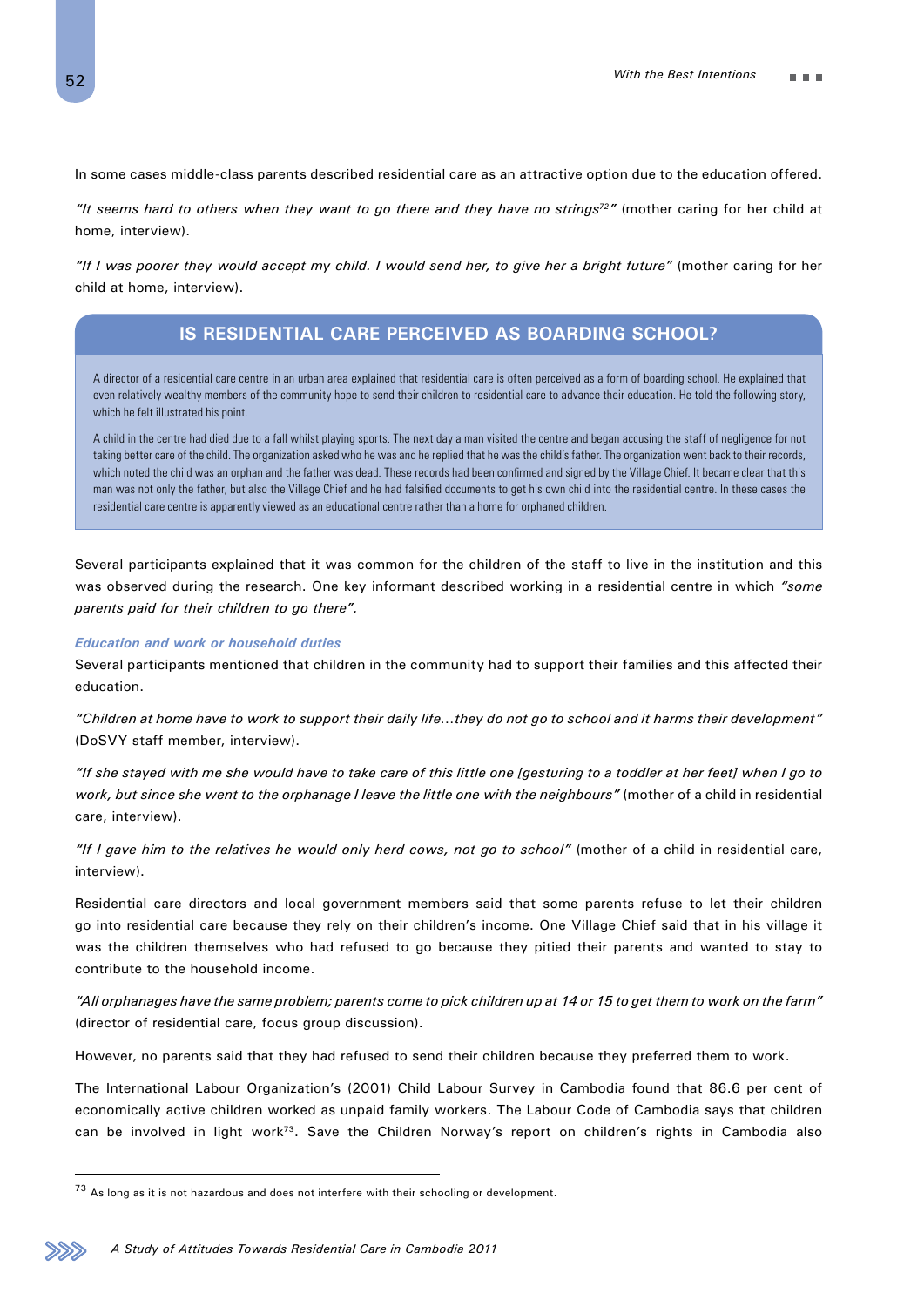In some cases middle-class parents described residential care as an attractive option due to the education offered.

*"It seems hard to others when they want to go there and they have no strings[72]"* (mother caring for her child at home, interview).

*"If I was poorer they would accept my child. I would send her, to give her a bright future"* (mother caring for her child at home, interview).

## IS RESIDENTIAL CARE PERCEIVED AS BOARDING SCHOOL?

A director of a residential care centre in an urban area explained that residential care is often perceived as a form of boarding school. He explained that even relatively wealthy members of the community hope to send their children to residential care to advance their education. He told the following story, which he felt illustrated his point.

A child in the centre had died due to a fall whilst playing sports. The next day a man visited the centre and began accusing the staff of negligence for not taking better care of the child. The organization asked who he was and he replied that he was the child's father. The organization went back to their records, which noted the child was an orphan and the father was dead. These records had been confirmed and signed by the Village Chief. It became clear that this man was not only the father, but also the Village Chief and he had falsified documents to get his own child into the residential centre. In these cases the residential care centre is apparently viewed as an educational centre rather than a home for orphaned children.

Several participants explained that it was common for the children of the staff to live in the institution and this was observed during the research. One key informant described working in a residential centre in which *"some parents paid for their children to go there"*.

### *Education and work or household duties*

Several participants mentioned that children in the community had to support their families and this affected their education.

*"Children at home have to work to support their daily life…they do not go to school and it harms their development"* (DoSVY staff member, interview).

*"If she stayed with me she would have to take care of this little one [gesturing to a toddler at her feet] when I go to work, but since she went to the orphanage I leave the little one with the neighbours"* (mother of a child in residential care, interview).

*"If I gave him to the relatives he would only herd cows, not go to school"* (mother of a child in residential care, interview).

Residential care directors and local government members said that some parents refuse to let their children go into residential care because they rely on their children's income. One Village Chief said that in his village it was the children themselves who had refused to go because they pitied their parents and wanted to stay to contribute to the household income.

*"All orphanages have the same problem; parents come to pick children up at 14 or 15 to get them to work on the farm"* (director of residential care, focus group discussion).

However, no parents said that they had refused to send their children because they preferred them to work.

The International Labour Organization's (2001) Child Labour Survey in Cambodia found that 86.6 per cent of economically active children worked as unpaid family workers. The Labour Code of Cambodia says that children can be involved in light work[73]. Save the Children Norway's report on children's rights in Cambodia also

---

[73] As long as it is not hazardous and does not interfere with their schooling or development.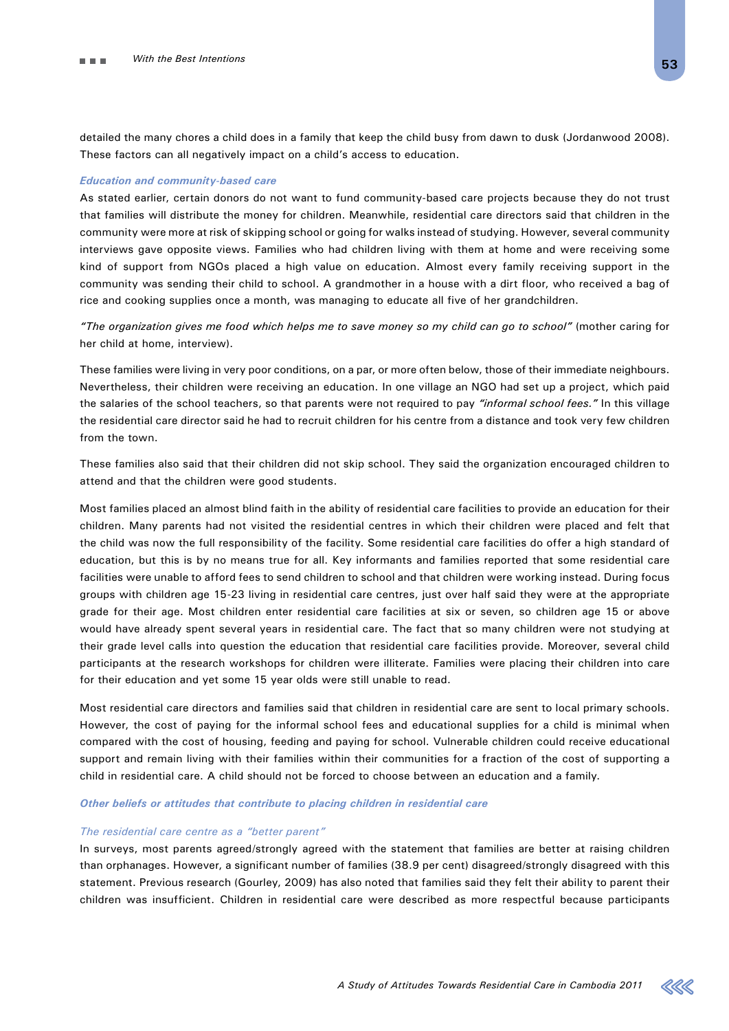detailed the many chores a child does in a family that keep the child busy from dawn to dusk (Jordanwood 2008). These factors can all negatively impact on a child's access to education.

### *Education and community-based care*

As stated earlier, certain donors do not want to fund community-based care projects because they do not trust that families will distribute the money for children. Meanwhile, residential care directors said that children in the community were more at risk of skipping school or going for walks instead of studying. However, several community interviews gave opposite views. Families who had children living with them at home and were receiving some kind of support from NGOs placed a high value on education. Almost every family receiving support in the community was sending their child to school. A grandmother in a house with a dirt floor, who received a bag of rice and cooking supplies once a month, was managing to educate all five of her grandchildren.

*"The organization gives me food which helps me to save money so my child can go to school"* (mother caring for her child at home, interview).

These families were living in very poor conditions, on a par, or more often below, those of their immediate neighbours. Nevertheless, their children were receiving an education. In one village an NGO had set up a project, which paid the salaries of the school teachers, so that parents were not required to pay *"informal school fees."* In this village the residential care director said he had to recruit children for his centre from a distance and took very few children from the town.

These families also said that their children did not skip school. They said the organization encouraged children to attend and that the children were good students.

Most families placed an almost blind faith in the ability of residential care facilities to provide an education for their children. Many parents had not visited the residential centres in which their children were placed and felt that the child was now the full responsibility of the facility. Some residential care facilities do offer a high standard of education, but this is by no means true for all. Key informants and families reported that some residential care facilities were unable to afford fees to send children to school and that children were working instead. During focus groups with children age 15-23 living in residential care centres, just over half said they were at the appropriate grade for their age. Most children enter residential care facilities at six or seven, so children age 15 or above would have already spent several years in residential care. The fact that so many children were not studying at their grade level calls into question the education that residential care facilities provide. Moreover, several child participants at the research workshops for children were illiterate. Families were placing their children into care for their education and yet some 15 year olds were still unable to read.

Most residential care directors and families said that children in residential care are sent to local primary schools. However, the cost of paying for the informal school fees and educational supplies for a child is minimal when compared with the cost of housing, feeding and paying for school. Vulnerable children could receive educational support and remain living with their families within their communities for a fraction of the cost of supporting a child in residential care. A child should not be forced to choose between an education and a family.

### *Other beliefs or attitudes that contribute to placing children in residential care*

#### *The residential care centre as a "better parent"*

In surveys, most parents agreed/strongly agreed with the statement that families are better at raising children than orphanages. However, a significant number of families (38.9 per cent) disagreed/strongly disagreed with this statement. Previous research (Gourley, 2009) has also noted that families said they felt their ability to parent their children was insufficient. Children in residential care were described as more respectful because participants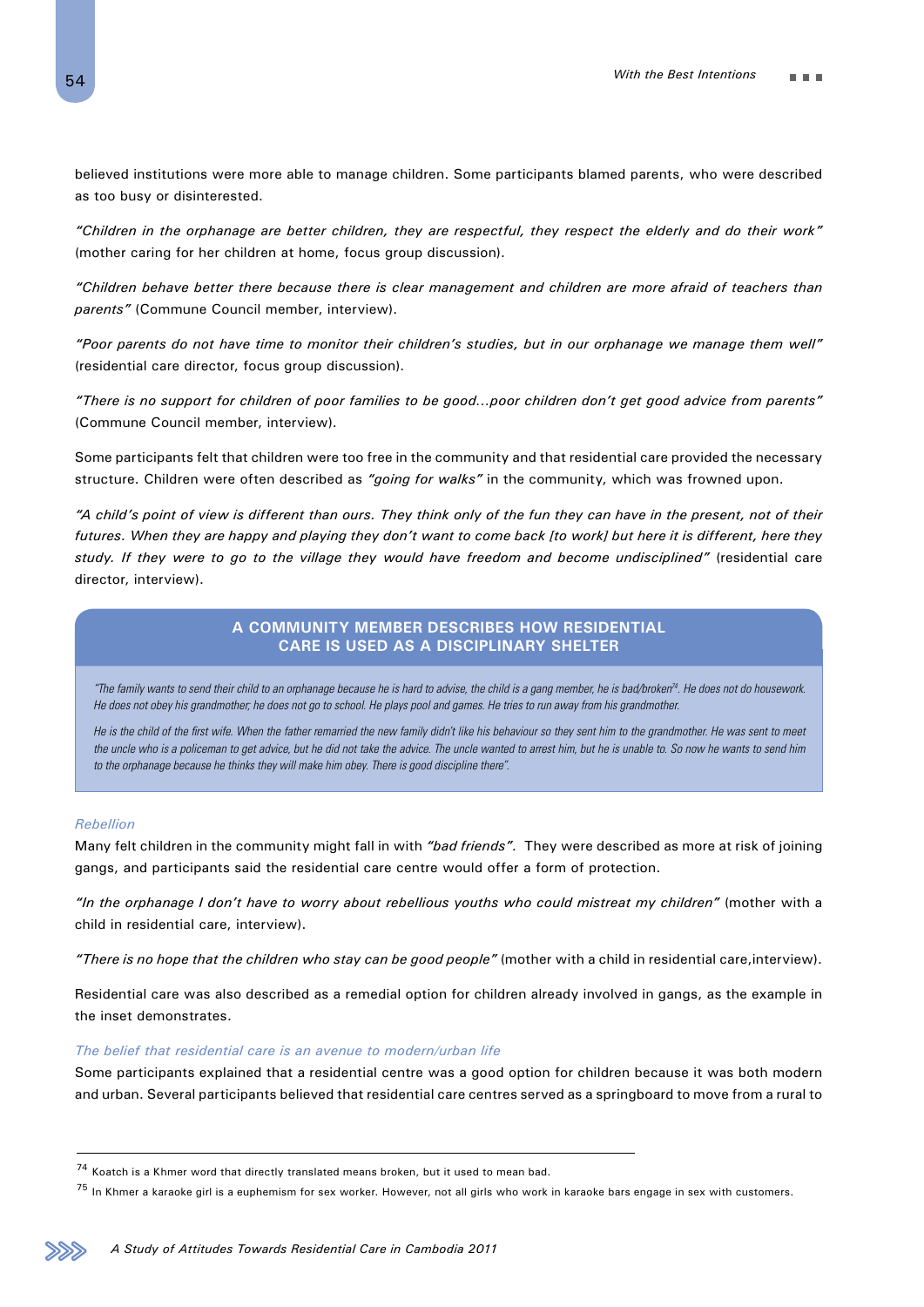believed institutions were more able to manage children. Some participants blamed parents, who were described as too busy or disinterested.

*"Children in the orphanage are better children, they are respectful, they respect the elderly and do their work"* (mother caring for her children at home, focus group discussion).

*"Children behave better there because there is clear management and children are more afraid of teachers than parents"* (Commune Council member, interview).

*"Poor parents do not have time to monitor their children's studies, but in our orphanage we manage them well"* (residential care director, focus group discussion).

*"There is no support for children of poor families to be good...poor children don't get good advice from parents"* (Commune Council member, interview).

Some participants felt that children were too free in the community and that residential care provided the necessary structure. Children were often described as *"going for walks"* in the community, which was frowned upon.

*"A child's point of view is different than ours. They think only of the fun they can have in the present, not of their futures. When they are happy and playing they don't want to come back [to work] but here it is different, here they study. If they were to go to the village they would have freedom and become undisciplined"* (residential care director, interview).

> **A COMMUNITY MEMBER DESCRIBES HOW RESIDENTIAL CARE IS USED AS A DISCIPLINARY SHELTER**
>
> *"The family wants to send their child to an orphanage because he is hard to advise, the child is a gang member, he is bad/broken[74]. He does not do housework. He does not obey his grandmother; he does not go to school. He plays pool and games. He tries to run away from his grandmother.*
>
> *He is the child of the first wife. When the father remarried the new family didn't like his behaviour so they sent him to the grandmother. He was sent to meet the uncle who is a policeman to get advice, but he did not take the advice. The uncle wanted to arrest him, but he is unable to. So now he wants to send him to the orphanage because he thinks they will make him obey. There is good discipline there".*

### *Rebellion*

Many felt children in the community might fall in with *"bad friends".* They were described as more at risk of joining gangs, and participants said the residential care centre would offer a form of protection.

*"In the orphanage I don't have to worry about rebellious youths who could mistreat my children"* (mother with a child in residential care, interview).

*"There is no hope that the children who stay can be good people"* (mother with a child in residential care,interview).

Residential care was also described as a remedial option for children already involved in gangs, as the example in the inset demonstrates.

### *The belief that residential care is an avenue to modern/urban life*

Some participants explained that a residential centre was a good option for children because it was both modern and urban. Several participants believed that residential care centres served as a springboard to move from a rural to

---

[74] Koatch is a Khmer word that directly translated means broken, but it used to mean bad.

[75] In Khmer a karaoke girl is a euphemism for sex worker. However, not all girls who work in karaoke bars engage in sex with customers.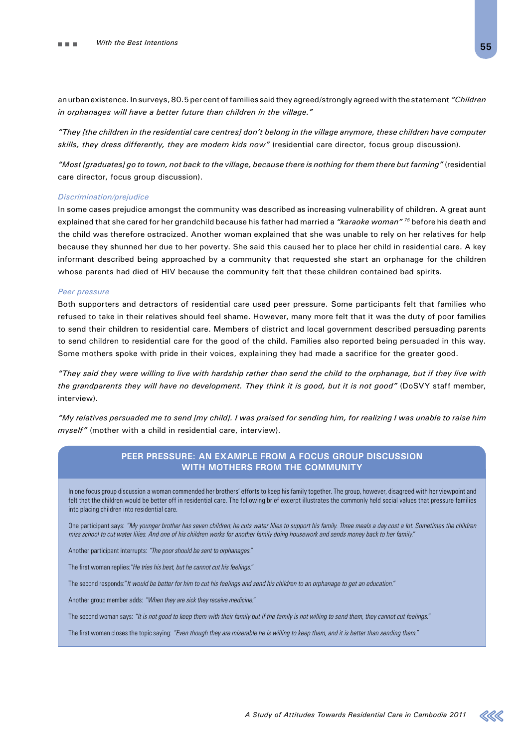an urban existence. In surveys, 80.5 per cent of families said they agreed/strongly agreed with the statement *"Children in orphanages will have a better future than children in the village."*

*"They [the children in the residential care centres] don't belong in the village anymore, these children have computer skills, they dress differently, they are modern kids now"* (residential care director, focus group discussion).

*"Most [graduates] go to town, not back to the village, because there is nothing for them there but farming"* (residential care director, focus group discussion).

### *Discrimination/prejudice*

In some cases prejudice amongst the community was described as increasing vulnerability of children. A great aunt explained that she cared for her grandchild because his father had married a *"karaoke woman"* [75] before his death and the child was therefore ostracized. Another woman explained that she was unable to rely on her relatives for help because they shunned her due to her poverty. She said this caused her to place her child in residential care. A key informant described being approached by a community that requested she start an orphanage for the children whose parents had died of HIV because the community felt that these children contained bad spirits.

### *Peer pressure*

Both supporters and detractors of residential care used peer pressure. Some participants felt that families who refused to take in their relatives should feel shame. However, many more felt that it was the duty of poor families to send their children to residential care. Members of district and local government described persuading parents to send children to residential care for the good of the child. Families also reported being persuaded in this way. Some mothers spoke with pride in their voices, explaining they had made a sacrifice for the greater good.

*"They said they were willing to live with hardship rather than send the child to the orphanage, but if they live with the grandparents they will have no development. They think it is good, but it is not good"* (DoSVY staff member, interview).

*"My relatives persuaded me to send [my child]. I was praised for sending him, for realizing I was unable to raise him myself"* (mother with a child in residential care, interview).

### PEER PRESSURE: AN EXAMPLE FROM A FOCUS GROUP DISCUSSION WITH MOTHERS FROM THE COMMUNITY

In one focus group discussion a woman commended her brothers' efforts to keep his family together. The group, however, disagreed with her viewpoint and felt that the children would be better off in residential care. The following brief excerpt illustrates the commonly held social values that pressure families into placing children into residential care.

One participant says: *"My younger brother has seven children; he cuts water lilies to support his family. Three meals a day cost a lot. Sometimes the children miss school to cut water lilies. And one of his children works for another family doing housework and sends money back to her family."*

Another participant interrupts: *"The poor should be sent to orphanages."*

The first woman replies: *"He tries his best, but he cannot cut his feelings."*

The second responds: *"It would be better for him to cut his feelings and send his children to an orphanage to get an education."*

Another group member adds: *"When they are sick they receive medicine."*

The second woman says: *"It is not good to keep them with their family but if the family is not willing to send them, they cannot cut feelings."*

The first woman closes the topic saying: *"Even though they are miserable he is willing to keep them, and it is better than sending them."*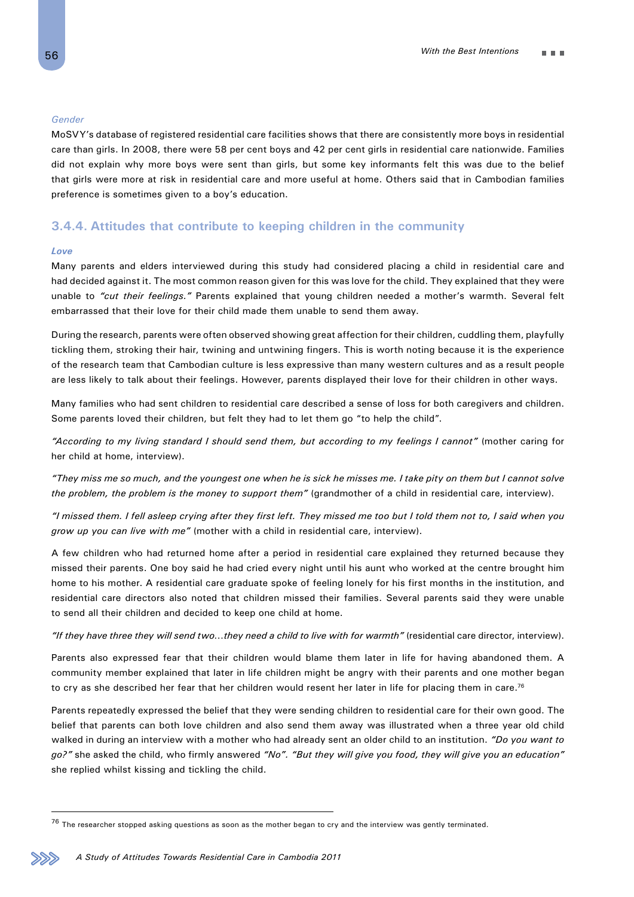*Gender*

MoSVY's database of registered residential care facilities shows that there are consistently more boys in residential care than girls. In 2008, there were 58 per cent boys and 42 per cent girls in residential care nationwide. Families did not explain why more boys were sent than girls, but some key informants felt this was due to the belief that girls were more at risk in residential care and more useful at home. Others said that in Cambodian families preference is sometimes given to a boy's education.

### 3.4.4. Attitudes that contribute to keeping children in the community

***Love***

Many parents and elders interviewed during this study had considered placing a child in residential care and had decided against it. The most common reason given for this was love for the child. They explained that they were unable to *"cut their feelings."* Parents explained that young children needed a mother's warmth. Several felt embarrassed that their love for their child made them unable to send them away.

During the research, parents were often observed showing great affection for their children, cuddling them, playfully tickling them, stroking their hair, twining and untwining fingers. This is worth noting because it is the experience of the research team that Cambodian culture is less expressive than many western cultures and as a result people are less likely to talk about their feelings. However, parents displayed their love for their children in other ways.

Many families who had sent children to residential care described a sense of loss for both caregivers and children. Some parents loved their children, but felt they had to let them go "to help the child".

*"According to my living standard I should send them, but according to my feelings I cannot"* (mother caring for her child at home, interview).

*"They miss me so much, and the youngest one when he is sick he misses me. I take pity on them but I cannot solve the problem, the problem is the money to support them"* (grandmother of a child in residential care, interview).

*"I missed them. I fell asleep crying after they first left. They missed me too but I told them not to, I said when you grow up you can live with me"* (mother with a child in residential care, interview).

A few children who had returned home after a period in residential care explained they returned because they missed their parents. One boy said he had cried every night until his aunt who worked at the centre brought him home to his mother. A residential care graduate spoke of feeling lonely for his first months in the institution, and residential care directors also noted that children missed their families. Several parents said they were unable to send all their children and decided to keep one child at home.

*"If they have three they will send two…they need a child to live with for warmth"* (residential care director, interview).

Parents also expressed fear that their children would blame them later in life for having abandoned them. A community member explained that later in life children might be angry with their parents and one mother began to cry as she described her fear that her children would resent her later in life for placing them in care.[76]

Parents repeatedly expressed the belief that they were sending children to residential care for their own good. The belief that parents can both love children and also send them away was illustrated when a three year old child walked in during an interview with a mother who had already sent an older child to an institution. *"Do you want to go?"* she asked the child, who firmly answered *"No"*. *"But they will give you food, they will give you an education"* she replied whilst kissing and tickling the child.

---

[76] The researcher stopped asking questions as soon as the mother began to cry and the interview was gently terminated.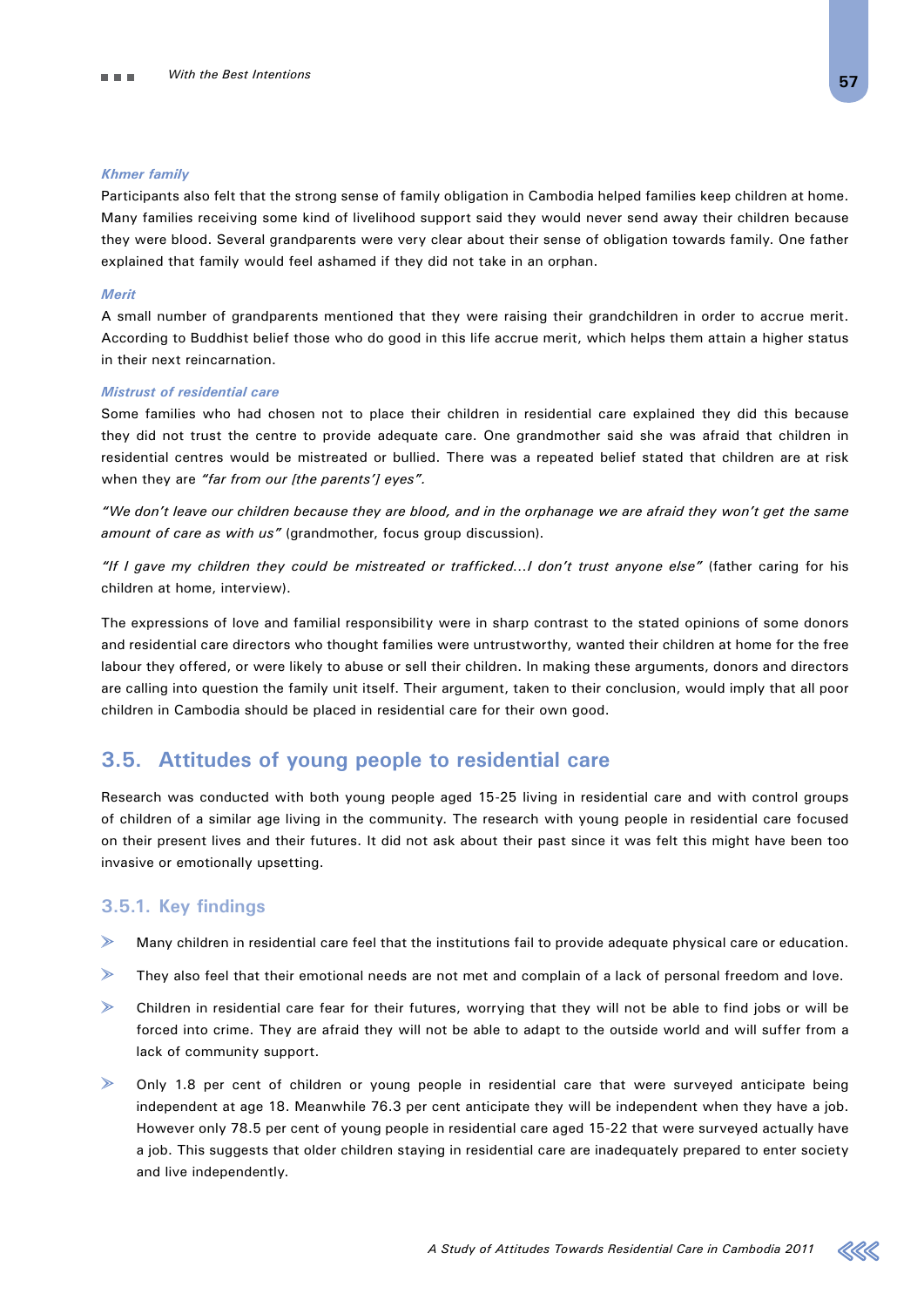#### *Khmer family*

Participants also felt that the strong sense of family obligation in Cambodia helped families keep children at home. Many families receiving some kind of livelihood support said they would never send away their children because they were blood. Several grandparents were very clear about their sense of obligation towards family. One father explained that family would feel ashamed if they did not take in an orphan.

#### *Merit*

A small number of grandparents mentioned that they were raising their grandchildren in order to accrue merit. According to Buddhist belief those who do good in this life accrue merit, which helps them attain a higher status in their next reincarnation.

#### *Mistrust of residential care*

Some families who had chosen not to place their children in residential care explained they did this because they did not trust the centre to provide adequate care. One grandmother said she was afraid that children in residential centres would be mistreated or bullied. There was a repeated belief stated that children are at risk when they are *"far from our [the parents'] eyes".*

*"We don't leave our children because they are blood, and in the orphanage we are afraid they won't get the same amount of care as with us"* (grandmother, focus group discussion).

*"If I gave my children they could be mistreated or trafficked…I don't trust anyone else"* (father caring for his children at home, interview).

The expressions of love and familial responsibility were in sharp contrast to the stated opinions of some donors and residential care directors who thought families were untrustworthy, wanted their children at home for the free labour they offered, or were likely to abuse or sell their children. In making these arguments, donors and directors are calling into question the family unit itself. Their argument, taken to their conclusion, would imply that all poor children in Cambodia should be placed in residential care for their own good.

## 3.5. Attitudes of young people to residential care

Research was conducted with both young people aged 15-25 living in residential care and with control groups of children of a similar age living in the community. The research with young people in residential care focused on their present lives and their futures. It did not ask about their past since it was felt this might have been too invasive or emotionally upsetting.

### 3.5.1. Key findings

- Many children in residential care feel that the institutions fail to provide adequate physical care or education.
- They also feel that their emotional needs are not met and complain of a lack of personal freedom and love.
- Children in residential care fear for their futures, worrying that they will not be able to find jobs or will be forced into crime. They are afraid they will not be able to adapt to the outside world and will suffer from a lack of community support.
- Only 1.8 per cent of children or young people in residential care that were surveyed anticipate being independent at age 18. Meanwhile 76.3 per cent anticipate they will be independent when they have a job. However only 78.5 per cent of young people in residential care aged 15-22 that were surveyed actually have a job. This suggests that older children staying in residential care are inadequately prepared to enter society and live independently.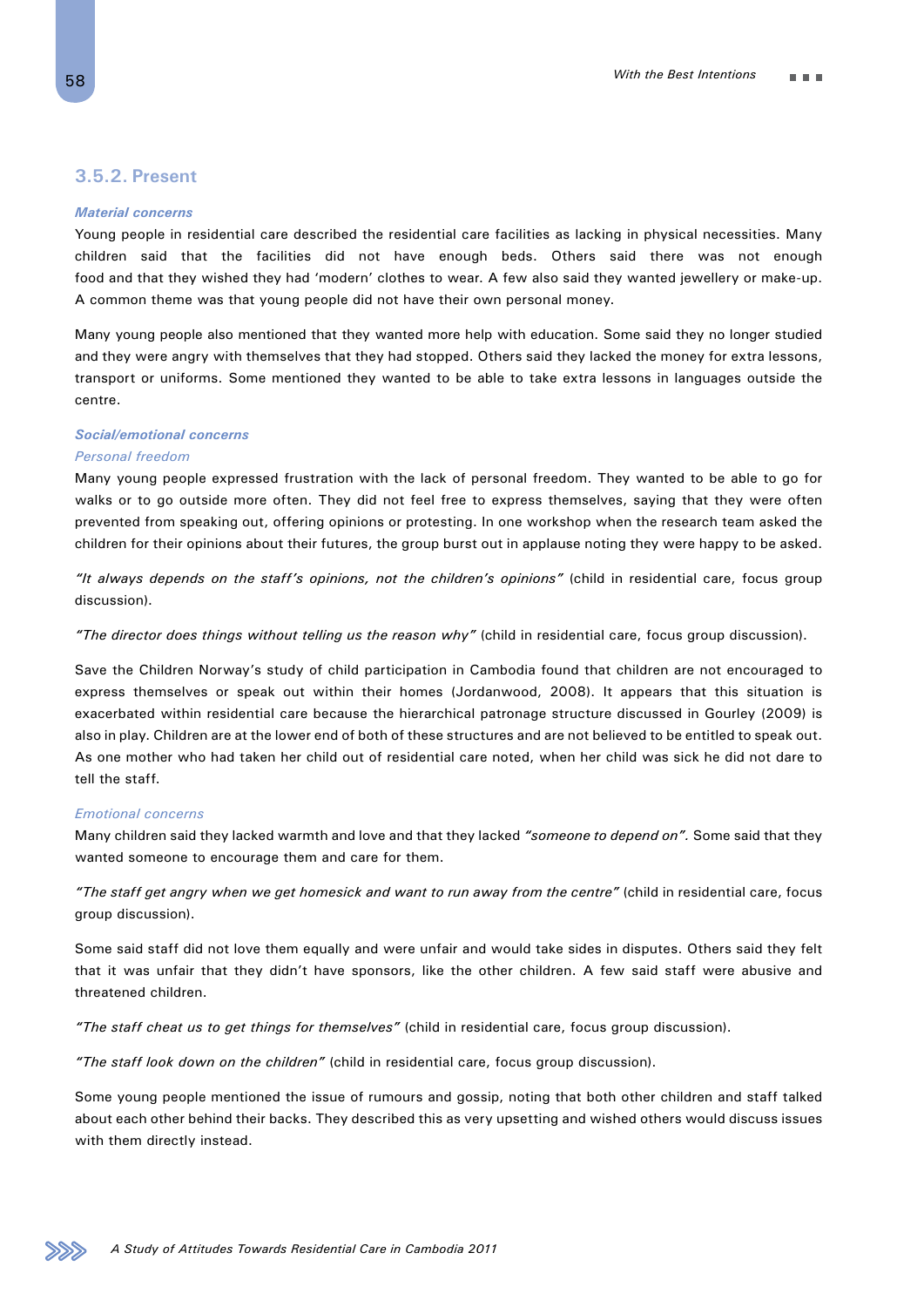### 3.5.2. Present

***Material concerns***

Young people in residential care described the residential care facilities as lacking in physical necessities. Many children said that the facilities did not have enough beds. Others said there was not enough food and that they wished they had 'modern' clothes to wear. A few also said they wanted jewellery or make-up. A common theme was that young people did not have their own personal money.

Many young people also mentioned that they wanted more help with education. Some said they no longer studied and they were angry with themselves that they had stopped. Others said they lacked the money for extra lessons, transport or uniforms. Some mentioned they wanted to be able to take extra lessons in languages outside the centre.

***Social/emotional concerns***

*Personal freedom*

Many young people expressed frustration with the lack of personal freedom. They wanted to be able to go for walks or to go outside more often. They did not feel free to express themselves, saying that they were often prevented from speaking out, offering opinions or protesting. In one workshop when the research team asked the children for their opinions about their futures, the group burst out in applause noting they were happy to be asked.

*"It always depends on the staff's opinions, not the children's opinions"* (child in residential care, focus group discussion).

*"The director does things without telling us the reason why"* (child in residential care, focus group discussion).

Save the Children Norway's study of child participation in Cambodia found that children are not encouraged to express themselves or speak out within their homes (Jordanwood, 2008). It appears that this situation is exacerbated within residential care because the hierarchical patronage structure discussed in Gourley (2009) is also in play. Children are at the lower end of both of these structures and are not believed to be entitled to speak out. As one mother who had taken her child out of residential care noted, when her child was sick he did not dare to tell the staff.

*Emotional concerns*

Many children said they lacked warmth and love and that they lacked *"someone to depend on".* Some said that they wanted someone to encourage them and care for them.

*"The staff get angry when we get homesick and want to run away from the centre"* (child in residential care, focus group discussion).

Some said staff did not love them equally and were unfair and would take sides in disputes. Others said they felt that it was unfair that they didn't have sponsors, like the other children. A few said staff were abusive and threatened children.

*"The staff cheat us to get things for themselves"* (child in residential care, focus group discussion).

*"The staff look down on the children"* (child in residential care, focus group discussion).

Some young people mentioned the issue of rumours and gossip, noting that both other children and staff talked about each other behind their backs. They described this as very upsetting and wished others would discuss issues with them directly instead.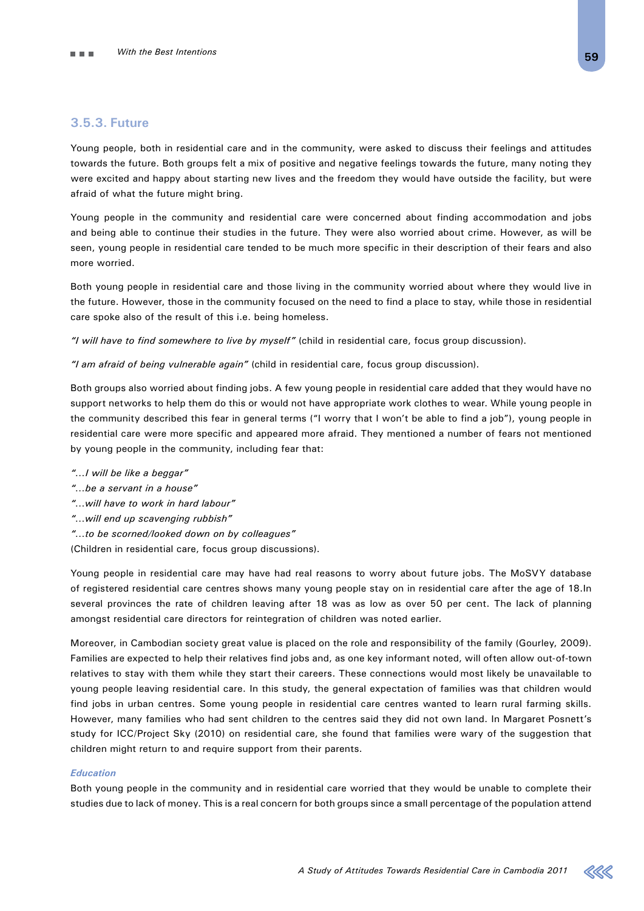### 3.5.3. Future

Young people, both in residential care and in the community, were asked to discuss their feelings and attitudes towards the future. Both groups felt a mix of positive and negative feelings towards the future, many noting they were excited and happy about starting new lives and the freedom they would have outside the facility, but were afraid of what the future might bring.

Young people in the community and residential care were concerned about finding accommodation and jobs and being able to continue their studies in the future. They were also worried about crime. However, as will be seen, young people in residential care tended to be much more specific in their description of their fears and also more worried.

Both young people in residential care and those living in the community worried about where they would live in the future. However, those in the community focused on the need to find a place to stay, while those in residential care spoke also of the result of this i.e. being homeless.

*"I will have to find somewhere to live by myself"* (child in residential care, focus group discussion).

*"I am afraid of being vulnerable again"* (child in residential care, focus group discussion).

Both groups also worried about finding jobs. A few young people in residential care added that they would have no support networks to help them do this or would not have appropriate work clothes to wear. While young people in the community described this fear in general terms ("I worry that I won't be able to find a job"), young people in residential care were more specific and appeared more afraid. They mentioned a number of fears not mentioned by young people in the community, including fear that:

*"…I will be like a beggar"*
*"…be a servant in a house"*
*"…will have to work in hard labour"*
*"…will end up scavenging rubbish"*
*"…to be scorned/looked down on by colleagues"*
(Children in residential care, focus group discussions).

Young people in residential care may have had real reasons to worry about future jobs. The MoSVY database of registered residential care centres shows many young people stay on in residential care after the age of 18.In several provinces the rate of children leaving after 18 was as low as over 50 per cent. The lack of planning amongst residential care directors for reintegration of children was noted earlier.

Moreover, in Cambodian society great value is placed on the role and responsibility of the family (Gourley, 2009). Families are expected to help their relatives find jobs and, as one key informant noted, will often allow out-of-town relatives to stay with them while they start their careers. These connections would most likely be unavailable to young people leaving residential care. In this study, the general expectation of families was that children would find jobs in urban centres. Some young people in residential care centres wanted to learn rural farming skills. However, many families who had sent children to the centres said they did not own land. In Margaret Posnett's study for ICC/Project Sky (2010) on residential care, she found that families were wary of the suggestion that children might return to and require support from their parents.

#### *Education*

Both young people in the community and in residential care worried that they would be unable to complete their studies due to lack of money. This is a real concern for both groups since a small percentage of the population attend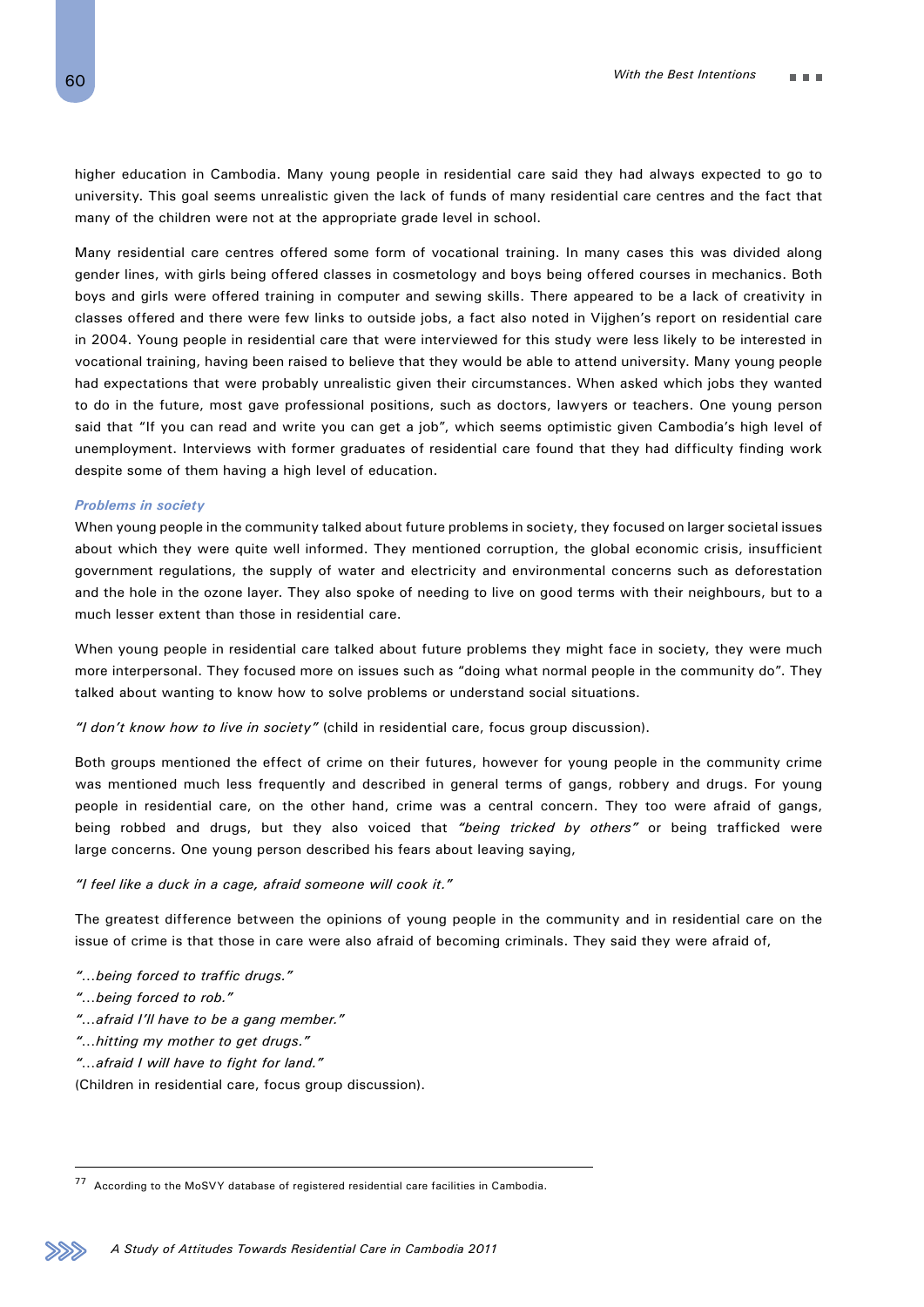higher education in Cambodia. Many young people in residential care said they had always expected to go to university. This goal seems unrealistic given the lack of funds of many residential care centres and the fact that many of the children were not at the appropriate grade level in school.

Many residential care centres offered some form of vocational training. In many cases this was divided along gender lines, with girls being offered classes in cosmetology and boys being offered courses in mechanics. Both boys and girls were offered training in computer and sewing skills. There appeared to be a lack of creativity in classes offered and there were few links to outside jobs, a fact also noted in Vijghen's report on residential care in 2004. Young people in residential care that were interviewed for this study were less likely to be interested in vocational training, having been raised to believe that they would be able to attend university. Many young people had expectations that were probably unrealistic given their circumstances. When asked which jobs they wanted to do in the future, most gave professional positions, such as doctors, lawyers or teachers. One young person said that "If you can read and write you can get a job", which seems optimistic given Cambodia's high level of unemployment. Interviews with former graduates of residential care found that they had difficulty finding work despite some of them having a high level of education.

### *Problems in society*

When young people in the community talked about future problems in society, they focused on larger societal issues about which they were quite well informed. They mentioned corruption, the global economic crisis, insufficient government regulations, the supply of water and electricity and environmental concerns such as deforestation and the hole in the ozone layer. They also spoke of needing to live on good terms with their neighbours, but to a much lesser extent than those in residential care.

When young people in residential care talked about future problems they might face in society, they were much more interpersonal. They focused more on issues such as "doing what normal people in the community do". They talked about wanting to know how to solve problems or understand social situations.

*"I don't know how to live in society"* (child in residential care, focus group discussion).

Both groups mentioned the effect of crime on their futures, however for young people in the community crime was mentioned much less frequently and described in general terms of gangs, robbery and drugs. For young people in residential care, on the other hand, crime was a central concern. They too were afraid of gangs, being robbed and drugs, but they also voiced that *"being tricked by others"* or being trafficked were large concerns. One young person described his fears about leaving saying,

*"I feel like a duck in a cage, afraid someone will cook it."*

The greatest difference between the opinions of young people in the community and in residential care on the issue of crime is that those in care were also afraid of becoming criminals. They said they were afraid of,

*"…being forced to traffic drugs."*
*"…being forced to rob."*
*"…afraid I'll have to be a gang member."*
*"…hitting my mother to get drugs."*
*"…afraid I will have to fight for land."*
(Children in residential care, focus group discussion).

---

[77] According to the MoSVY database of registered residential care facilities in Cambodia.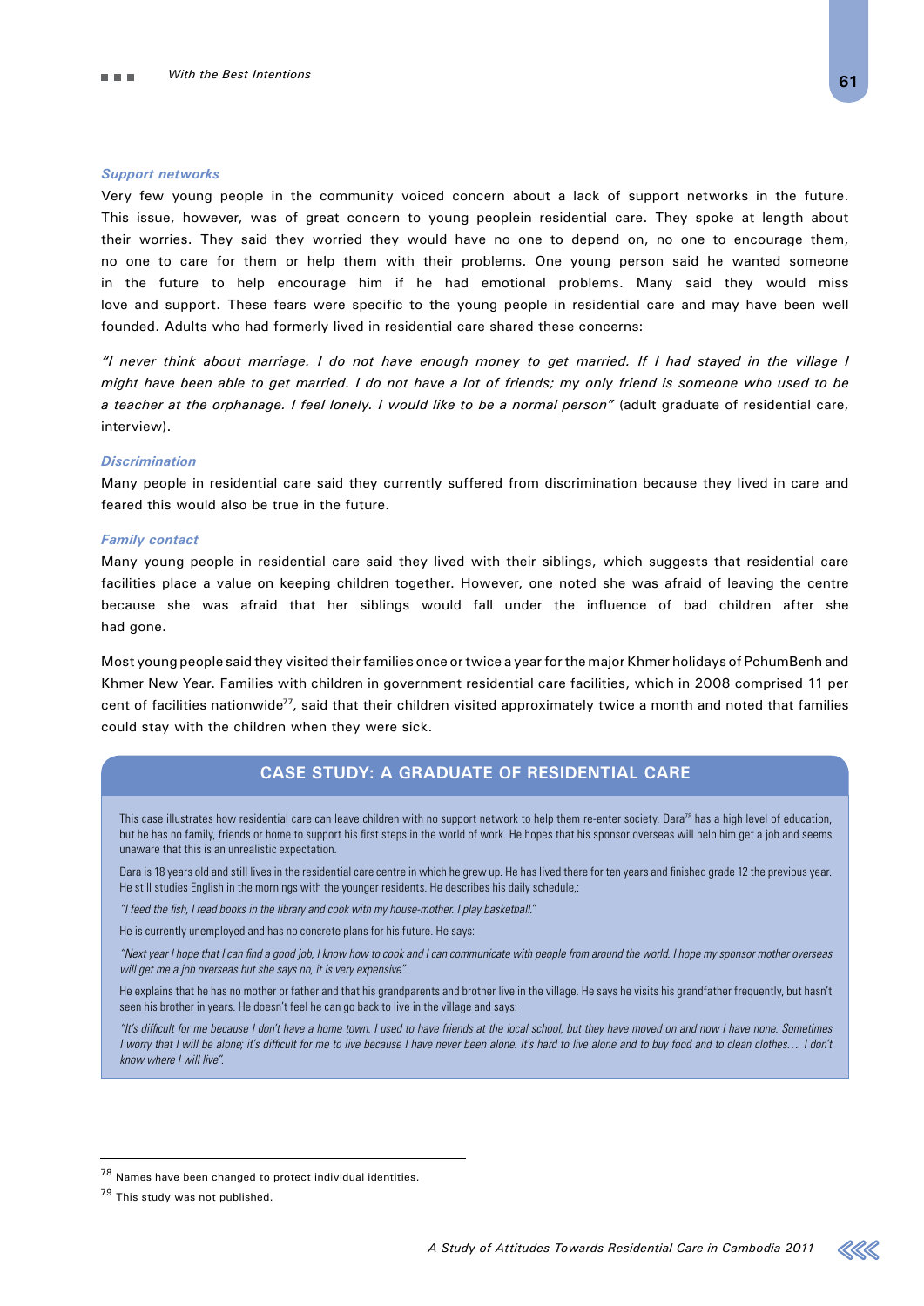### *Support networks*

Very few young people in the community voiced concern about a lack of support networks in the future. This issue, however, was of great concern to young peoplein residential care. They spoke at length about their worries. They said they worried they would have no one to depend on, no one to encourage them, no one to care for them or help them with their problems. One young person said he wanted someone in the future to help encourage him if he had emotional problems. Many said they would miss love and support. These fears were specific to the young people in residential care and may have been well founded. Adults who had formerly lived in residential care shared these concerns:

*"I never think about marriage. I do not have enough money to get married. If I had stayed in the village I might have been able to get married. I do not have a lot of friends; my only friend is someone who used to be a teacher at the orphanage. I feel lonely. I would like to be a normal person"* (adult graduate of residential care, interview).

### *Discrimination*

Many people in residential care said they currently suffered from discrimination because they lived in care and feared this would also be true in the future.

### *Family contact*

Many young people in residential care said they lived with their siblings, which suggests that residential care facilities place a value on keeping children together. However, one noted she was afraid of leaving the centre because she was afraid that her siblings would fall under the influence of bad children after she had gone.

Most young people said they visited their families once or twice a year for the major Khmer holidays of PchumBenh and Khmer New Year. Families with children in government residential care facilities, which in 2008 comprised 11 per cent of facilities nationwide[77], said that their children visited approximately twice a month and noted that families could stay with the children when they were sick.

## CASE STUDY: A GRADUATE OF RESIDENTIAL CARE

This case illustrates how residential care can leave children with no support network to help them re-enter society. Dara[78] has a high level of education, but he has no family, friends or home to support his first steps in the world of work. He hopes that his sponsor overseas will help him get a job and seems unaware that this is an unrealistic expectation.

Dara is 18 years old and still lives in the residential care centre in which he grew up. He has lived there for ten years and finished grade 12 the previous year. He still studies English in the mornings with the younger residents. He describes his daily schedule,:

*"I feed the fish, I read books in the library and cook with my house-mother. I play basketball."*

He is currently unemployed and has no concrete plans for his future. He says:

*"Next year I hope that I can find a good job, I know how to cook and I can communicate with people from around the world. I hope my sponsor mother overseas will get me a job overseas but she says no, it is very expensive".*

He explains that he has no mother or father and that his grandparents and brother live in the village. He says he visits his grandfather frequently, but hasn't seen his brother in years. He doesn't feel he can go back to live in the village and says:

*"It's difficult for me because I don't have a home town. I used to have friends at the local school, but they have moved on and now I have none. Sometimes I worry that I will be alone; it's difficult for me to live because I have never been alone. It's hard to live alone and to buy food and to clean clothes…. I don't know where I will live".*

---

[78] Names have been changed to protect individual identities.

[79] This study was not published.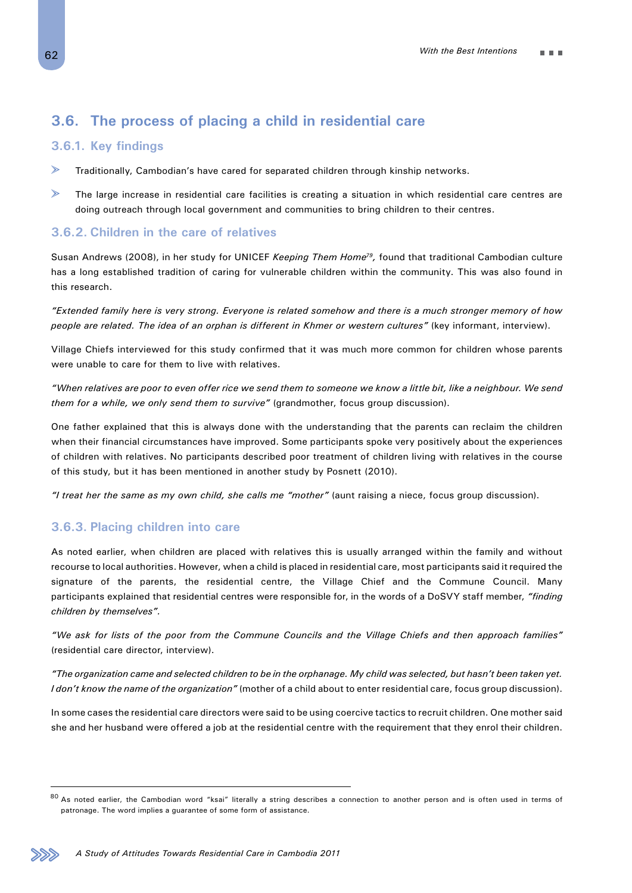## 3.6. The process of placing a child in residential care

### 3.6.1. Key findings

- Traditionally, Cambodian's have cared for separated children through kinship networks.
- The large increase in residential care facilities is creating a situation in which residential care centres are doing outreach through local government and communities to bring children to their centres.

### 3.6.2. Children in the care of relatives

Susan Andrews (2008), in her study for UNICEF *Keeping Them Home*[79], found that traditional Cambodian culture has a long established tradition of caring for vulnerable children within the community. This was also found in this research.

*"Extended family here is very strong. Everyone is related somehow and there is a much stronger memory of how people are related. The idea of an orphan is different in Khmer or western cultures"* (key informant, interview).

Village Chiefs interviewed for this study confirmed that it was much more common for children whose parents were unable to care for them to live with relatives.

*"When relatives are poor to even offer rice we send them to someone we know a little bit, like a neighbour. We send them for a while, we only send them to survive"* (grandmother, focus group discussion).

One father explained that this is always done with the understanding that the parents can reclaim the children when their financial circumstances have improved. Some participants spoke very positively about the experiences of children with relatives. No participants described poor treatment of children living with relatives in the course of this study, but it has been mentioned in another study by Posnett (2010).

*"I treat her the same as my own child, she calls me "mother"* (aunt raising a niece, focus group discussion).

### 3.6.3. Placing children into care

As noted earlier, when children are placed with relatives this is usually arranged within the family and without recourse to local authorities. However, when a child is placed in residential care, most participants said it required the signature of the parents, the residential centre, the Village Chief and the Commune Council. Many participants explained that residential centres were responsible for, in the words of a DoSVY staff member, *"finding children by themselves".*

*"We ask for lists of the poor from the Commune Councils and the Village Chiefs and then approach families"* (residential care director, interview).

*"The organization came and selected children to be in the orphanage. My child was selected, but hasn't been taken yet. I don't know the name of the organization"* (mother of a child about to enter residential care, focus group discussion).

In some cases the residential care directors were said to be using coercive tactics to recruit children. One mother said she and her husband were offered a job at the residential centre with the requirement that they enrol their children.

---

[80] As noted earlier, the Cambodian word "ksai" literally a string describes a connection to another person and is often used in terms of patronage. The word implies a guarantee of some form of assistance.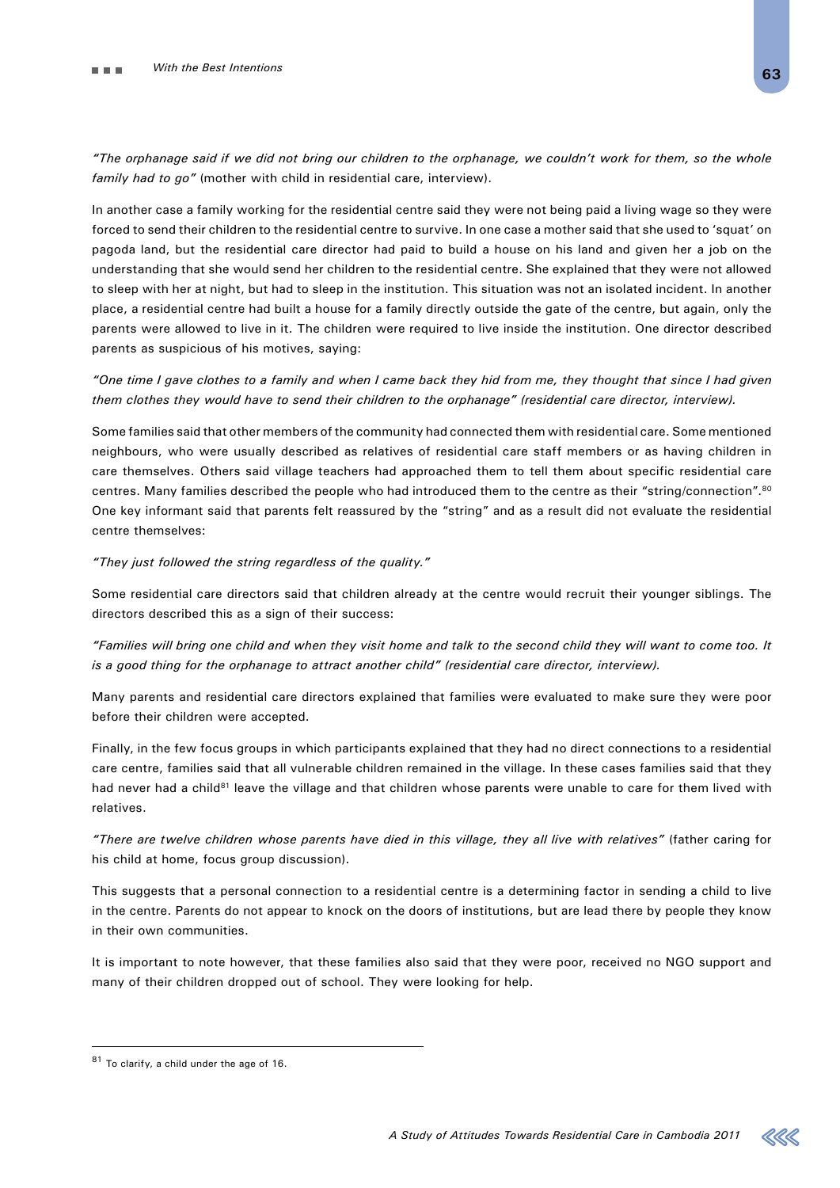*"The orphanage said if we did not bring our children to the orphanage, we couldn't work for them, so the whole family had to go"* (mother with child in residential care, interview).

In another case a family working for the residential centre said they were not being paid a living wage so they were forced to send their children to the residential centre to survive. In one case a mother said that she used to 'squat' on pagoda land, but the residential care director had paid to build a house on his land and given her a job on the understanding that she would send her children to the residential centre. She explained that they were not allowed to sleep with her at night, but had to sleep in the institution. This situation was not an isolated incident. In another place, a residential centre had built a house for a family directly outside the gate of the centre, but again, only the parents were allowed to live in it. The children were required to live inside the institution. One director described parents as suspicious of his motives, saying:

*"One time I gave clothes to a family and when I came back they hid from me, they thought that since I had given them clothes they would have to send their children to the orphanage" (residential care director, interview).*

Some families said that other members of the community had connected them with residential care. Some mentioned neighbours, who were usually described as relatives of residential care staff members or as having children in care themselves. Others said village teachers had approached them to tell them about specific residential care centres. Many families described the people who had introduced them to the centre as their "string/connection".[80] One key informant said that parents felt reassured by the "string" and as a result did not evaluate the residential centre themselves:

*"They just followed the string regardless of the quality."*

Some residential care directors said that children already at the centre would recruit their younger siblings. The directors described this as a sign of their success:

*"Families will bring one child and when they visit home and talk to the second child they will want to come too. It is a good thing for the orphanage to attract another child" (residential care director, interview).*

Many parents and residential care directors explained that families were evaluated to make sure they were poor before their children were accepted.

Finally, in the few focus groups in which participants explained that they had no direct connections to a residential care centre, families said that all vulnerable children remained in the village. In these cases families said that they had never had a child[81] leave the village and that children whose parents were unable to care for them lived with relatives.

*"There are twelve children whose parents have died in this village, they all live with relatives"* (father caring for his child at home, focus group discussion).

This suggests that a personal connection to a residential centre is a determining factor in sending a child to live in the centre. Parents do not appear to knock on the doors of institutions, but are lead there by people they know in their own communities.

It is important to note however, that these families also said that they were poor, received no NGO support and many of their children dropped out of school. They were looking for help.

---

[81] To clarify, a child under the age of 16.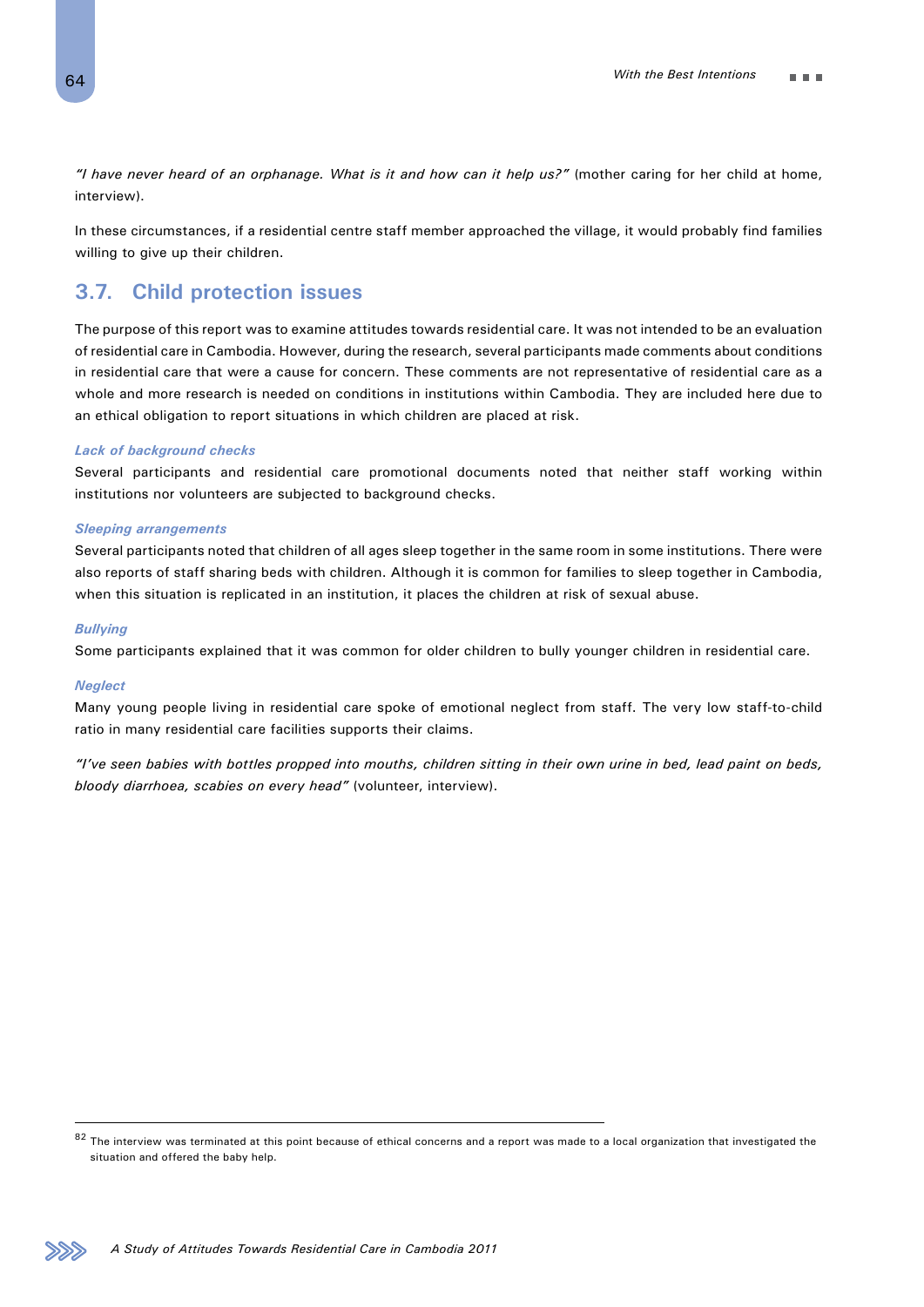*"I have never heard of an orphanage. What is it and how can it help us?"* (mother caring for her child at home, interview).

In these circumstances, if a residential centre staff member approached the village, it would probably find families willing to give up their children.

## 3.7. Child protection issues

The purpose of this report was to examine attitudes towards residential care. It was not intended to be an evaluation of residential care in Cambodia. However, during the research, several participants made comments about conditions in residential care that were a cause for concern. These comments are not representative of residential care as a whole and more research is needed on conditions in institutions within Cambodia. They are included here due to an ethical obligation to report situations in which children are placed at risk.

### *Lack of background checks*

Several participants and residential care promotional documents noted that neither staff working within institutions nor volunteers are subjected to background checks.

### *Sleeping arrangements*

Several participants noted that children of all ages sleep together in the same room in some institutions. There were also reports of staff sharing beds with children. Although it is common for families to sleep together in Cambodia, when this situation is replicated in an institution, it places the children at risk of sexual abuse.

### *Bullying*

Some participants explained that it was common for older children to bully younger children in residential care.

### *Neglect*

Many young people living in residential care spoke of emotional neglect from staff. The very low staff-to-child ratio in many residential care facilities supports their claims.

*"I've seen babies with bottles propped into mouths, children sitting in their own urine in bed, lead paint on beds, bloody diarrhoea, scabies on every head"* (volunteer, interview).

---

[82] The interview was terminated at this point because of ethical concerns and a report was made to a local organization that investigated the situation and offered the baby help.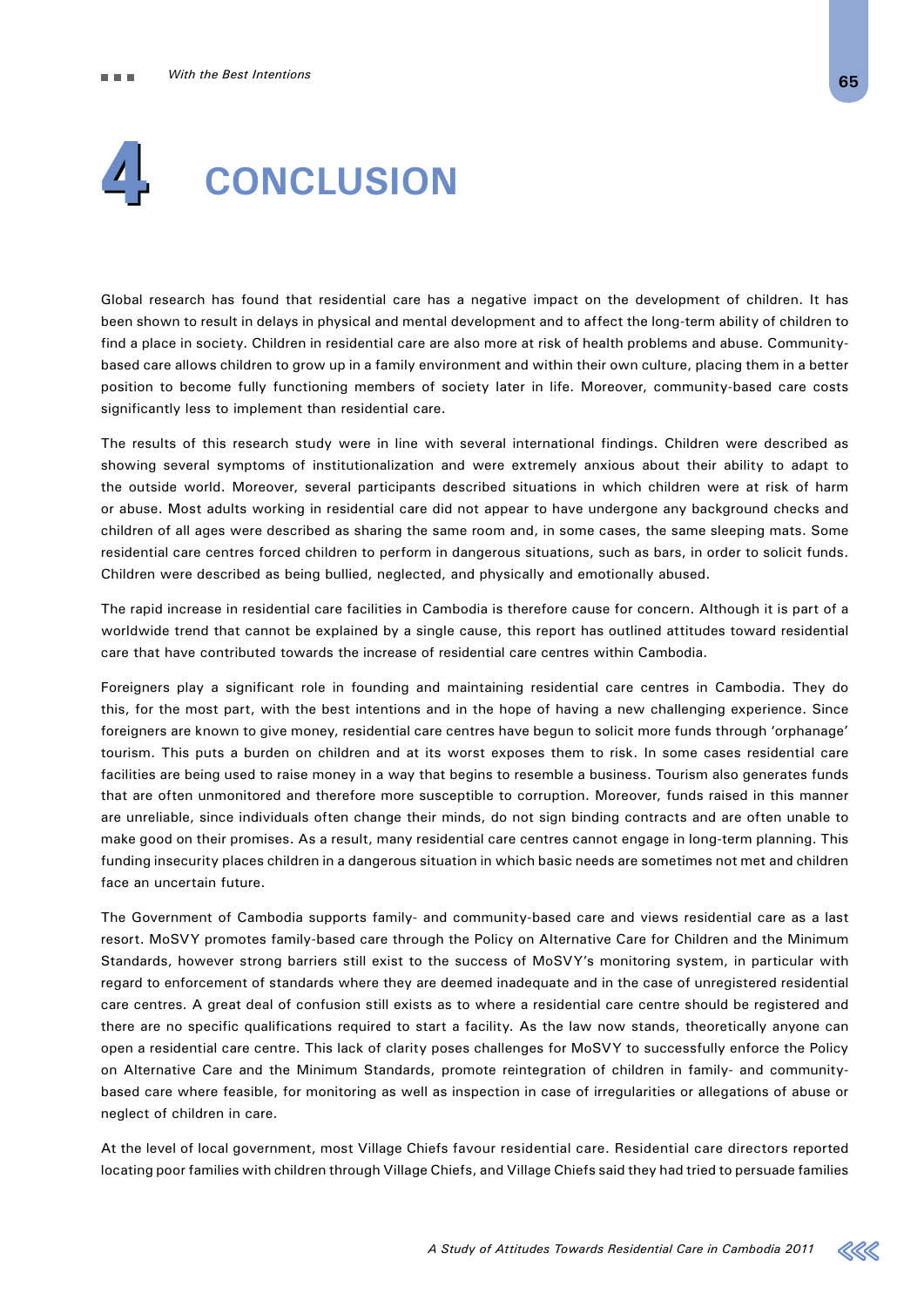# 4 CONCLUSION

Global research has found that residential care has a negative impact on the development of children. It has been shown to result in delays in physical and mental development and to affect the long-term ability of children to find a place in society. Children in residential care are also more at risk of health problems and abuse. Community-based care allows children to grow up in a family environment and within their own culture, placing them in a better position to become fully functioning members of society later in life. Moreover, community-based care costs significantly less to implement than residential care.

The results of this research study were in line with several international findings. Children were described as showing several symptoms of institutionalization and were extremely anxious about their ability to adapt to the outside world. Moreover, several participants described situations in which children were at risk of harm or abuse. Most adults working in residential care did not appear to have undergone any background checks and children of all ages were described as sharing the same room and, in some cases, the same sleeping mats. Some residential care centres forced children to perform in dangerous situations, such as bars, in order to solicit funds. Children were described as being bullied, neglected, and physically and emotionally abused.

The rapid increase in residential care facilities in Cambodia is therefore cause for concern. Although it is part of a worldwide trend that cannot be explained by a single cause, this report has outlined attitudes toward residential care that have contributed towards the increase of residential care centres within Cambodia.

Foreigners play a significant role in founding and maintaining residential care centres in Cambodia. They do this, for the most part, with the best intentions and in the hope of having a new challenging experience. Since foreigners are known to give money, residential care centres have begun to solicit more funds through 'orphanage' tourism. This puts a burden on children and at its worst exposes them to risk. In some cases residential care facilities are being used to raise money in a way that begins to resemble a business. Tourism also generates funds that are often unmonitored and therefore more susceptible to corruption. Moreover, funds raised in this manner are unreliable, since individuals often change their minds, do not sign binding contracts and are often unable to make good on their promises. As a result, many residential care centres cannot engage in long-term planning. This funding insecurity places children in a dangerous situation in which basic needs are sometimes not met and children face an uncertain future.

The Government of Cambodia supports family- and community-based care and views residential care as a last resort. MoSVY promotes family-based care through the Policy on Alternative Care for Children and the Minimum Standards, however strong barriers still exist to the success of MoSVY's monitoring system, in particular with regard to enforcement of standards where they are deemed inadequate and in the case of unregistered residential care centres. A great deal of confusion still exists as to where a residential care centre should be registered and there are no specific qualifications required to start a facility. As the law now stands, theoretically anyone can open a residential care centre. This lack of clarity poses challenges for MoSVY to successfully enforce the Policy on Alternative Care and the Minimum Standards, promote reintegration of children in family- and community-based care where feasible, for monitoring as well as inspection in case of irregularities or allegations of abuse or neglect of children in care.

At the level of local government, most Village Chiefs favour residential care. Residential care directors reported locating poor families with children through Village Chiefs, and Village Chiefs said they had tried to persuade families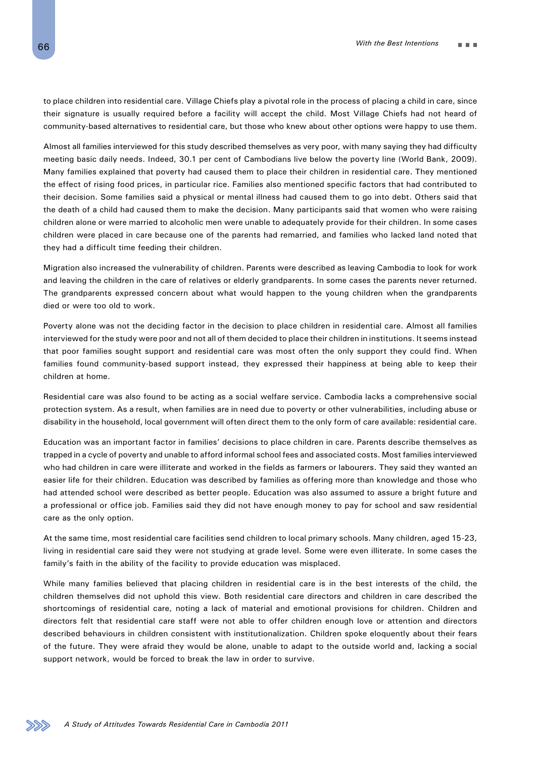to place children into residential care. Village Chiefs play a pivotal role in the process of placing a child in care, since their signature is usually required before a facility will accept the child. Most Village Chiefs had not heard of community-based alternatives to residential care, but those who knew about other options were happy to use them.

Almost all families interviewed for this study described themselves as very poor, with many saying they had difficulty meeting basic daily needs. Indeed, 30.1 per cent of Cambodians live below the poverty line (World Bank, 2009). Many families explained that poverty had caused them to place their children in residential care. They mentioned the effect of rising food prices, in particular rice. Families also mentioned specific factors that had contributed to their decision. Some families said a physical or mental illness had caused them to go into debt. Others said that the death of a child had caused them to make the decision. Many participants said that women who were raising children alone or were married to alcoholic men were unable to adequately provide for their children. In some cases children were placed in care because one of the parents had remarried, and families who lacked land noted that they had a difficult time feeding their children.

Migration also increased the vulnerability of children. Parents were described as leaving Cambodia to look for work and leaving the children in the care of relatives or elderly grandparents. In some cases the parents never returned. The grandparents expressed concern about what would happen to the young children when the grandparents died or were too old to work.

Poverty alone was not the deciding factor in the decision to place children in residential care. Almost all families interviewed for the study were poor and not all of them decided to place their children in institutions. It seems instead that poor families sought support and residential care was most often the only support they could find. When families found community-based support instead, they expressed their happiness at being able to keep their children at home.

Residential care was also found to be acting as a social welfare service. Cambodia lacks a comprehensive social protection system. As a result, when families are in need due to poverty or other vulnerabilities, including abuse or disability in the household, local government will often direct them to the only form of care available: residential care.

Education was an important factor in families' decisions to place children in care. Parents describe themselves as trapped in a cycle of poverty and unable to afford informal school fees and associated costs. Most families interviewed who had children in care were illiterate and worked in the fields as farmers or labourers. They said they wanted an easier life for their children. Education was described by families as offering more than knowledge and those who had attended school were described as better people. Education was also assumed to assure a bright future and a professional or office job. Families said they did not have enough money to pay for school and saw residential care as the only option.

At the same time, most residential care facilities send children to local primary schools. Many children, aged 15-23, living in residential care said they were not studying at grade level. Some were even illiterate. In some cases the family's faith in the ability of the facility to provide education was misplaced.

While many families believed that placing children in residential care is in the best interests of the child, the children themselves did not uphold this view. Both residential care directors and children in care described the shortcomings of residential care, noting a lack of material and emotional provisions for children. Children and directors felt that residential care staff were not able to offer children enough love or attention and directors described behaviours in children consistent with institutionalization. Children spoke eloquently about their fears of the future. They were afraid they would be alone, unable to adapt to the outside world and, lacking a social support network, would be forced to break the law in order to survive.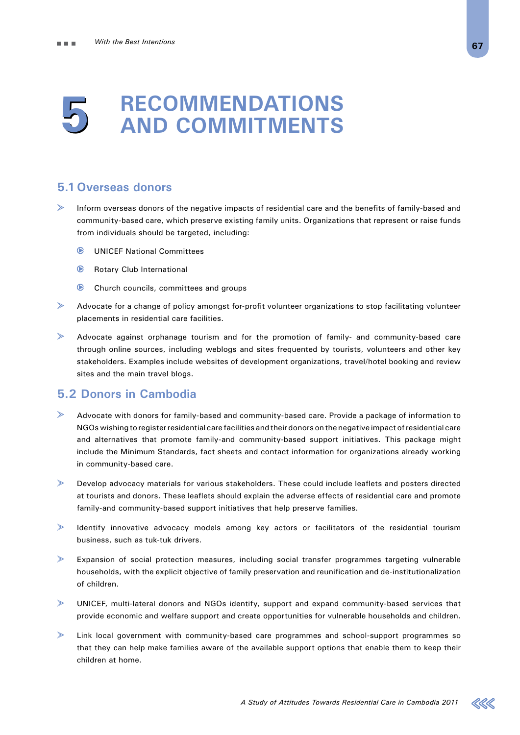# 5 RECOMMENDATIONS AND COMMITMENTS

## 5.1 Overseas donors

- Inform overseas donors of the negative impacts of residential care and the benefits of family-based and community-based care, which preserve existing family units. Organizations that represent or raise funds from individuals should be targeted, including:
  - UNICEF National Committees
  - Rotary Club International
  - Church councils, committees and groups
- Advocate for a change of policy amongst for-profit volunteer organizations to stop facilitating volunteer placements in residential care facilities.
- Advocate against orphanage tourism and for the promotion of family- and community-based care through online sources, including weblogs and sites frequented by tourists, volunteers and other key stakeholders. Examples include websites of development organizations, travel/hotel booking and review sites and the main travel blogs.

## 5.2 Donors in Cambodia

- Advocate with donors for family-based and community-based care. Provide a package of information to NGOs wishing to register residential care facilities and their donors on the negative impact of residential care and alternatives that promote family-and community-based support initiatives. This package might include the Minimum Standards, fact sheets and contact information for organizations already working in community-based care.
- Develop advocacy materials for various stakeholders. These could include leaflets and posters directed at tourists and donors. These leaflets should explain the adverse effects of residential care and promote family-and community-based support initiatives that help preserve families.
- Identify innovative advocacy models among key actors or facilitators of the residential tourism business, such as tuk-tuk drivers.
- Expansion of social protection measures, including social transfer programmes targeting vulnerable households, with the explicit objective of family preservation and reunification and de-institutionalization of children.
- UNICEF, multi-lateral donors and NGOs identify, support and expand community-based services that provide economic and welfare support and create opportunities for vulnerable households and children.
- Link local government with community-based care programmes and school-support programmes so that they can help make families aware of the available support options that enable them to keep their children at home.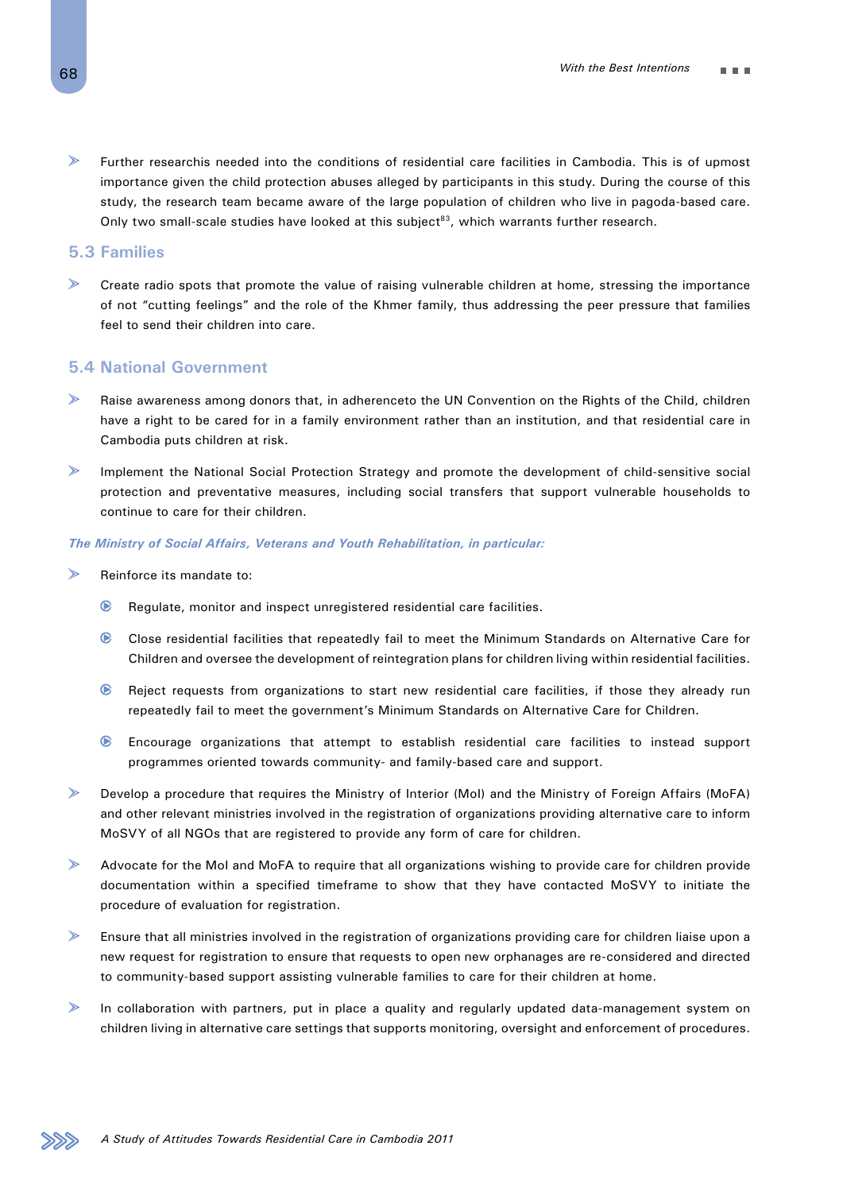- Further researchis needed into the conditions of residential care facilities in Cambodia. This is of upmost importance given the child protection abuses alleged by participants in this study. During the course of this study, the research team became aware of the large population of children who live in pagoda-based care. Only two small-scale studies have looked at this subject[83], which warrants further research.

## 5.3 Families

- Create radio spots that promote the value of raising vulnerable children at home, stressing the importance of not "cutting feelings" and the role of the Khmer family, thus addressing the peer pressure that families feel to send their children into care.

## 5.4 National Government

- Raise awareness among donors that, in adherenceto the UN Convention on the Rights of the Child, children have a right to be cared for in a family environment rather than an institution, and that residential care in Cambodia puts children at risk.
- Implement the National Social Protection Strategy and promote the development of child-sensitive social protection and preventative measures, including social transfers that support vulnerable households to continue to care for their children.

*The Ministry of Social Affairs, Veterans and Youth Rehabilitation, in particular:*

- Reinforce its mandate to:
  - Regulate, monitor and inspect unregistered residential care facilities.
  - Close residential facilities that repeatedly fail to meet the Minimum Standards on Alternative Care for Children and oversee the development of reintegration plans for children living within residential facilities.
  - Reject requests from organizations to start new residential care facilities, if those they already run repeatedly fail to meet the government's Minimum Standards on Alternative Care for Children.
  - Encourage organizations that attempt to establish residential care facilities to instead support programmes oriented towards community- and family-based care and support.
- Develop a procedure that requires the Ministry of Interior (MoI) and the Ministry of Foreign Affairs (MoFA) and other relevant ministries involved in the registration of organizations providing alternative care to inform MoSVY of all NGOs that are registered to provide any form of care for children.
- Advocate for the MoI and MoFA to require that all organizations wishing to provide care for children provide documentation within a specified timeframe to show that they have contacted MoSVY to initiate the procedure of evaluation for registration.
- Ensure that all ministries involved in the registration of organizations providing care for children liaise upon a new request for registration to ensure that requests to open new orphanages are re-considered and directed to community-based support assisting vulnerable families to care for their children at home.
- In collaboration with partners, put in place a quality and regularly updated data-management system on children living in alternative care settings that supports monitoring, oversight and enforcement of procedures.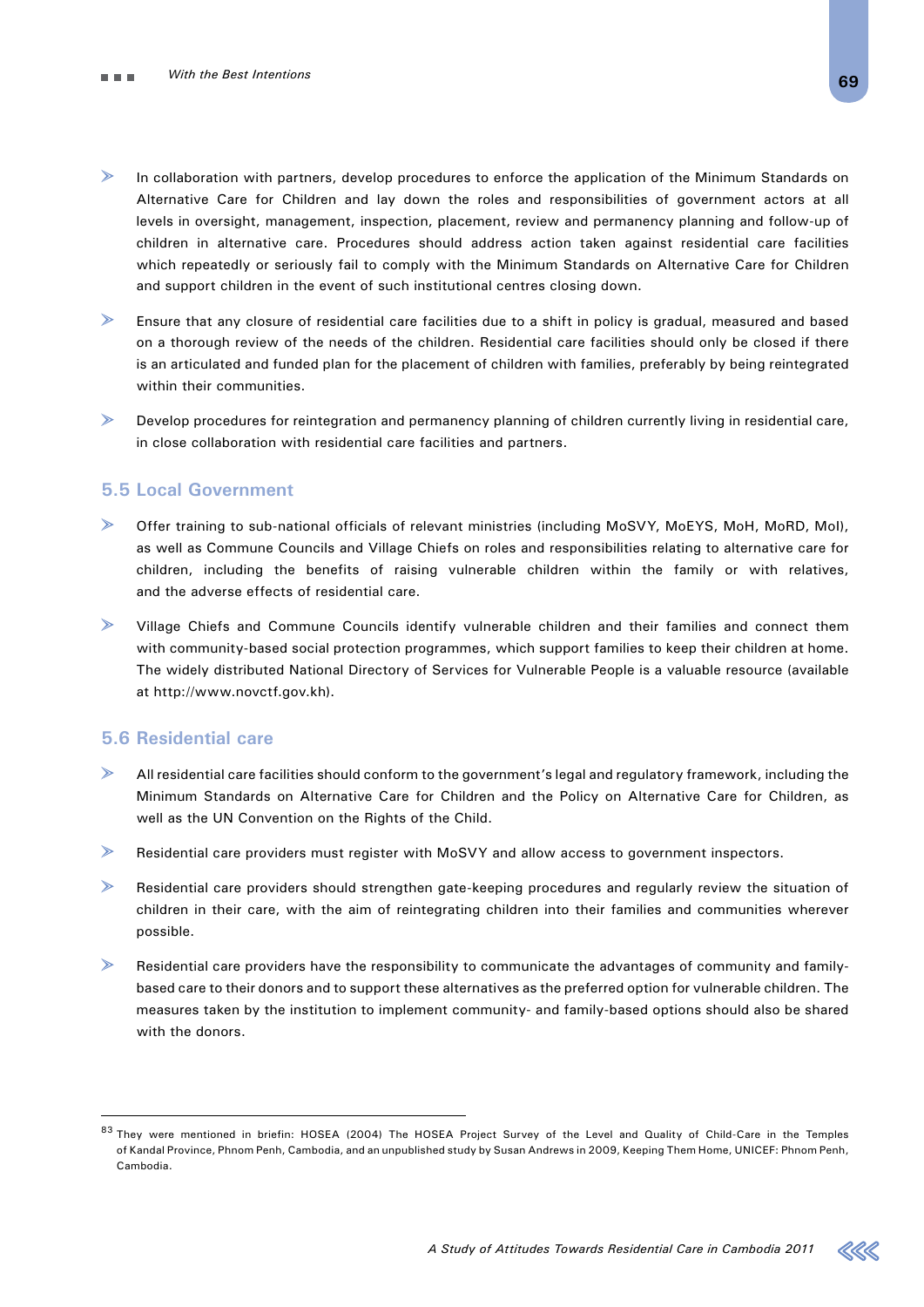- In collaboration with partners, develop procedures to enforce the application of the Minimum Standards on Alternative Care for Children and lay down the roles and responsibilities of government actors at all levels in oversight, management, inspection, placement, review and permanency planning and follow-up of children in alternative care. Procedures should address action taken against residential care facilities which repeatedly or seriously fail to comply with the Minimum Standards on Alternative Care for Children and support children in the event of such institutional centres closing down.

- Ensure that any closure of residential care facilities due to a shift in policy is gradual, measured and based on a thorough review of the needs of the children. Residential care facilities should only be closed if there is an articulated and funded plan for the placement of children with families, preferably by being reintegrated within their communities.

- Develop procedures for reintegration and permanency planning of children currently living in residential care, in close collaboration with residential care facilities and partners.

## 5.5 Local Government

- Offer training to sub-national officials of relevant ministries (including MoSVY, MoEYS, MoH, MoRD, MoI), as well as Commune Councils and Village Chiefs on roles and responsibilities relating to alternative care for children, including the benefits of raising vulnerable children within the family or with relatives, and the adverse effects of residential care.

- Village Chiefs and Commune Councils identify vulnerable children and their families and connect them with community-based social protection programmes, which support families to keep their children at home. The widely distributed National Directory of Services for Vulnerable People is a valuable resource (available at http://www.novctf.gov.kh).

## 5.6 Residential care

- All residential care facilities should conform to the government's legal and regulatory framework, including the Minimum Standards on Alternative Care for Children and the Policy on Alternative Care for Children, as well as the UN Convention on the Rights of the Child.

- Residential care providers must register with MoSVY and allow access to government inspectors.

- Residential care providers should strengthen gate-keeping procedures and regularly review the situation of children in their care, with the aim of reintegrating children into their families and communities wherever possible.

- Residential care providers have the responsibility to communicate the advantages of community and family-based care to their donors and to support these alternatives as the preferred option for vulnerable children. The measures taken by the institution to implement community- and family-based options should also be shared with the donors.

---

[83] They were mentioned in briefin: HOSEA (2004) The HOSEA Project Survey of the Level and Quality of Child-Care in the Temples of Kandal Province, Phnom Penh, Cambodia, and an unpublished study by Susan Andrews in 2009, Keeping Them Home, UNICEF: Phnom Penh, Cambodia.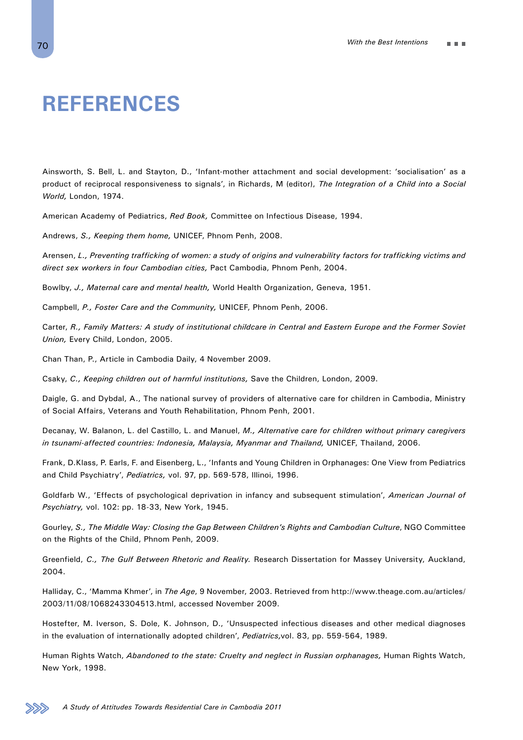# REFERENCES

Ainsworth, S. Bell, L. and Stayton, D., 'Infant-mother attachment and social development: 'socialisation' as a product of reciprocal responsiveness to signals', in Richards, M (editor), *The Integration of a Child into a Social World,* London, 1974.

American Academy of Pediatrics, *Red Book,* Committee on Infectious Disease, 1994.

Andrews, *S., Keeping them home,* UNICEF, Phnom Penh, 2008.

Arensen, *L., Preventing trafficking of women: a study of origins and vulnerability factors for trafficking victims and direct sex workers in four Cambodian cities,* Pact Cambodia, Phnom Penh, 2004.

Bowlby, *J., Maternal care and mental health,* World Health Organization, Geneva, 1951.

Campbell, *P., Foster Care and the Community,* UNICEF, Phnom Penh, 2006.

Carter, *R., Family Matters: A study of institutional childcare in Central and Eastern Europe and the Former Soviet Union,* Every Child, London, 2005.

Chan Than, P., Article in Cambodia Daily, 4 November 2009.

Csaky, *C., Keeping children out of harmful institutions,* Save the Children, London, 2009.

Daigle, G. and Dybdal, A., The national survey of providers of alternative care for children in Cambodia, Ministry of Social Affairs, Veterans and Youth Rehabilitation, Phnom Penh, 2001.

Decanay, W. Balanon, L. del Castillo, L. and Manuel, *M., Alternative care for children without primary caregivers in tsunami-affected countries: Indonesia, Malaysia, Myanmar and Thailand,* UNICEF, Thailand, 2006.

Frank, D.Klass, P. Earls, F. and Eisenberg, L., 'Infants and Young Children in Orphanages: One View from Pediatrics and Child Psychiatry', *Pediatrics,* vol. 97, pp. 569-578, Illinoi, 1996.

Goldfarb W., 'Effects of psychological deprivation in infancy and subsequent stimulation', *American Journal of Psychiatry,* vol. 102: pp. 18-33, New York, 1945.

Gourley, *S., The Middle Way: Closing the Gap Between Children's Rights and Cambodian Culture*, NGO Committee on the Rights of the Child, Phnom Penh, 2009.

Greenfield, *C., The Gulf Between Rhetoric and Reality.* Research Dissertation for Massey University, Auckland, 2004.

Halliday, C., 'Mamma Khmer', in *The Age*, 9 November, 2003. Retrieved from http://www.theage.com.au/articles/2003/11/08/1068243304513.html, accessed November 2009.

Hostefter, M. Iverson, S. Dole, K. Johnson, D., 'Unsuspected infectious diseases and other medical diagnoses in the evaluation of internationally adopted children', *Pediatrics,*vol. 83, pp. 559-564, 1989.

Human Rights Watch, *Abandoned to the state: Cruelty and neglect in Russian orphanages,* Human Rights Watch, New York, 1998.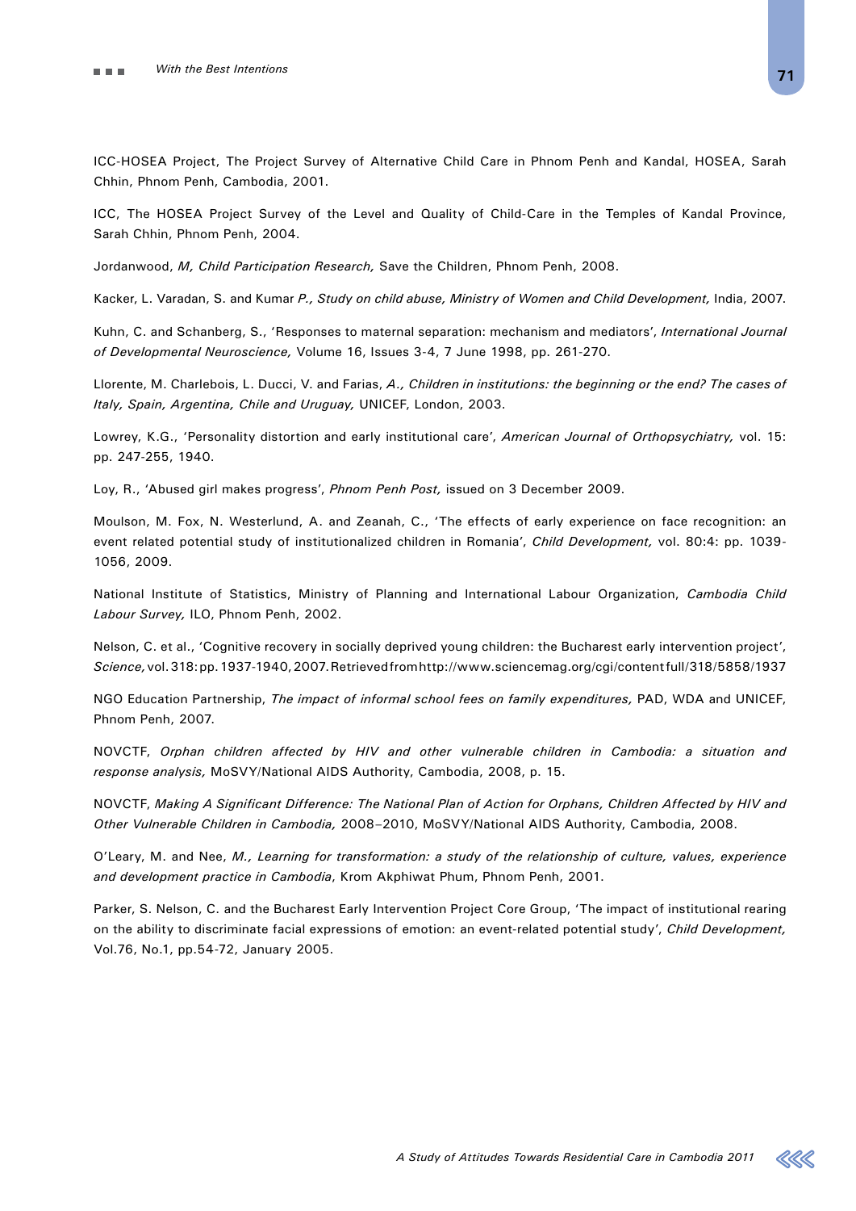ICC-HOSEA Project, The Project Survey of Alternative Child Care in Phnom Penh and Kandal, HOSEA, Sarah Chhin, Phnom Penh, Cambodia, 2001.

ICC, The HOSEA Project Survey of the Level and Quality of Child-Care in the Temples of Kandal Province, Sarah Chhin, Phnom Penh, 2004.

Jordanwood, *M, Child Participation Research,* Save the Children, Phnom Penh, 2008.

Kacker, L. Varadan, S. and Kumar *P., Study on child abuse, Ministry of Women and Child Development,* India, 2007.

Kuhn, C. and Schanberg, S., 'Responses to maternal separation: mechanism and mediators', *International Journal of Developmental Neuroscience,* Volume 16, Issues 3-4, 7 June 1998, pp. 261-270.

Llorente, M. Charlebois, L. Ducci, V. and Farias, *A., Children in institutions: the beginning or the end? The cases of Italy, Spain, Argentina, Chile and Uruguay,* UNICEF, London, 2003.

Lowrey, K.G., 'Personality distortion and early institutional care', *American Journal of Orthopsychiatry,* vol. 15: pp. 247-255, 1940.

Loy, R., 'Abused girl makes progress', *Phnom Penh Post,* issued on 3 December 2009.

Moulson, M. Fox, N. Westerlund, A. and Zeanah, C., 'The effects of early experience on face recognition: an event related potential study of institutionalized children in Romania', *Child Development,* vol. 80:4: pp. 1039-1056, 2009.

National Institute of Statistics, Ministry of Planning and International Labour Organization, *Cambodia Child Labour Survey,* ILO, Phnom Penh, 2002.

Nelson, C. et al., 'Cognitive recovery in socially deprived young children: the Bucharest early intervention project', *Science,* vol. 318: pp. 1937-1940, 2007. Retrieved from http://www.sciencemag.org/cgi/content full/318/5858/1937

NGO Education Partnership, *The impact of informal school fees on family expenditures,* PAD, WDA and UNICEF, Phnom Penh, 2007.

NOVCTF, *Orphan children affected by HIV and other vulnerable children in Cambodia: a situation and response analysis,* MoSVY/National AIDS Authority, Cambodia, 2008, p. 15.

NOVCTF, *Making A Significant Difference: The National Plan of Action for Orphans, Children Affected by HIV and Other Vulnerable Children in Cambodia,* 2008–2010, MoSVY/National AIDS Authority, Cambodia, 2008.

O'Leary, M. and Nee, *M., Learning for transformation: a study of the relationship of culture, values, experience and development practice in Cambodia*, Krom Akphiwat Phum, Phnom Penh, 2001.

Parker, S. Nelson, C. and the Bucharest Early Intervention Project Core Group, 'The impact of institutional rearing on the ability to discriminate facial expressions of emotion: an event-related potential study', *Child Development,* Vol.76, No.1, pp.54-72, January 2005.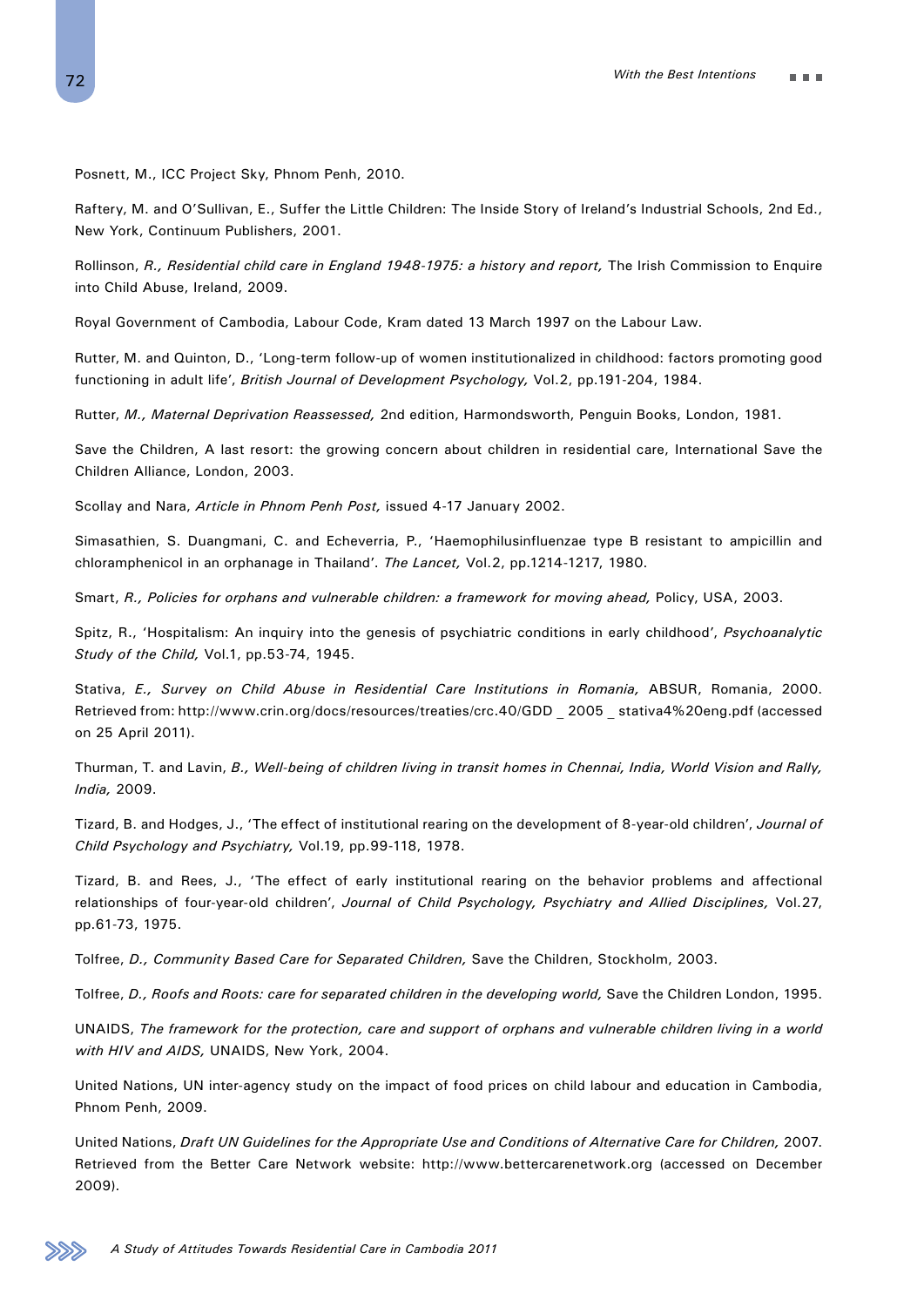Posnett, M., ICC Project Sky, Phnom Penh, 2010.

Raftery, M. and O'Sullivan, E., Suffer the Little Children: The Inside Story of Ireland's Industrial Schools, 2nd Ed., New York, Continuum Publishers, 2001.

Rollinson, *R., Residential child care in England 1948-1975: a history and report,* The Irish Commission to Enquire into Child Abuse, Ireland, 2009.

Royal Government of Cambodia, Labour Code, Kram dated 13 March 1997 on the Labour Law.

Rutter, M. and Quinton, D., 'Long-term follow-up of women institutionalized in childhood: factors promoting good functioning in adult life', *British Journal of Development Psychology,* Vol.2, pp.191-204, 1984.

Rutter, *M., Maternal Deprivation Reassessed,* 2nd edition, Harmondsworth, Penguin Books, London, 1981.

Save the Children, A last resort: the growing concern about children in residential care, International Save the Children Alliance, London, 2003.

Scollay and Nara, *Article in Phnom Penh Post,* issued 4-17 January 2002.

Simasathien, S. Duangmani, C. and Echeverria, P., 'Haemophilusinfluenzae type B resistant to ampicillin and chloramphenicol in an orphanage in Thailand'. *The Lancet,* Vol.2, pp.1214-1217, 1980.

Smart, *R., Policies for orphans and vulnerable children: a framework for moving ahead,* Policy, USA, 2003.

Spitz, R., 'Hospitalism: An inquiry into the genesis of psychiatric conditions in early childhood', *Psychoanalytic Study of the Child,* Vol.1, pp.53-74, 1945.

Stativa, *E., Survey on Child Abuse in Residential Care Institutions in Romania,* ABSUR, Romania, 2000. Retrieved from: http://www.crin.org/docs/resources/treaties/crc.40/GDD _ 2005 _ stativa4%20eng.pdf (accessed on 25 April 2011).

Thurman, T. and Lavin, *B., Well-being of children living in transit homes in Chennai, India, World Vision and Rally, India,* 2009.

Tizard, B. and Hodges, J., 'The effect of institutional rearing on the development of 8-year-old children', *Journal of Child Psychology and Psychiatry,* Vol.19, pp.99-118, 1978.

Tizard, B. and Rees, J., 'The effect of early institutional rearing on the behavior problems and affectional relationships of four-year-old children', *Journal of Child Psychology, Psychiatry and Allied Disciplines,* Vol.27, pp.61-73, 1975.

Tolfree, *D., Community Based Care for Separated Children,* Save the Children, Stockholm, 2003.

Tolfree, *D., Roofs and Roots: care for separated children in the developing world,* Save the Children London, 1995.

UNAIDS, *The framework for the protection, care and support of orphans and vulnerable children living in a world with HIV and AIDS,* UNAIDS, New York, 2004.

United Nations, UN inter-agency study on the impact of food prices on child labour and education in Cambodia, Phnom Penh, 2009.

United Nations, *Draft UN Guidelines for the Appropriate Use and Conditions of Alternative Care for Children,* 2007. Retrieved from the Better Care Network website: http://www.bettercarenetwork.org (accessed on December 2009).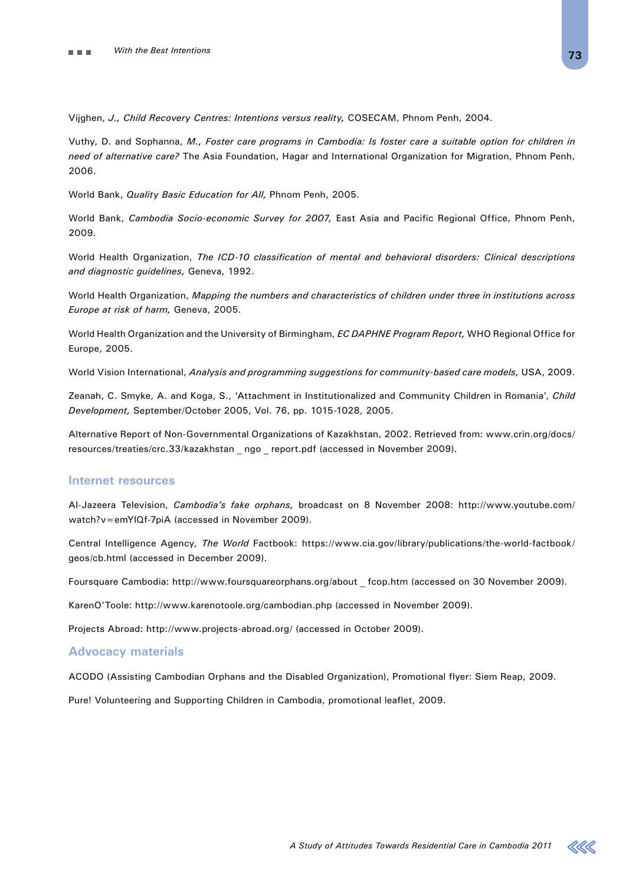Vijghen, *J., Child Recovery Centres: Intentions versus reality,* COSECAM, Phnom Penh, 2004.

Vuthy, D. and Sophanna, *M., Foster care programs in Cambodia: Is foster care a suitable option for children in need of alternative care?* The Asia Foundation, Hagar and International Organization for Migration, Phnom Penh, 2006.

World Bank, *Quality Basic Education for All,* Phnom Penh, 2005.

World Bank, *Cambodia Socio-economic Survey for 2007,* East Asia and Pacific Regional Office, Phnom Penh, 2009.

World Health Organization, *The ICD-10 classification of mental and behavioral disorders: Clinical descriptions and diagnostic guidelines,* Geneva, 1992.

World Health Organization, *Mapping the numbers and characteristics of children under three in institutions across Europe at risk of harm,* Geneva, 2005.

World Health Organization and the University of Birmingham, *EC DAPHNE Program Report,* WHO Regional Office for Europe, 2005.

World Vision International, *Analysis and programming suggestions for community-based care models,* USA, 2009.

Zeanah, C. Smyke, A. and Koga, S., 'Attachment in Institutionalized and Community Children in Romania', *Child Development,* September/October 2005, Vol. 76, pp. 1015-1028, 2005.

Alternative Report of Non-Governmental Organizations of Kazakhstan, 2002. Retrieved from: www.crin.org/docs/resources/treaties/crc.33/kazakhstan _ ngo _ report.pdf (accessed in November 2009).

## Internet resources

Al-Jazeera Television, *Cambodia's fake orphans,* broadcast on 8 November 2008: http://www.youtube.com/watch?v=emYlQf-7piA (accessed in November 2009).

Central Intelligence Agency, *The World* Factbook: https://www.cia.gov/library/publications/the-world-factbook/geos/cb.html (accessed in December 2009).

Foursquare Cambodia: http://www.foursquareorphans.org/about _ fcop.htm (accessed on 30 November 2009).

KarenO'Toole: http://www.karenotoole.org/cambodian.php (accessed in November 2009).

Projects Abroad: http://www.projects-abroad.org/ (accessed in October 2009).

## Advocacy materials

ACODO (Assisting Cambodian Orphans and the Disabled Organization), Promotional flyer: Siem Reap, 2009.

Pure! Volunteering and Supporting Children in Cambodia, promotional leaflet, 2009.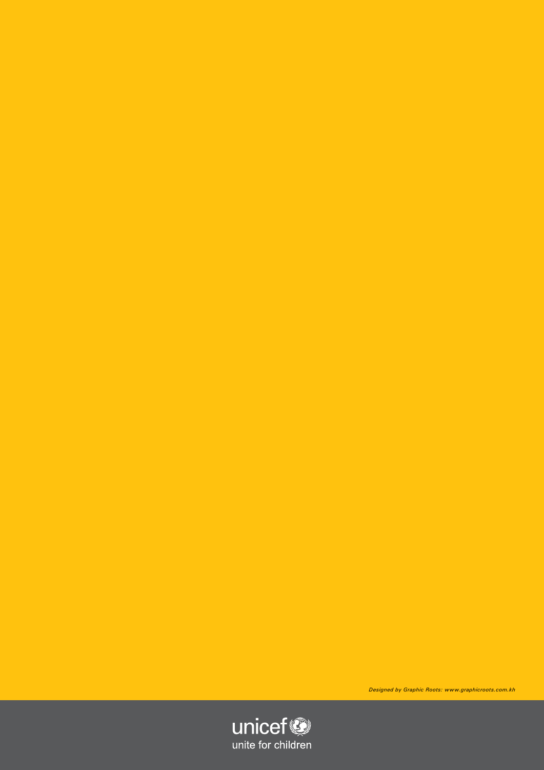*Designed by Graphic Roots: www.graphicroots.com.kh*

unicef

unite for children